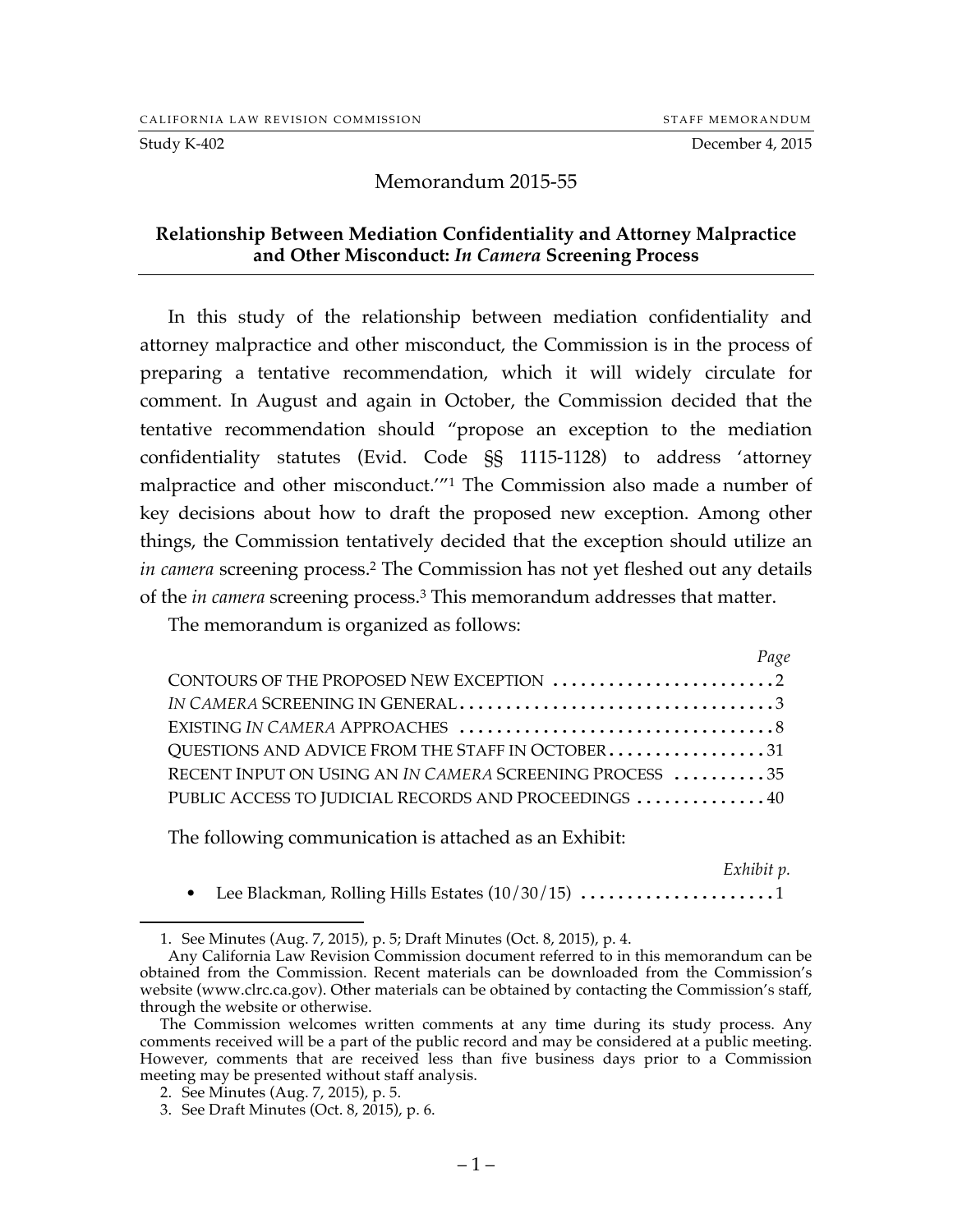CALIFORNIA LAW REVISION COMMISSION — STAFF MEMORANDUM

Study K-402 — December 4, 2015

# Memorandum 2015-55

## Relationship Between Mediation Confidentiality and Attorney Malpractice and Other Misconduct: *In Camera* Screening Process

In this study of the relationship between mediation confidentiality and attorney malpractice and other misconduct, the Commission is in the process of preparing a tentative recommendation, which it will widely circulate for comment. In August and again in October, the Commission decided that the tentative recommendation should "propose an exception to the mediation confidentiality statutes (Evid. Code §§ 1115-1128) to address 'attorney malpractice and other misconduct.'"[1] The Commission also made a number of key decisions about how to draft the proposed new exception. Among other things, the Commission tentatively decided that the exception should utilize an *in camera* screening process.[2] The Commission has not yet fleshed out any details of the *in camera* screening process.[3] This memorandum addresses that matter.

The memorandum is organized as follows:

| | Page |
|---|---|
| CONTOURS OF THE PROPOSED NEW EXCEPTION | 2 |
| *IN CAMERA* SCREENING IN GENERAL | 3 |
| EXISTING *IN CAMERA* APPROACHES | 8 |
| QUESTIONS AND ADVICE FROM THE STAFF IN OCTOBER | 31 |
| RECENT INPUT ON USING AN *IN CAMERA* SCREENING PROCESS | 35 |
| PUBLIC ACCESS TO JUDICIAL RECORDS AND PROCEEDINGS | 40 |

The following communication is attached as an Exhibit:

| | *Exhibit p.* |
|---|---|
| • Lee Blackman, Rolling Hills Estates (10/30/15) | 1 |

---

1. See Minutes (Aug. 7, 2015), p. 5; Draft Minutes (Oct. 8, 2015), p. 4.

Any California Law Revision Commission document referred to in this memorandum can be obtained from the Commission. Recent materials can be downloaded from the Commission's website (www.clrc.ca.gov). Other materials can be obtained by contacting the Commission's staff, through the website or otherwise.

The Commission welcomes written comments at any time during its study process. Any comments received will be a part of the public record and may be considered at a public meeting. However, comments that are received less than five business days prior to a Commission meeting may be presented without staff analysis.

2. See Minutes (Aug. 7, 2015), p. 5.

3. See Draft Minutes (Oct. 8, 2015), p. 6.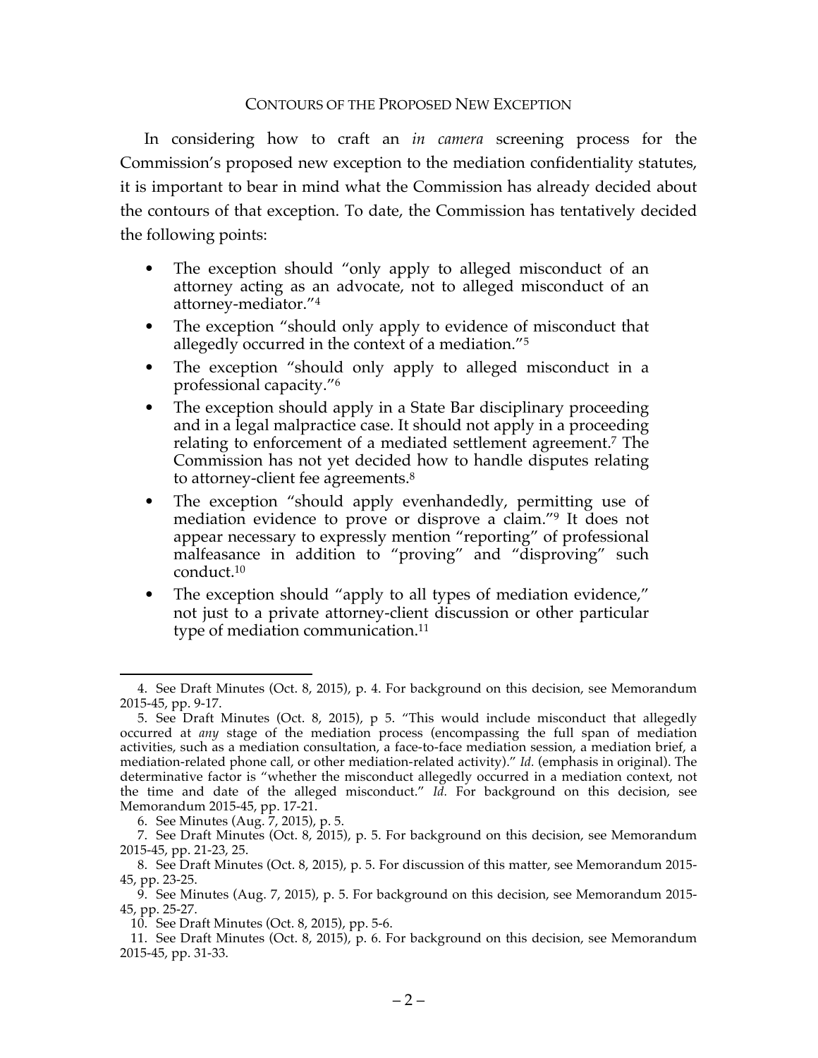## CONTOURS OF THE PROPOSED NEW EXCEPTION

In considering how to craft an *in camera* screening process for the Commission's proposed new exception to the mediation confidentiality statutes, it is important to bear in mind what the Commission has already decided about the contours of that exception. To date, the Commission has tentatively decided the following points:

- The exception should "only apply to alleged misconduct of an attorney acting as an advocate, not to alleged misconduct of an attorney-mediator."[4]
- The exception "should only apply to evidence of misconduct that allegedly occurred in the context of a mediation."[5]
- The exception "should only apply to alleged misconduct in a professional capacity."[6]
- The exception should apply in a State Bar disciplinary proceeding and in a legal malpractice case. It should not apply in a proceeding relating to enforcement of a mediated settlement agreement.[7] The Commission has not yet decided how to handle disputes relating to attorney-client fee agreements.[8]
- The exception "should apply evenhandedly, permitting use of mediation evidence to prove or disprove a claim."[9] It does not appear necessary to expressly mention "reporting" of professional malfeasance in addition to "proving" and "disproving" such conduct.[10]
- The exception should "apply to all types of mediation evidence," not just to a private attorney-client discussion or other particular type of mediation communication.[11]

---

4. See Draft Minutes (Oct. 8, 2015), p. 4. For background on this decision, see Memorandum 2015-45, pp. 9-17.

5. See Draft Minutes (Oct. 8, 2015), p 5. "This would include misconduct that allegedly occurred at *any* stage of the mediation process (encompassing the full span of mediation activities, such as a mediation consultation, a face-to-face mediation session, a mediation brief, a mediation-related phone call, or other mediation-related activity)." *Id.* (emphasis in original). The determinative factor is "whether the misconduct allegedly occurred in a mediation context, not the time and date of the alleged misconduct." *Id.* For background on this decision, see Memorandum 2015-45, pp. 17-21.

6. See Minutes (Aug. 7, 2015), p. 5.

7. See Draft Minutes (Oct. 8, 2015), p. 5. For background on this decision, see Memorandum 2015-45, pp. 21-23, 25.

8. See Draft Minutes (Oct. 8, 2015), p. 5. For discussion of this matter, see Memorandum 2015-45, pp. 23-25.

9. See Minutes (Aug. 7, 2015), p. 5. For background on this decision, see Memorandum 2015-45, pp. 25-27.

10. See Draft Minutes (Oct. 8, 2015), pp. 5-6.

11. See Draft Minutes (Oct. 8, 2015), p. 6. For background on this decision, see Memorandum 2015-45, pp. 31-33.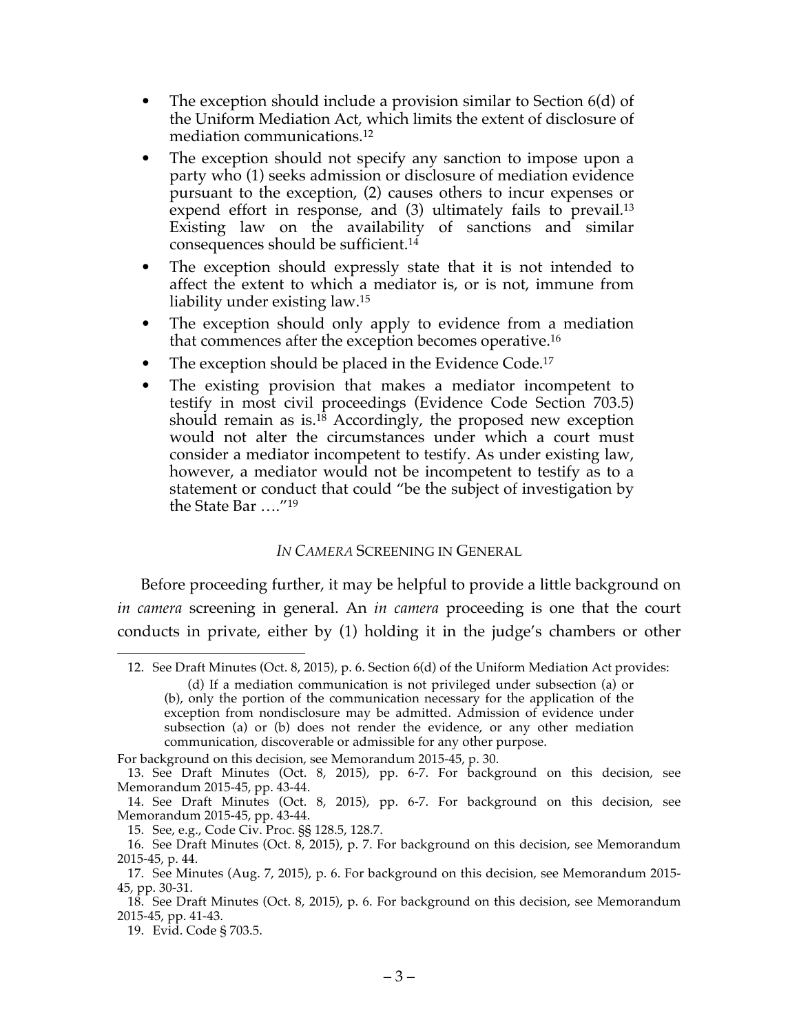- The exception should include a provision similar to Section 6(d) of the Uniform Mediation Act, which limits the extent of disclosure of mediation communications.[12]
- The exception should not specify any sanction to impose upon a party who (1) seeks admission or disclosure of mediation evidence pursuant to the exception, (2) causes others to incur expenses or expend effort in response, and (3) ultimately fails to prevail.[13] Existing law on the availability of sanctions and similar consequences should be sufficient.[14]
- The exception should expressly state that it is not intended to affect the extent to which a mediator is, or is not, immune from liability under existing law.[15]
- The exception should only apply to evidence from a mediation that commences after the exception becomes operative.[16]
- The exception should be placed in the Evidence Code.[17]
- The existing provision that makes a mediator incompetent to testify in most civil proceedings (Evidence Code Section 703.5) should remain as is.[18] Accordingly, the proposed new exception would not alter the circumstances under which a court must consider a mediator incompetent to testify. As under existing law, however, a mediator would not be incompetent to testify as to a statement or conduct that could "be the subject of investigation by the State Bar …."[19]

### *IN CAMERA* SCREENING IN GENERAL

Before proceeding further, it may be helpful to provide a little background on *in camera* screening in general. An *in camera* proceeding is one that the court conducts in private, either by (1) holding it in the judge's chambers or other

---

12. See Draft Minutes (Oct. 8, 2015), p. 6. Section 6(d) of the Uniform Mediation Act provides:

> (d) If a mediation communication is not privileged under subsection (a) or (b), only the portion of the communication necessary for the application of the exception from nondisclosure may be admitted. Admission of evidence under subsection (a) or (b) does not render the evidence, or any other mediation communication, discoverable or admissible for any other purpose.

For background on this decision, see Memorandum 2015-45, p. 30.

13. See Draft Minutes (Oct. 8, 2015), pp. 6-7. For background on this decision, see Memorandum 2015-45, pp. 43-44.

14. See Draft Minutes (Oct. 8, 2015), pp. 6-7. For background on this decision, see Memorandum 2015-45, pp. 43-44.

15. See, e.g., Code Civ. Proc. §§ 128.5, 128.7.

16. See Draft Minutes (Oct. 8, 2015), p. 7. For background on this decision, see Memorandum 2015-45, p. 44.

17. See Minutes (Aug. 7, 2015), p. 6. For background on this decision, see Memorandum 2015-45, pp. 30-31.

18. See Draft Minutes (Oct. 8, 2015), p. 6. For background on this decision, see Memorandum 2015-45, pp. 41-43.

19. Evid. Code § 703.5.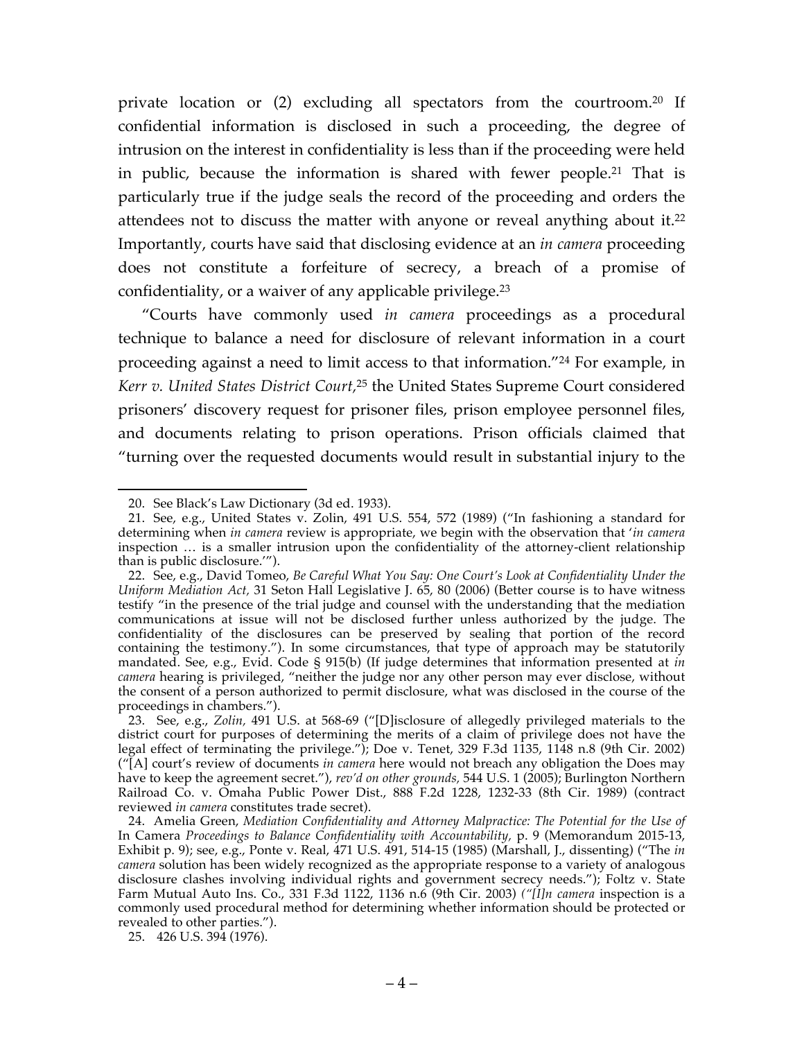private location or (2) excluding all spectators from the courtroom.[20] If confidential information is disclosed in such a proceeding, the degree of intrusion on the interest in confidentiality is less than if the proceeding were held in public, because the information is shared with fewer people.[21] That is particularly true if the judge seals the record of the proceeding and orders the attendees not to discuss the matter with anyone or reveal anything about it.[22] Importantly, courts have said that disclosing evidence at an *in camera* proceeding does not constitute a forfeiture of secrecy, a breach of a promise of confidentiality, or a waiver of any applicable privilege.[23]

"Courts have commonly used *in camera* proceedings as a procedural technique to balance a need for disclosure of relevant information in a court proceeding against a need to limit access to that information."[24] For example, in *Kerr v. United States District Court*,[25] the United States Supreme Court considered prisoners' discovery request for prisoner files, prison employee personnel files, and documents relating to prison operations. Prison officials claimed that "turning over the requested documents would result in substantial injury to the

---

20. See Black's Law Dictionary (3d ed. 1933).

21. See, e.g., United States v. Zolin, 491 U.S. 554, 572 (1989) ("In fashioning a standard for determining when *in camera* review is appropriate, we begin with the observation that '*in camera* inspection … is a smaller intrusion upon the confidentiality of the attorney-client relationship than is public disclosure.'").

22. See, e.g., David Tomeo, *Be Careful What You Say: One Court's Look at Confidentiality Under the Uniform Mediation Act*, 31 Seton Hall Legislative J. 65, 80 (2006) (Better course is to have witness testify "in the presence of the trial judge and counsel with the understanding that the mediation communications at issue will not be disclosed further unless authorized by the judge. The confidentiality of the disclosures can be preserved by sealing that portion of the record containing the testimony."). In some circumstances, that type of approach may be statutorily mandated. See, e.g., Evid. Code § 915(b) (If judge determines that information presented at *in camera* hearing is privileged, "neither the judge nor any other person may ever disclose, without the consent of a person authorized to permit disclosure, what was disclosed in the course of the proceedings in chambers.").

23. See, e.g., *Zolin*, 491 U.S. at 568-69 ("[D]isclosure of allegedly privileged materials to the district court for purposes of determining the merits of a claim of privilege does not have the legal effect of terminating the privilege."); Doe v. Tenet, 329 F.3d 1135, 1148 n.8 (9th Cir. 2002) ("[A] court's review of documents *in camera* here would not breach any obligation the Does may have to keep the agreement secret."), *rev'd on other grounds*, 544 U.S. 1 (2005); Burlington Northern Railroad Co. v. Omaha Public Power Dist., 888 F.2d 1228, 1232-33 (8th Cir. 1989) (contract reviewed *in camera* constitutes trade secret).

24. Amelia Green, *Mediation Confidentiality and Attorney Malpractice: The Potential for the Use of* In Camera *Proceedings to Balance Confidentiality with Accountability*, p. 9 (Memorandum 2015-13, Exhibit p. 9); see, e.g., Ponte v. Real, 471 U.S. 491, 514-15 (1985) (Marshall, J., dissenting) ("The *in camera* solution has been widely recognized as the appropriate response to a variety of analogous disclosure clashes involving individual rights and government secrecy needs."); Foltz v. State Farm Mutual Auto Ins. Co., 331 F.3d 1122, 1136 n.6 (9th Cir. 2003) *("[I]n camera* inspection is a commonly used procedural method for determining whether information should be protected or revealed to other parties.").

25. 426 U.S. 394 (1976).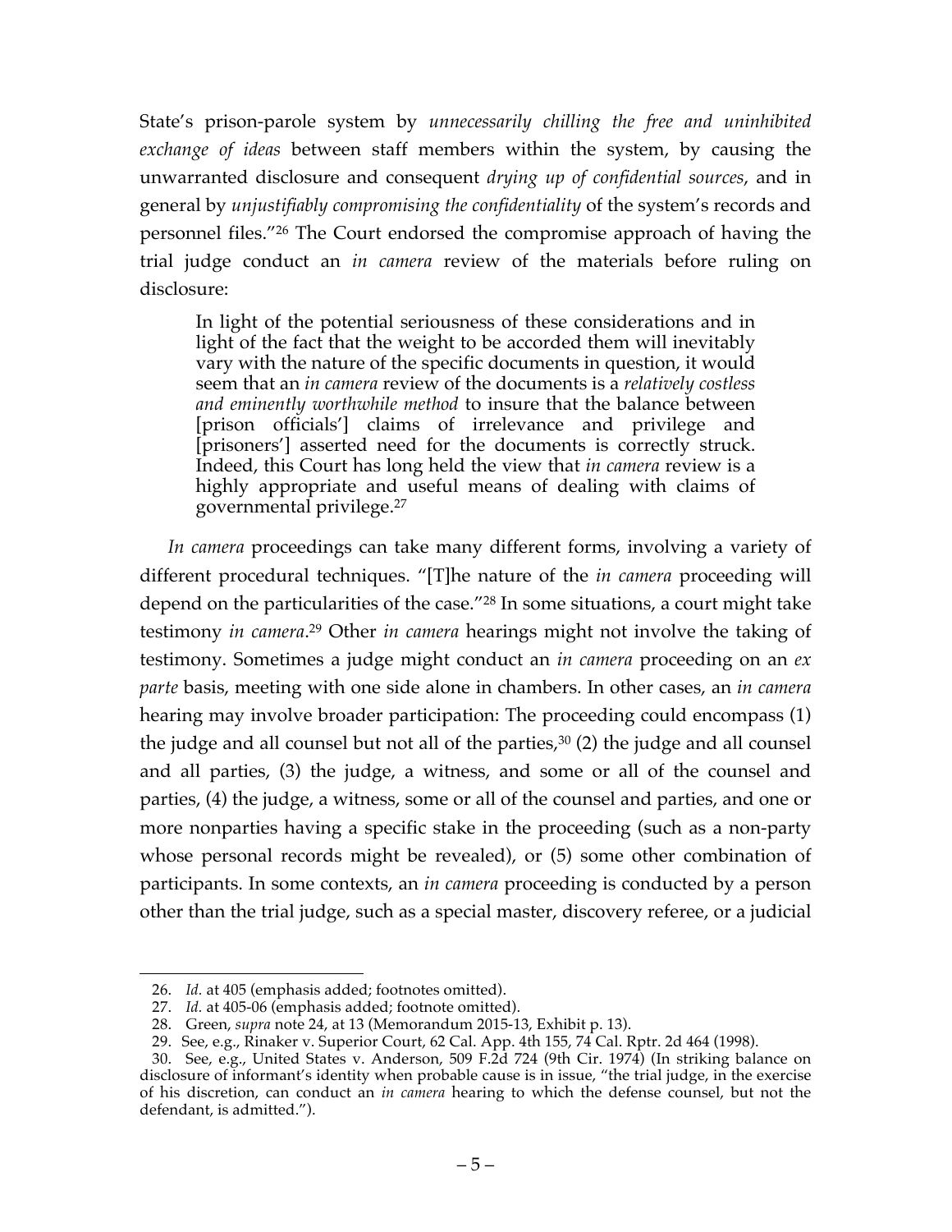State's prison-parole system by *unnecessarily chilling the free and uninhibited exchange of ideas* between staff members within the system, by causing the unwarranted disclosure and consequent *drying up of confidential sources*, and in general by *unjustifiably compromising the confidentiality* of the system's records and personnel files."[26] The Court endorsed the compromise approach of having the trial judge conduct an *in camera* review of the materials before ruling on disclosure:

> In light of the potential seriousness of these considerations and in light of the fact that the weight to be accorded them will inevitably vary with the nature of the specific documents in question, it would seem that an *in camera* review of the documents is a *relatively costless and eminently worthwhile method* to insure that the balance between [prison officials'] claims of irrelevance and privilege and [prisoners'] asserted need for the documents is correctly struck. Indeed, this Court has long held the view that *in camera* review is a highly appropriate and useful means of dealing with claims of governmental privilege.[27]

*In camera* proceedings can take many different forms, involving a variety of different procedural techniques. "[T]he nature of the *in camera* proceeding will depend on the particularities of the case."[28] In some situations, a court might take testimony *in camera*.[29] Other *in camera* hearings might not involve the taking of testimony. Sometimes a judge might conduct an *in camera* proceeding on an *ex parte* basis, meeting with one side alone in chambers. In other cases, an *in camera* hearing may involve broader participation: The proceeding could encompass (1) the judge and all counsel but not all of the parties,[30] (2) the judge and all counsel and all parties, (3) the judge, a witness, and some or all of the counsel and parties, (4) the judge, a witness, some or all of the counsel and parties, and one or more nonparties having a specific stake in the proceeding (such as a non-party whose personal records might be revealed), or (5) some other combination of participants. In some contexts, an *in camera* proceeding is conducted by a person other than the trial judge, such as a special master, discovery referee, or a judicial

---

26. *Id.* at 405 (emphasis added; footnotes omitted).
27. *Id.* at 405-06 (emphasis added; footnote omitted).
28. Green, *supra* note 24, at 13 (Memorandum 2015-13, Exhibit p. 13).
29. See, e.g., Rinaker v. Superior Court, 62 Cal. App. 4th 155, 74 Cal. Rptr. 2d 464 (1998).
30. See, e.g., United States v. Anderson, 509 F.2d 724 (9th Cir. 1974) (In striking balance on disclosure of informant's identity when probable cause is in issue, "the trial judge, in the exercise of his discretion, can conduct an *in camera* hearing to which the defense counsel, but not the defendant, is admitted.").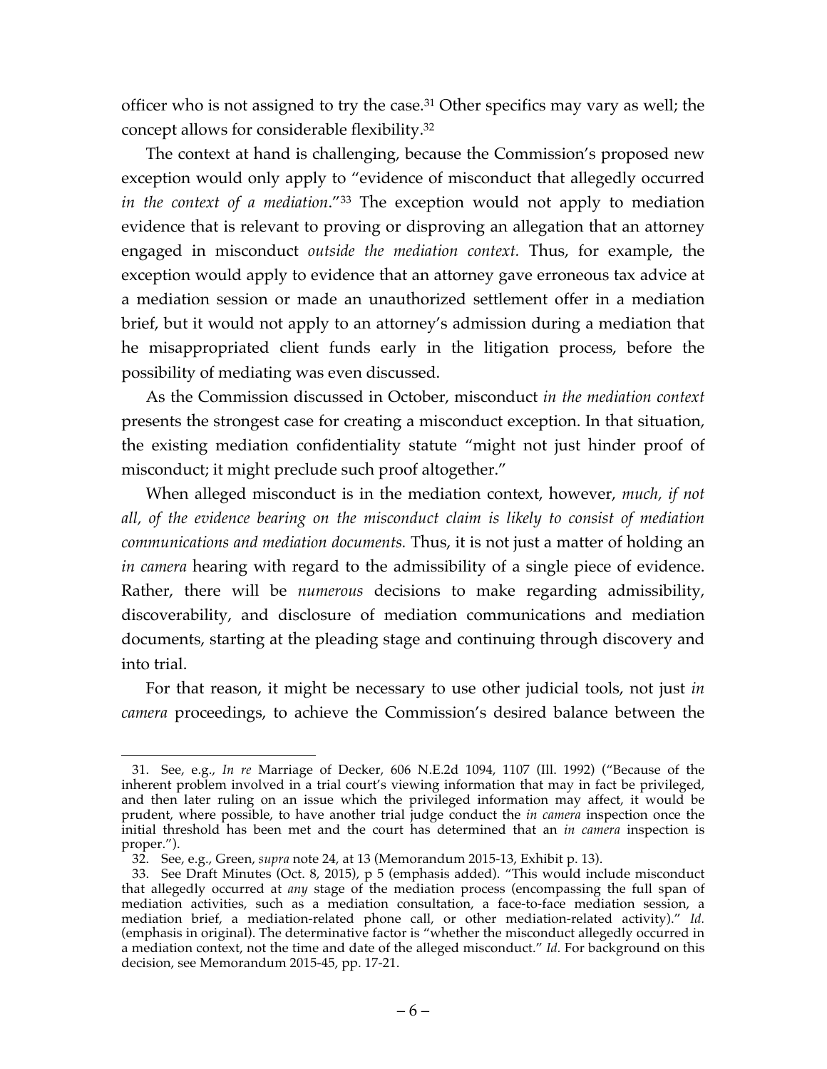officer who is not assigned to try the case.[31] Other specifics may vary as well; the concept allows for considerable flexibility.[32]

The context at hand is challenging, because the Commission's proposed new exception would only apply to "evidence of misconduct that allegedly occurred *in the context of a mediation*."[33] The exception would not apply to mediation evidence that is relevant to proving or disproving an allegation that an attorney engaged in misconduct *outside the mediation context.* Thus, for example, the exception would apply to evidence that an attorney gave erroneous tax advice at a mediation session or made an unauthorized settlement offer in a mediation brief, but it would not apply to an attorney's admission during a mediation that he misappropriated client funds early in the litigation process, before the possibility of mediating was even discussed.

As the Commission discussed in October, misconduct *in the mediation context* presents the strongest case for creating a misconduct exception. In that situation, the existing mediation confidentiality statute "might not just hinder proof of misconduct; it might preclude such proof altogether."

When alleged misconduct is in the mediation context, however, *much, if not all, of the evidence bearing on the misconduct claim is likely to consist of mediation communications and mediation documents.* Thus, it is not just a matter of holding an *in camera* hearing with regard to the admissibility of a single piece of evidence. Rather, there will be *numerous* decisions to make regarding admissibility, discoverability, and disclosure of mediation communications and mediation documents, starting at the pleading stage and continuing through discovery and into trial.

For that reason, it might be necessary to use other judicial tools, not just *in camera* proceedings, to achieve the Commission's desired balance between the

---

31. See, e.g., *In re* Marriage of Decker, 606 N.E.2d 1094, 1107 (Ill. 1992) ("Because of the inherent problem involved in a trial court's viewing information that may in fact be privileged, and then later ruling on an issue which the privileged information may affect, it would be prudent, where possible, to have another trial judge conduct the *in camera* inspection once the initial threshold has been met and the court has determined that an *in camera* inspection is proper.").

32. See, e.g., Green, *supra* note 24, at 13 (Memorandum 2015-13, Exhibit p. 13).

33. See Draft Minutes (Oct. 8, 2015), p 5 (emphasis added). "This would include misconduct that allegedly occurred at *any* stage of the mediation process (encompassing the full span of mediation activities, such as a mediation consultation, a face-to-face mediation session, a mediation brief, a mediation-related phone call, or other mediation-related activity)." *Id.* (emphasis in original). The determinative factor is "whether the misconduct allegedly occurred in a mediation context, not the time and date of the alleged misconduct." *Id.* For background on this decision, see Memorandum 2015-45, pp. 17-21.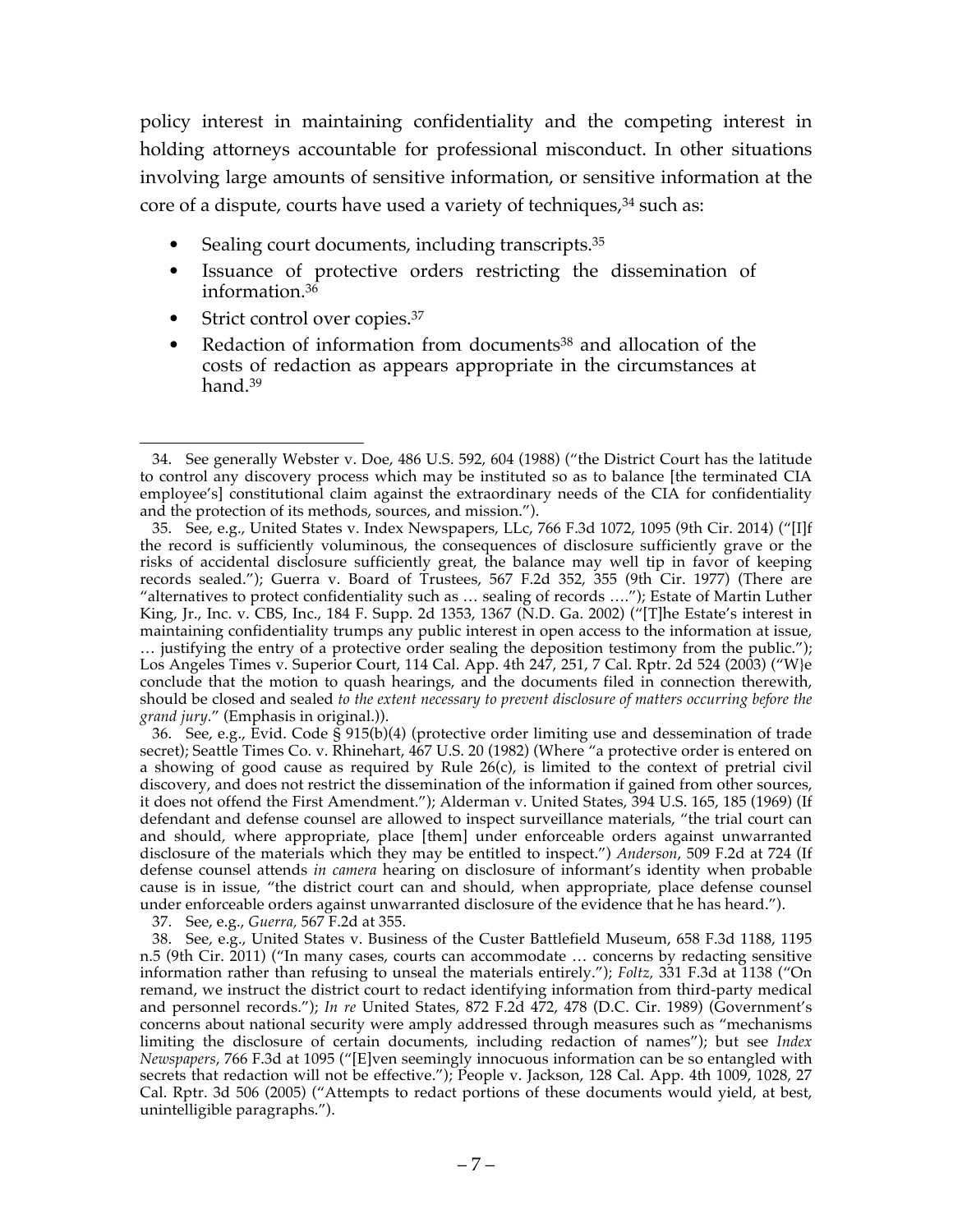policy interest in maintaining confidentiality and the competing interest in holding attorneys accountable for professional misconduct. In other situations involving large amounts of sensitive information, or sensitive information at the core of a dispute, courts have used a variety of techniques,[34] such as:

- Sealing court documents, including transcripts.[35]
- Issuance of protective orders restricting the dissemination of information.[36]
- Strict control over copies.[37]
- Redaction of information from documents[38] and allocation of the costs of redaction as appears appropriate in the circumstances at hand.[39]

---

34. See generally Webster v. Doe, 486 U.S. 592, 604 (1988) ("the District Court has the latitude to control any discovery process which may be instituted so as to balance [the terminated CIA employee's] constitutional claim against the extraordinary needs of the CIA for confidentiality and the protection of its methods, sources, and mission.").

35. See, e.g., United States v. Index Newspapers, LLc, 766 F.3d 1072, 1095 (9th Cir. 2014) ("[I]f the record is sufficiently voluminous, the consequences of disclosure sufficiently grave or the risks of accidental disclosure sufficiently great, the balance may well tip in favor of keeping records sealed."); Guerra v. Board of Trustees, 567 F.2d 352, 355 (9th Cir. 1977) (There are "alternatives to protect confidentiality such as … sealing of records …."); Estate of Martin Luther King, Jr., Inc. v. CBS, Inc., 184 F. Supp. 2d 1353, 1367 (N.D. Ga. 2002) ("[T]he Estate's interest in maintaining confidentiality trumps any public interest in open access to the information at issue, … justifying the entry of a protective order sealing the deposition testimony from the public."); Los Angeles Times v. Superior Court, 114 Cal. App. 4th 247, 251, 7 Cal. Rptr. 2d 524 (2003) ("W}e conclude that the motion to quash hearings, and the documents filed in connection therewith, should be closed and sealed *to the extent necessary to prevent disclosure of matters occurring before the grand jury*." (Emphasis in original.)).

36. See, e.g., Evid. Code § 915(b)(4) (protective order limiting use and dessemination of trade secret); Seattle Times Co. v. Rhinehart, 467 U.S. 20 (1982) (Where "a protective order is entered on a showing of good cause as required by Rule 26(c), is limited to the context of pretrial civil discovery, and does not restrict the dissemination of the information if gained from other sources, it does not offend the First Amendment."); Alderman v. United States, 394 U.S. 165, 185 (1969) (If defendant and defense counsel are allowed to inspect surveillance materials, "the trial court can and should, where appropriate, place [them] under enforceable orders against unwarranted disclosure of the materials which they may be entitled to inspect.") *Anderson*, 509 F.2d at 724 (If defense counsel attends *in camera* hearing on disclosure of informant's identity when probable cause is in issue, "the district court can and should, when appropriate, place defense counsel under enforceable orders against unwarranted disclosure of the evidence that he has heard.").

37. See, e.g., *Guerra,* 567 F.2d at 355.

38. See, e.g., United States v. Business of the Custer Battlefield Museum, 658 F.3d 1188, 1195 n.5 (9th Cir. 2011) ("In many cases, courts can accommodate … concerns by redacting sensitive information rather than refusing to unseal the materials entirely."); *Foltz,* 331 F.3d at 1138 ("On remand, we instruct the district court to redact identifying information from third-party medical and personnel records."); *In re* United States, 872 F.2d 472, 478 (D.C. Cir. 1989) (Government's concerns about national security were amply addressed through measures such as "mechanisms limiting the disclosure of certain documents, including redaction of names"); but see *Index Newspapers*, 766 F.3d at 1095 ("[E]ven seemingly innocuous information can be so entangled with secrets that redaction will not be effective."); People v. Jackson, 128 Cal. App. 4th 1009, 1028, 27 Cal. Rptr. 3d 506 (2005) ("Attempts to redact portions of these documents would yield, at best, unintelligible paragraphs.").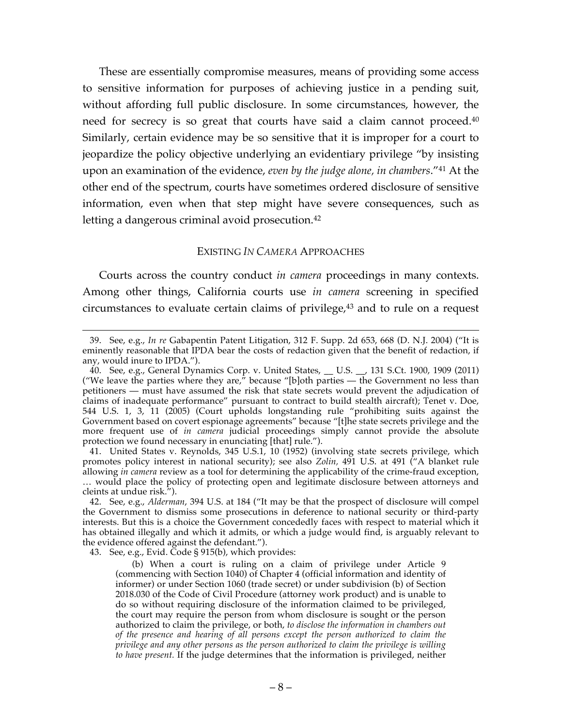These are essentially compromise measures, means of providing some access to sensitive information for purposes of achieving justice in a pending suit, without affording full public disclosure. In some circumstances, however, the need for secrecy is so great that courts have said a claim cannot proceed.[40] Similarly, certain evidence may be so sensitive that it is improper for a court to jeopardize the policy objective underlying an evidentiary privilege "by insisting upon an examination of the evidence, *even by the judge alone, in chambers*."[41] At the other end of the spectrum, courts have sometimes ordered disclosure of sensitive information, even when that step might have severe consequences, such as letting a dangerous criminal avoid prosecution.[42]

## EXISTING *IN CAMERA* APPROACHES

Courts across the country conduct *in camera* proceedings in many contexts. Among other things, California courts use *in camera* screening in specified circumstances to evaluate certain claims of privilege,[43] and to rule on a request

---

39. See, e.g., *In re* Gabapentin Patent Litigation, 312 F. Supp. 2d 653, 668 (D. N.J. 2004) ("It is eminently reasonable that IPDA bear the costs of redaction given that the benefit of redaction, if any, would inure to IPDA.").

40. See, e.g., General Dynamics Corp. v. United States, __ U.S. __, 131 S.Ct. 1900, 1909 (2011) ("We leave the parties where they are," because "[b]oth parties — the Government no less than petitioners — must have assumed the risk that state secrets would prevent the adjudication of claims of inadequate performance" pursuant to contract to build stealth aircraft); Tenet v. Doe, 544 U.S. 1, 3, 11 (2005) (Court upholds longstanding rule "prohibiting suits against the Government based on covert espionage agreements" because "[t]he state secrets privilege and the more frequent use of *in camera* judicial proceedings simply cannot provide the absolute protection we found necessary in enunciating [that] rule.").

41. United States v. Reynolds, 345 U.S.1, 10 (1952) (involving state secrets privilege, which promotes policy interest in national security); see also *Zolin,* 491 U.S. at 491 ("A blanket rule allowing *in camera* review as a tool for determining the applicability of the crime-fraud exception, … would place the policy of protecting open and legitimate disclosure between attorneys and cleints at undue risk.").

42. See, e.g., *Alderman*, 394 U.S. at 184 ("It may be that the prospect of disclosure will compel the Government to dismiss some prosecutions in deference to national security or third-party interests. But this is a choice the Government concededly faces with respect to material which it has obtained illegally and which it admits, or which a judge would find, is arguably relevant to the evidence offered against the defendant.").

43. See, e.g., Evid. Code § 915(b), which provides:

> (b) When a court is ruling on a claim of privilege under Article 9 (commencing with Section 1040) of Chapter 4 (official information and identity of informer) or under Section 1060 (trade secret) or under subdivision (b) of Section 2018.030 of the Code of Civil Procedure (attorney work product) and is unable to do so without requiring disclosure of the information claimed to be privileged, the court may require the person from whom disclosure is sought or the person authorized to claim the privilege, or both, *to disclose the information in chambers out of the presence and hearing of all persons except the person authorized to claim the privilege and any other persons as the person authorized to claim the privilege is willing to have present.* If the judge determines that the information is privileged, neither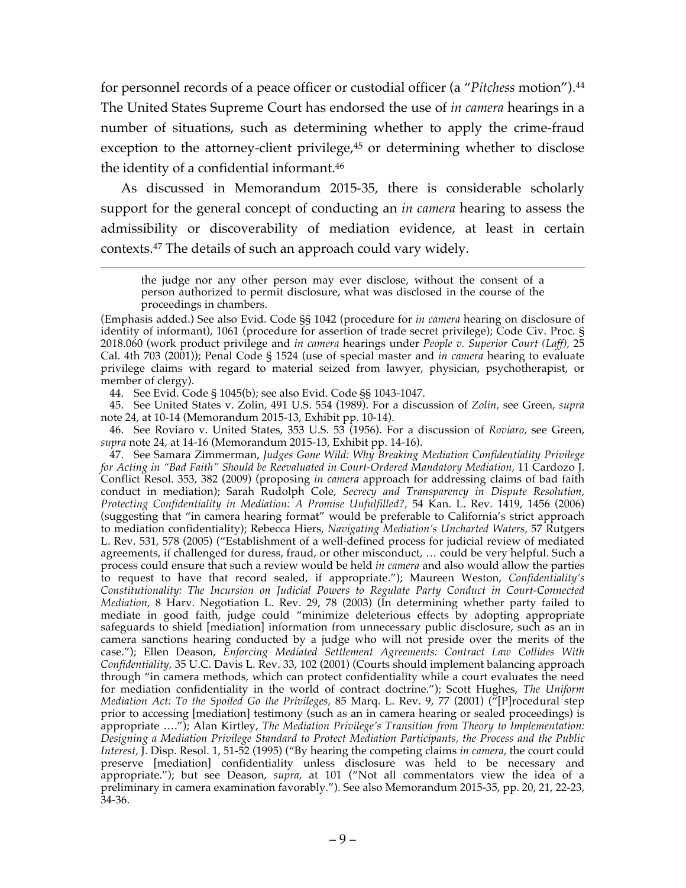for personnel records of a peace officer or custodial officer (a "*Pitchess* motion").[44] The United States Supreme Court has endorsed the use of *in camera* hearings in a number of situations, such as determining whether to apply the crime-fraud exception to the attorney-client privilege,[45] or determining whether to disclose the identity of a confidential informant.[46]

As discussed in Memorandum 2015-35, there is considerable scholarly support for the general concept of conducting an *in camera* hearing to assess the admissibility or discoverability of mediation evidence, at least in certain contexts.[47] The details of such an approach could vary widely.

---

> the judge nor any other person may ever disclose, without the consent of a person authorized to permit disclosure, what was disclosed in the course of the proceedings in chambers.

(Emphasis added.) See also Evid. Code §§ 1042 (procedure for *in camera* hearing on disclosure of identity of informant), 1061 (procedure for assertion of trade secret privilege); Code Civ. Proc. § 2018.060 (work product privilege and *in camera* hearings under *People v. Superior Court (Laff),* 25 Cal. 4th 703 (2001)); Penal Code § 1524 (use of special master and *in camera* hearing to evaluate privilege claims with regard to material seized from lawyer, physician, psychotherapist, or member of clergy).

44. See Evid. Code § 1045(b); see also Evid. Code §§ 1043-1047.

45. See United States v. Zolin, 491 U.S. 554 (1989). For a discussion of *Zolin,* see Green, *supra* note 24, at 10-14 (Memorandum 2015-13, Exhibit pp. 10-14).

46. See Roviaro v. United States, 353 U.S. 53 (1956). For a discussion of *Roviaro,* see Green, *supra* note 24, at 14-16 (Memorandum 2015-13, Exhibit pp. 14-16).

47. See Samara Zimmerman, *Judges Gone Wild: Why Breaking Mediation Confidentiality Privilege for Acting in "Bad Faith" Should be Reevaluated in Court-Ordered Mandatory Mediation,* 11 Cardozo J. Conflict Resol. 353, 382 (2009) (proposing *in camera* approach for addressing claims of bad faith conduct in mediation); Sarah Rudolph Cole, *Secrecy and Transparency in Dispute Resolution, Protecting Confidentiality in Mediation: A Promise Unfulfilled?,* 54 Kan. L. Rev. 1419, 1456 (2006) (suggesting that "in camera hearing format" would be preferable to California's strict approach to mediation confidentiality); Rebecca Hiers, *Navigating Mediation's Uncharted Waters,* 57 Rutgers L. Rev. 531, 578 (2005) ("Establishment of a well-defined process for judicial review of mediated agreements, if challenged for duress, fraud, or other misconduct, … could be very helpful. Such a process could ensure that such a review would be held *in camera* and also would allow the parties to request to have that record sealed, if appropriate."); Maureen Weston, *Confidentiality's Constitutionality: The Incursion on Judicial Powers to Regulate Party Conduct in Court-Connected Mediation,* 8 Harv. Negotiation L. Rev. 29, 78 (2003) (In determining whether party failed to mediate in good faith, judge could "minimize deleterious effects by adopting appropriate safeguards to shield [mediation] information from unnecessary public disclosure, such as an in camera sanctions hearing conducted by a judge who will not preside over the merits of the case."); Ellen Deason, *Enforcing Mediated Settlement Agreements: Contract Law Collides With Confidentiality,* 35 U.C. Davis L. Rev. 33, 102 (2001) (Courts should implement balancing approach through "in camera methods, which can protect confidentiality while a court evaluates the need for mediation confidentiality in the world of contract doctrine."); Scott Hughes, *The Uniform Mediation Act: To the Spoiled Go the Privileges,* 85 Marq. L. Rev. 9, 77 (2001) ("[P]rocedural step prior to accessing [mediation] testimony (such as an in camera hearing or sealed proceedings) is appropriate …."); Alan Kirtley, *The Mediation Privilege's Transition from Theory to Implementation: Designing a Mediation Privilege Standard to Protect Mediation Participants, the Process and the Public Interest,* J. Disp. Resol. 1, 51-52 (1995) ("By hearing the competing claims *in camera,* the court could preserve [mediation] confidentiality unless disclosure was held to be necessary and appropriate."); but see Deason, *supra,* at 101 ("Not all commentators view the idea of a preliminary in camera examination favorably."). See also Memorandum 2015-35, pp. 20, 21, 22-23, 34-36.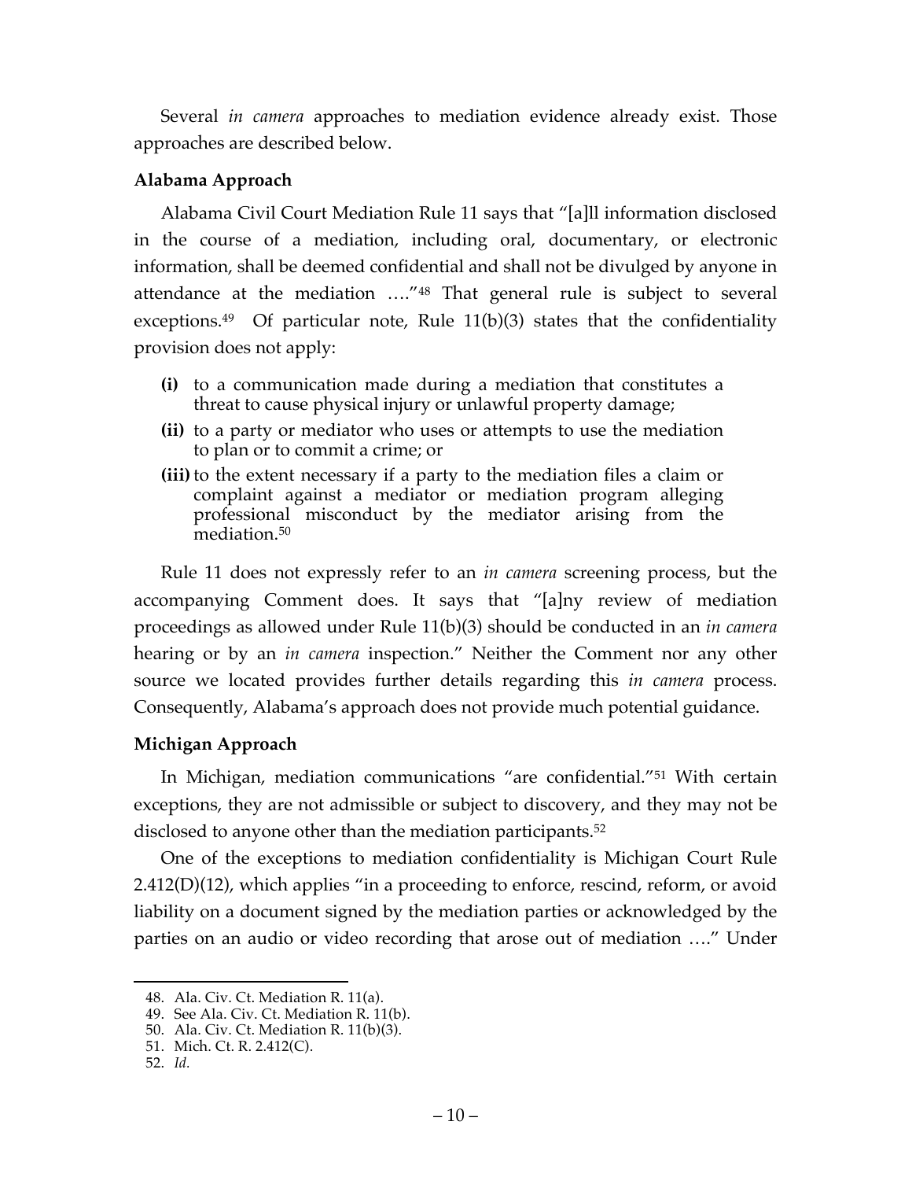Several *in camera* approaches to mediation evidence already exist. Those approaches are described below.

**Alabama Approach**

Alabama Civil Court Mediation Rule 11 says that "[a]ll information disclosed in the course of a mediation, including oral, documentary, or electronic information, shall be deemed confidential and shall not be divulged by anyone in attendance at the mediation …."[48] That general rule is subject to several exceptions.[49] Of particular note, Rule 11(b)(3) states that the confidentiality provision does not apply:

- **(i)** to a communication made during a mediation that constitutes a threat to cause physical injury or unlawful property damage;
- **(ii)** to a party or mediator who uses or attempts to use the mediation to plan or to commit a crime; or
- **(iii)** to the extent necessary if a party to the mediation files a claim or complaint against a mediator or mediation program alleging professional misconduct by the mediator arising from the mediation.[50]

Rule 11 does not expressly refer to an *in camera* screening process, but the accompanying Comment does. It says that "[a]ny review of mediation proceedings as allowed under Rule 11(b)(3) should be conducted in an *in camera* hearing or by an *in camera* inspection." Neither the Comment nor any other source we located provides further details regarding this *in camera* process. Consequently, Alabama's approach does not provide much potential guidance.

**Michigan Approach**

In Michigan, mediation communications "are confidential."[51] With certain exceptions, they are not admissible or subject to discovery, and they may not be disclosed to anyone other than the mediation participants.[52]

One of the exceptions to mediation confidentiality is Michigan Court Rule 2.412(D)(12), which applies "in a proceeding to enforce, rescind, reform, or avoid liability on a document signed by the mediation parties or acknowledged by the parties on an audio or video recording that arose out of mediation …." Under

---

48. Ala. Civ. Ct. Mediation R. 11(a).
49. See Ala. Civ. Ct. Mediation R. 11(b).
50. Ala. Civ. Ct. Mediation R. 11(b)(3).
51. Mich. Ct. R. 2.412(C).
52. *Id.*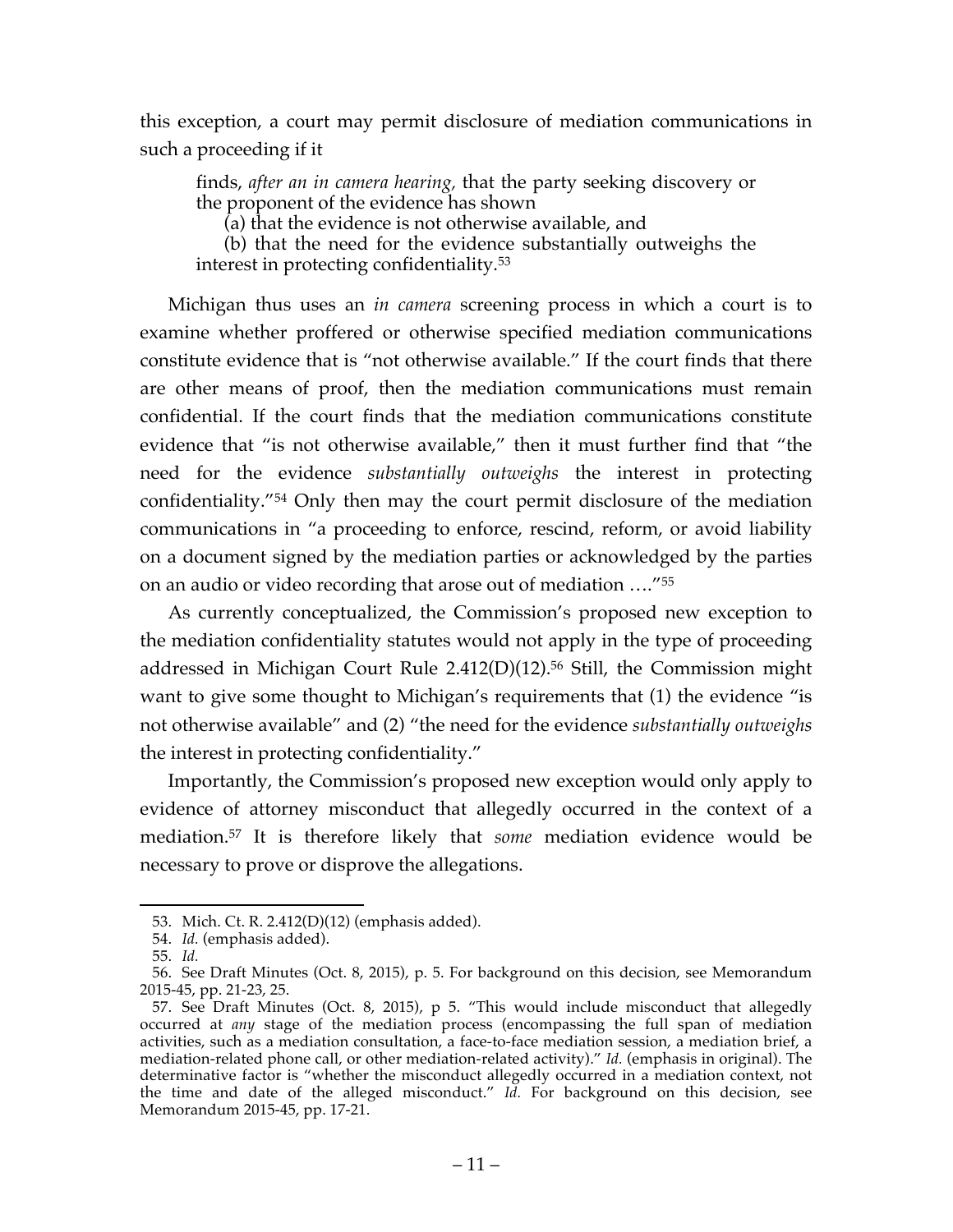this exception, a court may permit disclosure of mediation communications in such a proceeding if it

> finds, *after an in camera hearing*, that the party seeking discovery or the proponent of the evidence has shown
>
> (a) that the evidence is not otherwise available, and
>
> (b) that the need for the evidence substantially outweighs the interest in protecting confidentiality.[53]

Michigan thus uses an *in camera* screening process in which a court is to examine whether proffered or otherwise specified mediation communications constitute evidence that is "not otherwise available." If the court finds that there are other means of proof, then the mediation communications must remain confidential. If the court finds that the mediation communications constitute evidence that "is not otherwise available," then it must further find that "the need for the evidence *substantially outweighs* the interest in protecting confidentiality."[54] Only then may the court permit disclosure of the mediation communications in "a proceeding to enforce, rescind, reform, or avoid liability on a document signed by the mediation parties or acknowledged by the parties on an audio or video recording that arose out of mediation …."[55]

As currently conceptualized, the Commission's proposed new exception to the mediation confidentiality statutes would not apply in the type of proceeding addressed in Michigan Court Rule 2.412(D)(12).[56] Still, the Commission might want to give some thought to Michigan's requirements that (1) the evidence "is not otherwise available" and (2) "the need for the evidence *substantially outweighs* the interest in protecting confidentiality."

Importantly, the Commission's proposed new exception would only apply to evidence of attorney misconduct that allegedly occurred in the context of a mediation.[57] It is therefore likely that *some* mediation evidence would be necessary to prove or disprove the allegations.

---

53. Mich. Ct. R. 2.412(D)(12) (emphasis added).

54. *Id.* (emphasis added).

55. *Id.*

56. See Draft Minutes (Oct. 8, 2015), p. 5. For background on this decision, see Memorandum 2015-45, pp. 21-23, 25.

57. See Draft Minutes (Oct. 8, 2015), p 5. "This would include misconduct that allegedly occurred at *any* stage of the mediation process (encompassing the full span of mediation activities, such as a mediation consultation, a face-to-face mediation session, a mediation brief, a mediation-related phone call, or other mediation-related activity)." *Id.* (emphasis in original). The determinative factor is "whether the misconduct allegedly occurred in a mediation context, not the time and date of the alleged misconduct." *Id.* For background on this decision, see Memorandum 2015-45, pp. 17-21.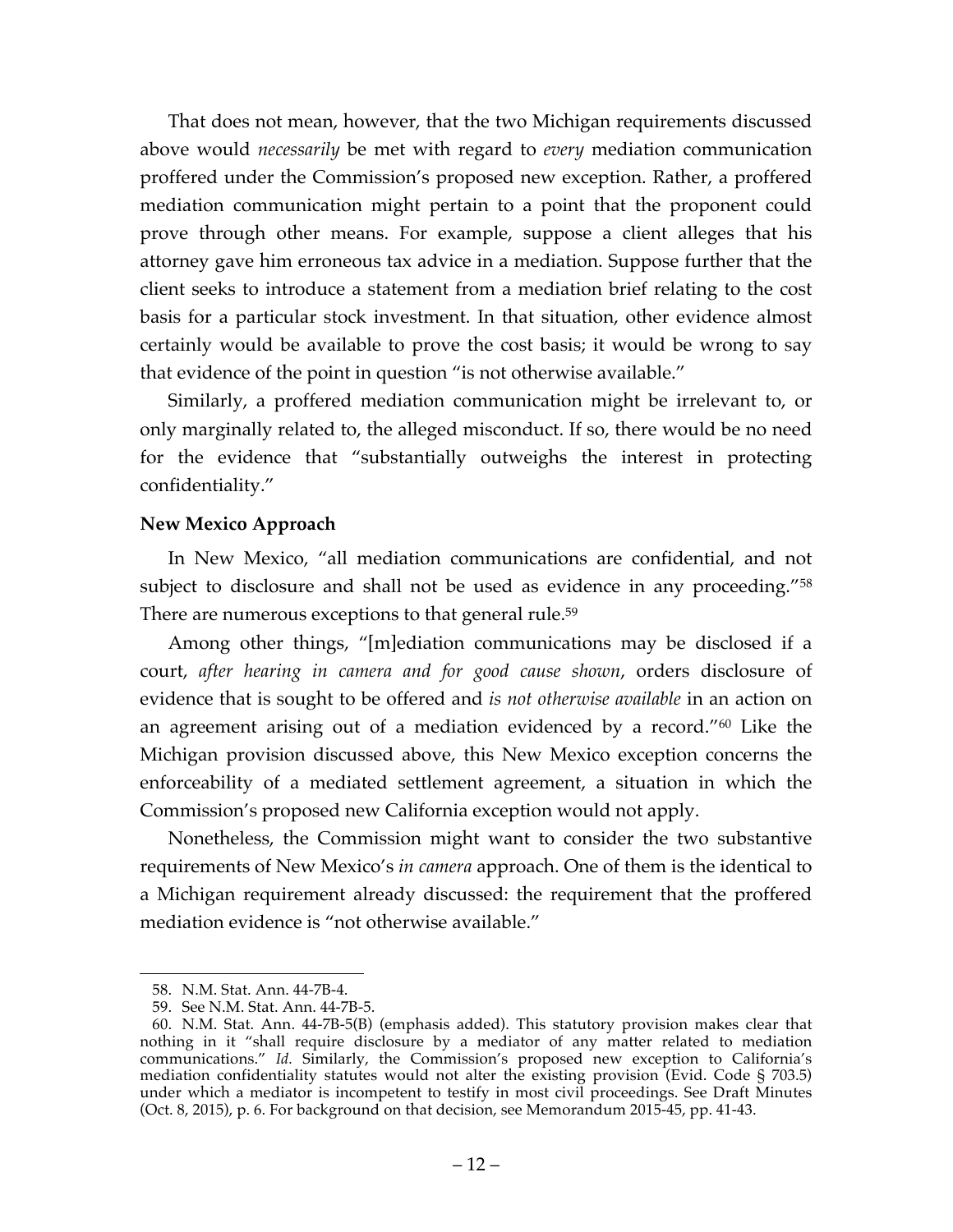That does not mean, however, that the two Michigan requirements discussed above would *necessarily* be met with regard to *every* mediation communication proffered under the Commission's proposed new exception. Rather, a proffered mediation communication might pertain to a point that the proponent could prove through other means. For example, suppose a client alleges that his attorney gave him erroneous tax advice in a mediation. Suppose further that the client seeks to introduce a statement from a mediation brief relating to the cost basis for a particular stock investment. In that situation, other evidence almost certainly would be available to prove the cost basis; it would be wrong to say that evidence of the point in question "is not otherwise available."

Similarly, a proffered mediation communication might be irrelevant to, or only marginally related to, the alleged misconduct. If so, there would be no need for the evidence that "substantially outweighs the interest in protecting confidentiality."

**New Mexico Approach**

In New Mexico, "all mediation communications are confidential, and not subject to disclosure and shall not be used as evidence in any proceeding."[58] There are numerous exceptions to that general rule.[59]

Among other things, "[m]ediation communications may be disclosed if a court, *after hearing in camera and for good cause shown*, orders disclosure of evidence that is sought to be offered and *is not otherwise available* in an action on an agreement arising out of a mediation evidenced by a record."[60] Like the Michigan provision discussed above, this New Mexico exception concerns the enforceability of a mediated settlement agreement, a situation in which the Commission's proposed new California exception would not apply.

Nonetheless, the Commission might want to consider the two substantive requirements of New Mexico's *in camera* approach. One of them is the identical to a Michigan requirement already discussed: the requirement that the proffered mediation evidence is "not otherwise available."

---

58. N.M. Stat. Ann. 44-7B-4.

59. See N.M. Stat. Ann. 44-7B-5.

60. N.M. Stat. Ann. 44-7B-5(B) (emphasis added). This statutory provision makes clear that nothing in it "shall require disclosure by a mediator of any matter related to mediation communications." *Id.* Similarly, the Commission's proposed new exception to California's mediation confidentiality statutes would not alter the existing provision (Evid. Code § 703.5) under which a mediator is incompetent to testify in most civil proceedings. See Draft Minutes (Oct. 8, 2015), p. 6. For background on that decision, see Memorandum 2015-45, pp. 41-43.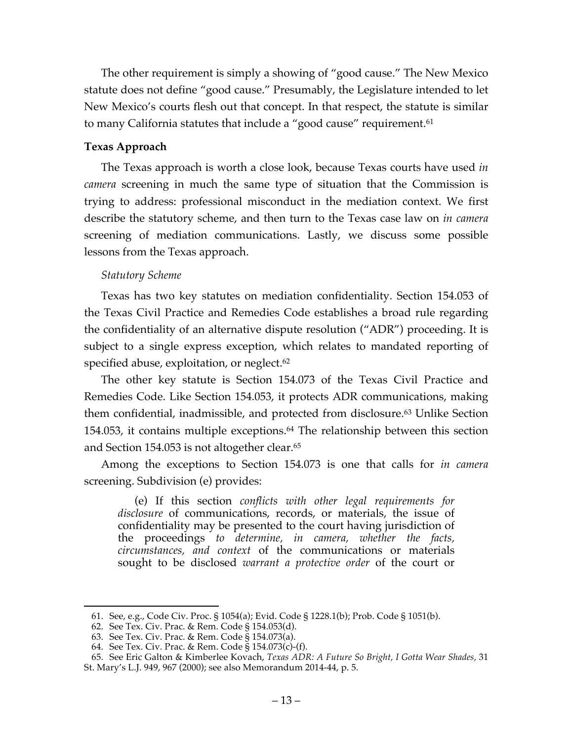The other requirement is simply a showing of "good cause." The New Mexico statute does not define "good cause." Presumably, the Legislature intended to let New Mexico's courts flesh out that concept. In that respect, the statute is similar to many California statutes that include a "good cause" requirement.[61]

### Texas Approach

The Texas approach is worth a close look, because Texas courts have used *in camera* screening in much the same type of situation that the Commission is trying to address: professional misconduct in the mediation context. We first describe the statutory scheme, and then turn to the Texas case law on *in camera* screening of mediation communications. Lastly, we discuss some possible lessons from the Texas approach.

#### *Statutory Scheme*

Texas has two key statutes on mediation confidentiality. Section 154.053 of the Texas Civil Practice and Remedies Code establishes a broad rule regarding the confidentiality of an alternative dispute resolution ("ADR") proceeding. It is subject to a single express exception, which relates to mandated reporting of specified abuse, exploitation, or neglect.[62]

The other key statute is Section 154.073 of the Texas Civil Practice and Remedies Code. Like Section 154.053, it protects ADR communications, making them confidential, inadmissible, and protected from disclosure.[63] Unlike Section 154.053, it contains multiple exceptions.[64] The relationship between this section and Section 154.053 is not altogether clear.[65]

Among the exceptions to Section 154.073 is one that calls for *in camera* screening. Subdivision (e) provides:

> (e) If this section *conflicts with other legal requirements for disclosure* of communications, records, or materials, the issue of confidentiality may be presented to the court having jurisdiction of the proceedings *to determine, in camera, whether the facts, circumstances, and context* of the communications or materials sought to be disclosed *warrant a protective order* of the court or

---

61. See, e.g., Code Civ. Proc. § 1054(a); Evid. Code § 1228.1(b); Prob. Code § 1051(b).

62. See Tex. Civ. Prac. & Rem. Code § 154.053(d).

63. See Tex. Civ. Prac. & Rem. Code § 154.073(a).

64. See Tex. Civ. Prac. & Rem. Code § 154.073(c)-(f).

65. See Eric Galton & Kimberlee Kovach, *Texas ADR: A Future So Bright, I Gotta Wear Shades,* 31 St. Mary's L.J. 949, 967 (2000); see also Memorandum 2014-44, p. 5.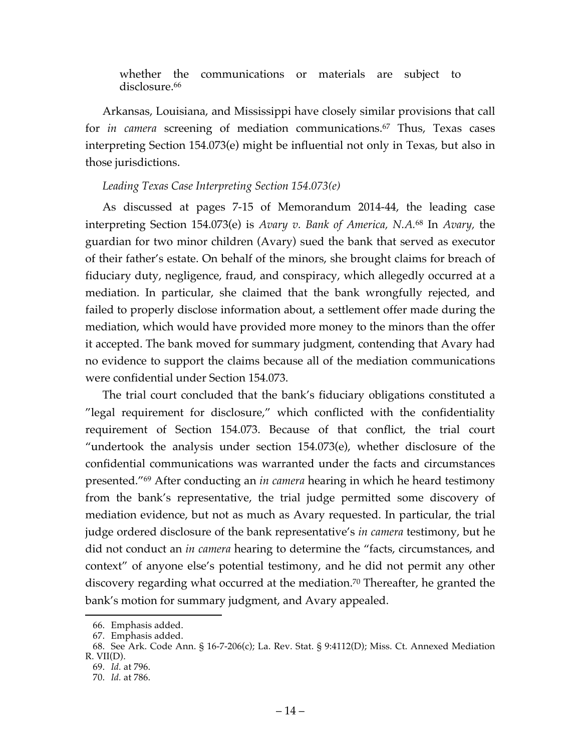whether the communications or materials are subject to disclosure.[66]

Arkansas, Louisiana, and Mississippi have closely similar provisions that call for *in camera* screening of mediation communications.[67] Thus, Texas cases interpreting Section 154.073(e) might be influential not only in Texas, but also in those jurisdictions.

*Leading Texas Case Interpreting Section 154.073(e)*

As discussed at pages 7-15 of Memorandum 2014-44, the leading case interpreting Section 154.073(e) is *Avary v. Bank of America, N.A.*[68] In *Avary,* the guardian for two minor children (Avary) sued the bank that served as executor of their father's estate. On behalf of the minors, she brought claims for breach of fiduciary duty, negligence, fraud, and conspiracy, which allegedly occurred at a mediation. In particular, she claimed that the bank wrongfully rejected, and failed to properly disclose information about, a settlement offer made during the mediation, which would have provided more money to the minors than the offer it accepted. The bank moved for summary judgment, contending that Avary had no evidence to support the claims because all of the mediation communications were confidential under Section 154.073.

The trial court concluded that the bank's fiduciary obligations constituted a "legal requirement for disclosure," which conflicted with the confidentiality requirement of Section 154.073. Because of that conflict, the trial court "undertook the analysis under section 154.073(e), whether disclosure of the confidential communications was warranted under the facts and circumstances presented."[69] After conducting an *in camera* hearing in which he heard testimony from the bank's representative, the trial judge permitted some discovery of mediation evidence, but not as much as Avary requested. In particular, the trial judge ordered disclosure of the bank representative's *in camera* testimony, but he did not conduct an *in camera* hearing to determine the "facts, circumstances, and context" of anyone else's potential testimony, and he did not permit any other discovery regarding what occurred at the mediation.[70] Thereafter, he granted the bank's motion for summary judgment, and Avary appealed.

---

66. Emphasis added.
67. Emphasis added.
68. See Ark. Code Ann. § 16-7-206(c); La. Rev. Stat. § 9:4112(D); Miss. Ct. Annexed Mediation R. VII(D).
69. *Id.* at 796.
70. *Id.* at 786.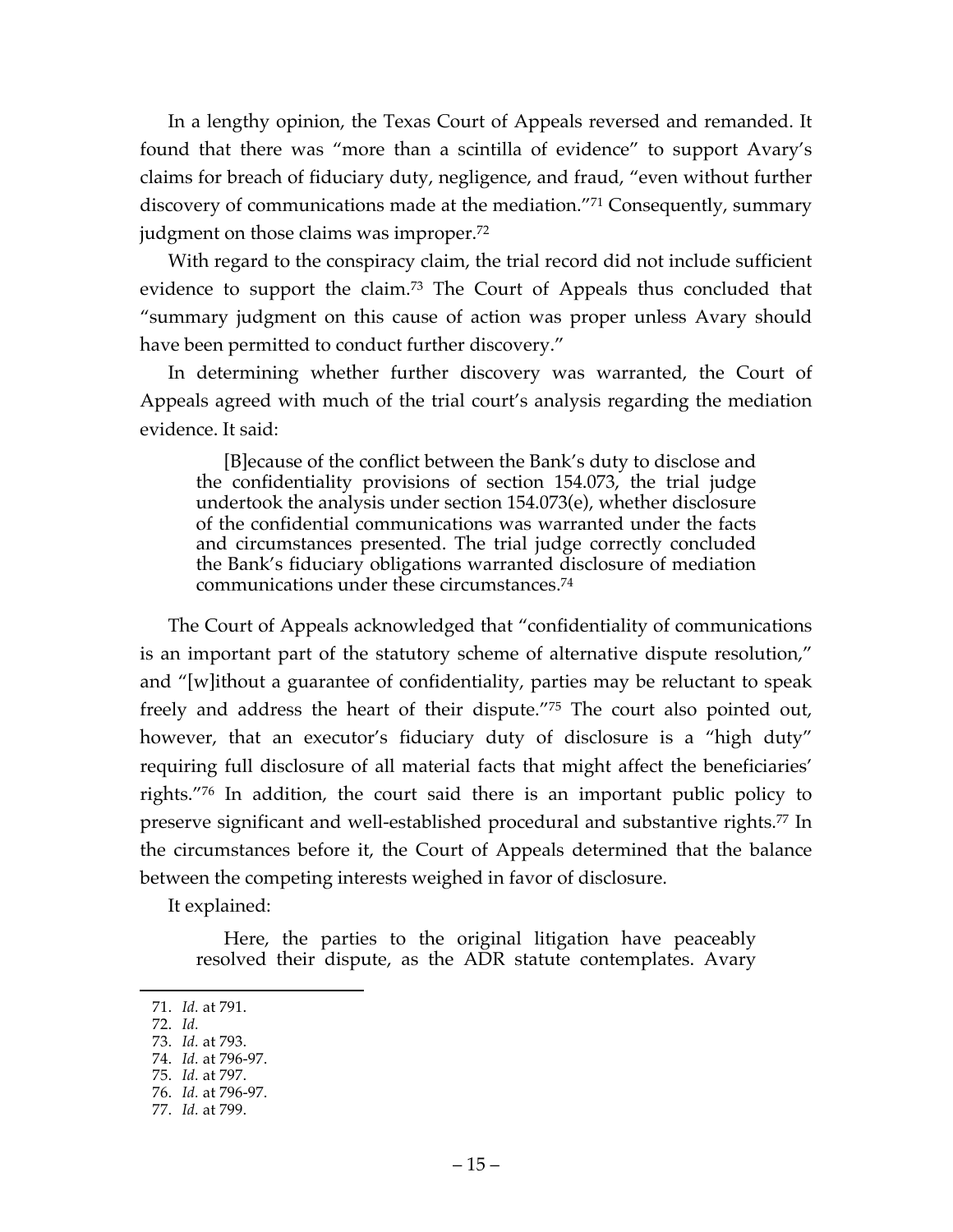In a lengthy opinion, the Texas Court of Appeals reversed and remanded. It found that there was "more than a scintilla of evidence" to support Avary's claims for breach of fiduciary duty, negligence, and fraud, "even without further discovery of communications made at the mediation."[71] Consequently, summary judgment on those claims was improper.[72]

With regard to the conspiracy claim, the trial record did not include sufficient evidence to support the claim.[73] The Court of Appeals thus concluded that "summary judgment on this cause of action was proper unless Avary should have been permitted to conduct further discovery."

In determining whether further discovery was warranted, the Court of Appeals agreed with much of the trial court's analysis regarding the mediation evidence. It said:

> [B]ecause of the conflict between the Bank's duty to disclose and the confidentiality provisions of section 154.073, the trial judge undertook the analysis under section 154.073(e), whether disclosure of the confidential communications was warranted under the facts and circumstances presented. The trial judge correctly concluded the Bank's fiduciary obligations warranted disclosure of mediation communications under these circumstances.[74]

The Court of Appeals acknowledged that "confidentiality of communications is an important part of the statutory scheme of alternative dispute resolution," and "[w]ithout a guarantee of confidentiality, parties may be reluctant to speak freely and address the heart of their dispute."[75] The court also pointed out, however, that an executor's fiduciary duty of disclosure is a "high duty" requiring full disclosure of all material facts that might affect the beneficiaries' rights."[76] In addition, the court said there is an important public policy to preserve significant and well-established procedural and substantive rights.[77] In the circumstances before it, the Court of Appeals determined that the balance between the competing interests weighed in favor of disclosure.

It explained:

> Here, the parties to the original litigation have peaceably resolved their dispute, as the ADR statute contemplates. Avary

---

71. *Id.* at 791.
72. *Id.*
73. *Id.* at 793.
74. *Id.* at 796-97.
75. *Id.* at 797.
76. *Id.* at 796-97.
77. *Id.* at 799.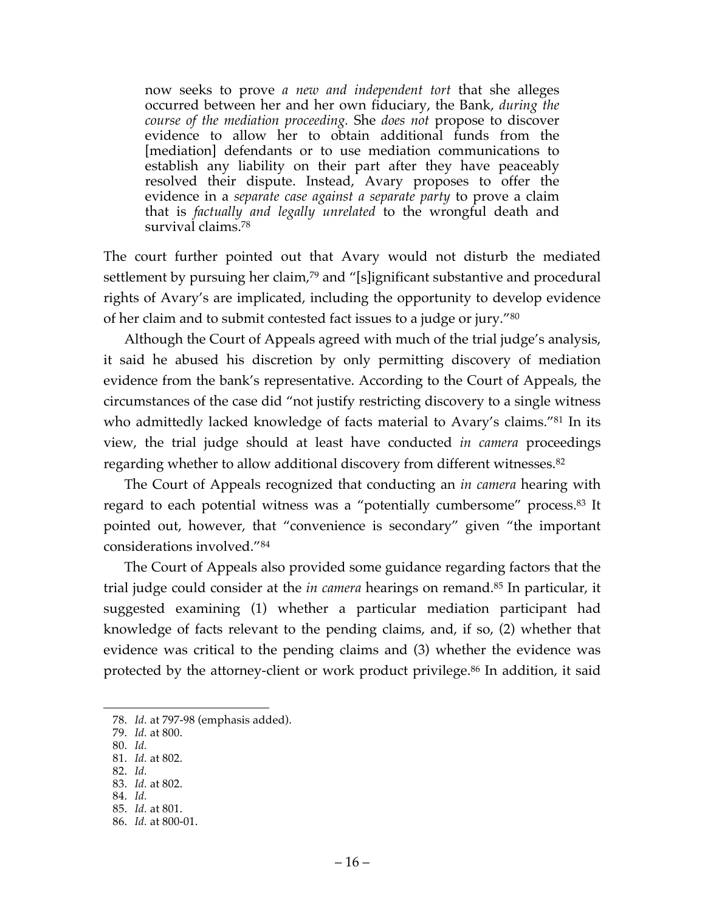> now seeks to prove *a new and independent tort* that she alleges occurred between her and her own fiduciary, the Bank, *during the course of the mediation proceeding.* She *does not* propose to discover evidence to allow her to obtain additional funds from the [mediation] defendants or to use mediation communications to establish any liability on their part after they have peaceably resolved their dispute. Instead, Avary proposes to offer the evidence in a *separate case against a separate party* to prove a claim that is *factually and legally unrelated* to the wrongful death and survival claims.[78]

The court further pointed out that Avary would not disturb the mediated settlement by pursuing her claim,[79] and "[s]ignificant substantive and procedural rights of Avary's are implicated, including the opportunity to develop evidence of her claim and to submit contested fact issues to a judge or jury."[80]

Although the Court of Appeals agreed with much of the trial judge's analysis, it said he abused his discretion by only permitting discovery of mediation evidence from the bank's representative. According to the Court of Appeals, the circumstances of the case did "not justify restricting discovery to a single witness who admittedly lacked knowledge of facts material to Avary's claims."[81] In its view, the trial judge should at least have conducted *in camera* proceedings regarding whether to allow additional discovery from different witnesses.[82]

The Court of Appeals recognized that conducting an *in camera* hearing with regard to each potential witness was a "potentially cumbersome" process.[83] It pointed out, however, that "convenience is secondary" given "the important considerations involved."[84]

The Court of Appeals also provided some guidance regarding factors that the trial judge could consider at the *in camera* hearings on remand.[85] In particular, it suggested examining (1) whether a particular mediation participant had knowledge of facts relevant to the pending claims, and, if so, (2) whether that evidence was critical to the pending claims and (3) whether the evidence was protected by the attorney-client or work product privilege.[86] In addition, it said

---

78. *Id.* at 797-98 (emphasis added).
79. *Id.* at 800.
80. *Id.*
81. *Id.* at 802.
82. *Id.*
83. *Id.* at 802.
84. *Id.*
85. *Id.* at 801.
86. *Id.* at 800-01.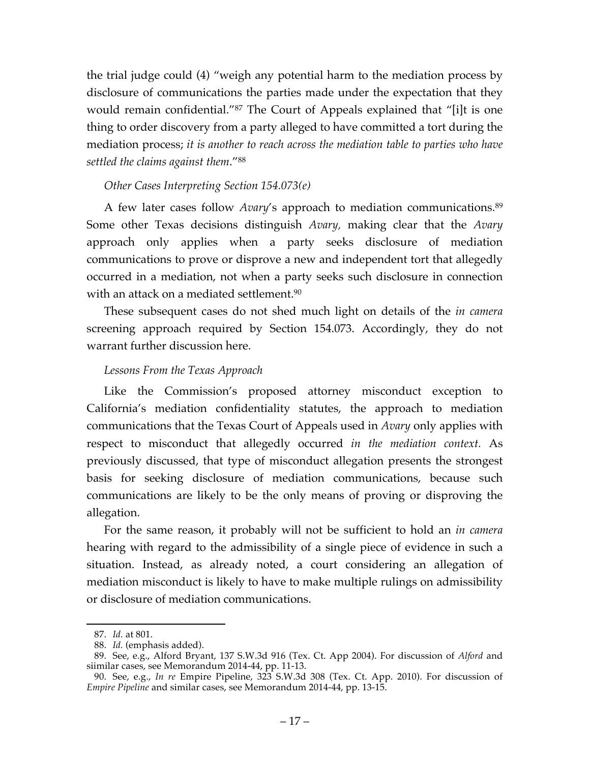the trial judge could (4) "weigh any potential harm to the mediation process by disclosure of communications the parties made under the expectation that they would remain confidential."[87] The Court of Appeals explained that "[i]t is one thing to order discovery from a party alleged to have committed a tort during the mediation process; *it is another to reach across the mediation table to parties who have settled the claims against them*."[88]

*Other Cases Interpreting Section 154.073(e)*

A few later cases follow *Avary*'s approach to mediation communications.[89] Some other Texas decisions distinguish *Avary*, making clear that the *Avary* approach only applies when a party seeks disclosure of mediation communications to prove or disprove a new and independent tort that allegedly occurred in a mediation, not when a party seeks such disclosure in connection with an attack on a mediated settlement.[90]

These subsequent cases do not shed much light on details of the *in camera* screening approach required by Section 154.073. Accordingly, they do not warrant further discussion here.

*Lessons From the Texas Approach*

Like the Commission's proposed attorney misconduct exception to California's mediation confidentiality statutes, the approach to mediation communications that the Texas Court of Appeals used in *Avary* only applies with respect to misconduct that allegedly occurred *in the mediation context*. As previously discussed, that type of misconduct allegation presents the strongest basis for seeking disclosure of mediation communications, because such communications are likely to be the only means of proving or disproving the allegation.

For the same reason, it probably will not be sufficient to hold an *in camera* hearing with regard to the admissibility of a single piece of evidence in such a situation. Instead, as already noted, a court considering an allegation of mediation misconduct is likely to have to make multiple rulings on admissibility or disclosure of mediation communications.

---

87. *Id.* at 801.

88. *Id.* (emphasis added).

89. See, e.g., Alford Bryant, 137 S.W.3d 916 (Tex. Ct. App 2004). For discussion of *Alford* and siimilar cases, see Memorandum 2014-44, pp. 11-13.

90. See, e.g., *In re* Empire Pipeline, 323 S.W.3d 308 (Tex. Ct. App. 2010). For discussion of *Empire Pipeline* and similar cases, see Memorandum 2014-44, pp. 13-15.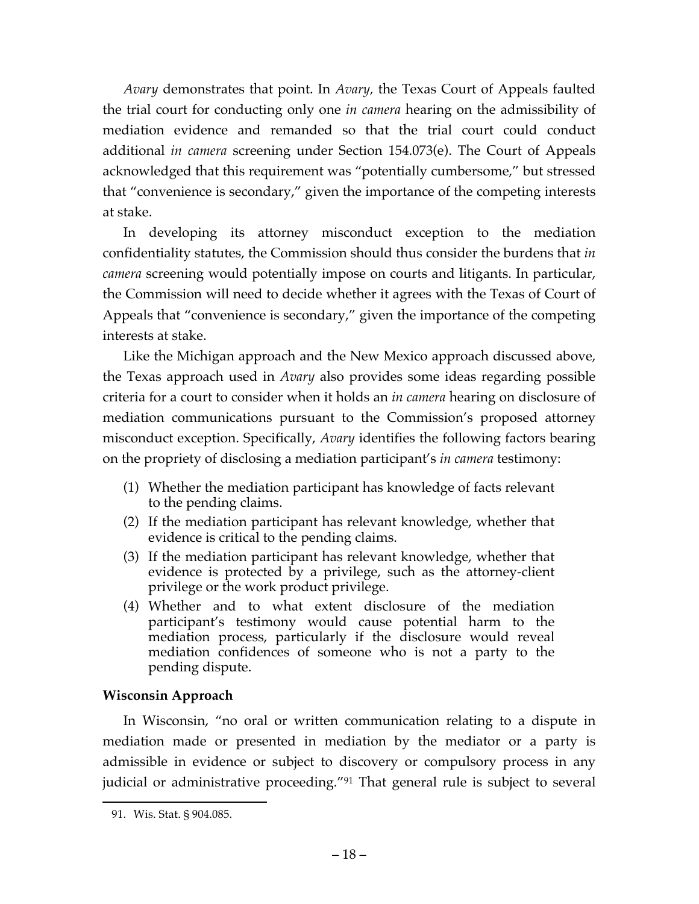*Avary* demonstrates that point. In *Avary*, the Texas Court of Appeals faulted the trial court for conducting only one *in camera* hearing on the admissibility of mediation evidence and remanded so that the trial court could conduct additional *in camera* screening under Section 154.073(e). The Court of Appeals acknowledged that this requirement was "potentially cumbersome," but stressed that "convenience is secondary," given the importance of the competing interests at stake.

In developing its attorney misconduct exception to the mediation confidentiality statutes, the Commission should thus consider the burdens that *in camera* screening would potentially impose on courts and litigants. In particular, the Commission will need to decide whether it agrees with the Texas of Court of Appeals that "convenience is secondary," given the importance of the competing interests at stake.

Like the Michigan approach and the New Mexico approach discussed above, the Texas approach used in *Avary* also provides some ideas regarding possible criteria for a court to consider when it holds an *in camera* hearing on disclosure of mediation communications pursuant to the Commission's proposed attorney misconduct exception. Specifically, *Avary* identifies the following factors bearing on the propriety of disclosing a mediation participant's *in camera* testimony:

(1) Whether the mediation participant has knowledge of facts relevant to the pending claims.
(2) If the mediation participant has relevant knowledge, whether that evidence is critical to the pending claims.
(3) If the mediation participant has relevant knowledge, whether that evidence is protected by a privilege, such as the attorney-client privilege or the work product privilege.
(4) Whether and to what extent disclosure of the mediation participant's testimony would cause potential harm to the mediation process, particularly if the disclosure would reveal mediation confidences of someone who is not a party to the pending dispute.

**Wisconsin Approach**

In Wisconsin, "no oral or written communication relating to a dispute in mediation made or presented in mediation by the mediator or a party is admissible in evidence or subject to discovery or compulsory process in any judicial or administrative proceeding."[91] That general rule is subject to several

91. Wis. Stat. § 904.085.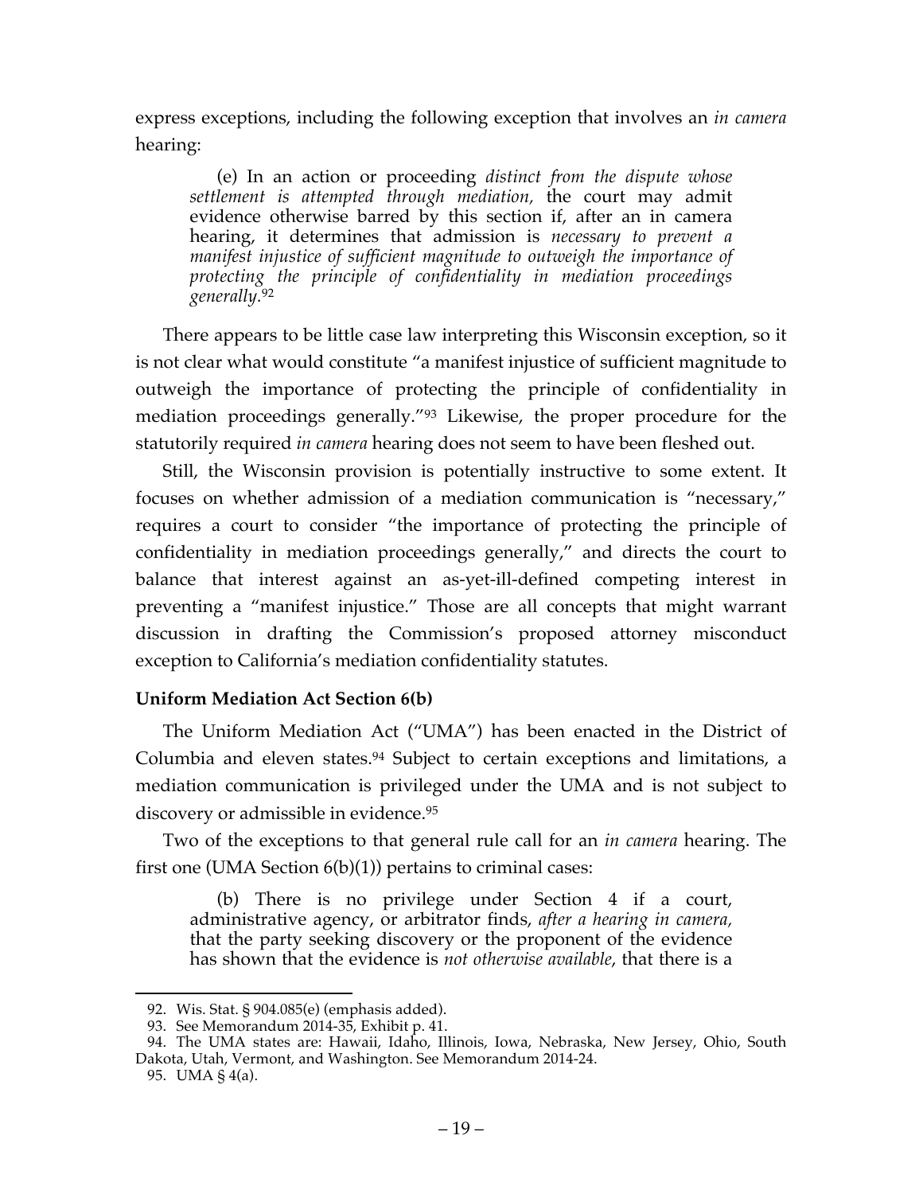express exceptions, including the following exception that involves an *in camera* hearing:

> (e) In an action or proceeding *distinct from the dispute whose settlement is attempted through mediation,* the court may admit evidence otherwise barred by this section if, after an in camera hearing, it determines that admission is *necessary to prevent a manifest injustice of sufficient magnitude to outweigh the importance of protecting the principle of confidentiality in mediation proceedings generally.*[92]

There appears to be little case law interpreting this Wisconsin exception, so it is not clear what would constitute "a manifest injustice of sufficient magnitude to outweigh the importance of protecting the principle of confidentiality in mediation proceedings generally."[93] Likewise, the proper procedure for the statutorily required *in camera* hearing does not seem to have been fleshed out.

Still, the Wisconsin provision is potentially instructive to some extent. It focuses on whether admission of a mediation communication is "necessary," requires a court to consider "the importance of protecting the principle of confidentiality in mediation proceedings generally," and directs the court to balance that interest against an as-yet-ill-defined competing interest in preventing a "manifest injustice." Those are all concepts that might warrant discussion in drafting the Commission's proposed attorney misconduct exception to California's mediation confidentiality statutes.

**Uniform Mediation Act Section 6(b)**

The Uniform Mediation Act ("UMA") has been enacted in the District of Columbia and eleven states.[94] Subject to certain exceptions and limitations, a mediation communication is privileged under the UMA and is not subject to discovery or admissible in evidence.[95]

Two of the exceptions to that general rule call for an *in camera* hearing. The first one (UMA Section 6(b)(1)) pertains to criminal cases:

> (b) There is no privilege under Section 4 if a court, administrative agency, or arbitrator finds, *after a hearing in camera,* that the party seeking discovery or the proponent of the evidence has shown that the evidence is *not otherwise available*, that there is a

---

92. Wis. Stat. § 904.085(e) (emphasis added).

93. See Memorandum 2014-35, Exhibit p. 41.

94. The UMA states are: Hawaii, Idaho, Illinois, Iowa, Nebraska, New Jersey, Ohio, South Dakota, Utah, Vermont, and Washington. See Memorandum 2014-24.

95. UMA § 4(a).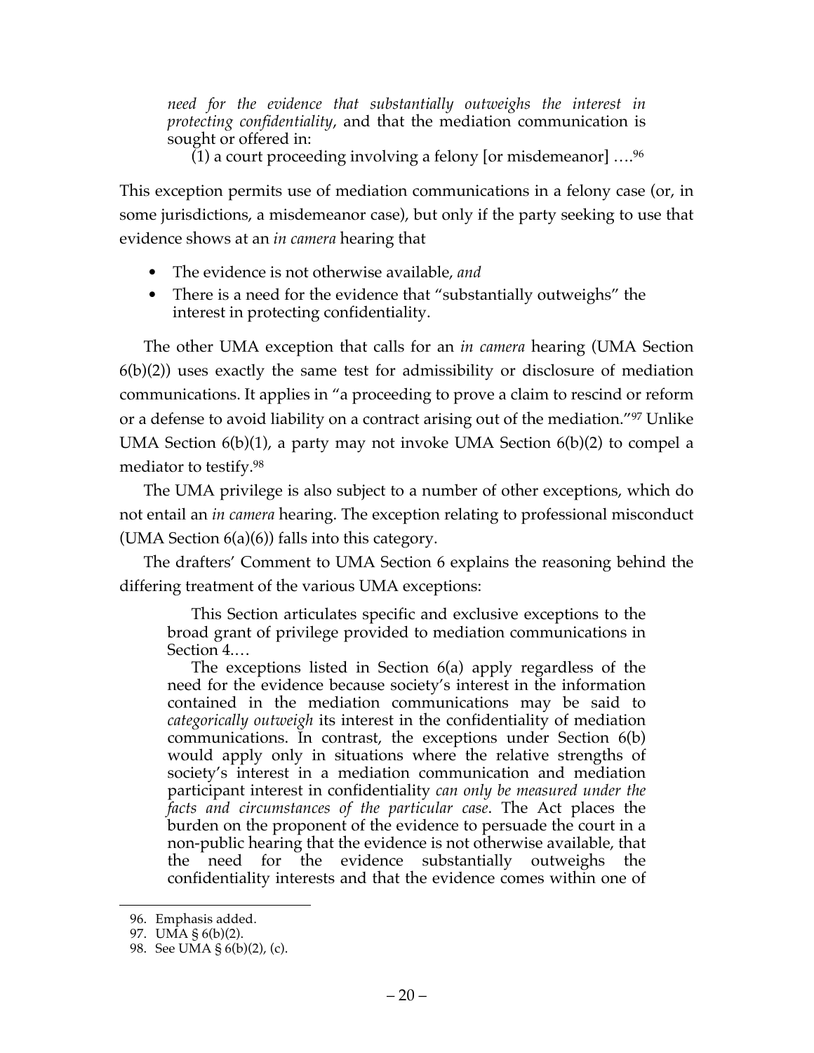> *need for the evidence that substantially outweighs the interest in protecting confidentiality*, and that the mediation communication is sought or offered in:
>
> (1) a court proceeding involving a felony [or misdemeanor] ….[96]

This exception permits use of mediation communications in a felony case (or, in some jurisdictions, a misdemeanor case), but only if the party seeking to use that evidence shows at an *in camera* hearing that

- The evidence is not otherwise available, *and*
- There is a need for the evidence that "substantially outweighs" the interest in protecting confidentiality.

The other UMA exception that calls for an *in camera* hearing (UMA Section 6(b)(2)) uses exactly the same test for admissibility or disclosure of mediation communications. It applies in "a proceeding to prove a claim to rescind or reform or a defense to avoid liability on a contract arising out of the mediation."[97] Unlike UMA Section 6(b)(1), a party may not invoke UMA Section 6(b)(2) to compel a mediator to testify.[98]

The UMA privilege is also subject to a number of other exceptions, which do not entail an *in camera* hearing. The exception relating to professional misconduct (UMA Section 6(a)(6)) falls into this category.

The drafters' Comment to UMA Section 6 explains the reasoning behind the differing treatment of the various UMA exceptions:

> This Section articulates specific and exclusive exceptions to the broad grant of privilege provided to mediation communications in Section 4.…
>
> The exceptions listed in Section 6(a) apply regardless of the need for the evidence because society's interest in the information contained in the mediation communications may be said to *categorically outweigh* its interest in the confidentiality of mediation communications. In contrast, the exceptions under Section 6(b) would apply only in situations where the relative strengths of society's interest in a mediation communication and mediation participant interest in confidentiality *can only be measured under the facts and circumstances of the particular case*. The Act places the burden on the proponent of the evidence to persuade the court in a non-public hearing that the evidence is not otherwise available, that the need for the evidence substantially outweighs the confidentiality interests and that the evidence comes within one of

96. Emphasis added.

97. UMA § 6(b)(2).

98. See UMA § 6(b)(2), (c).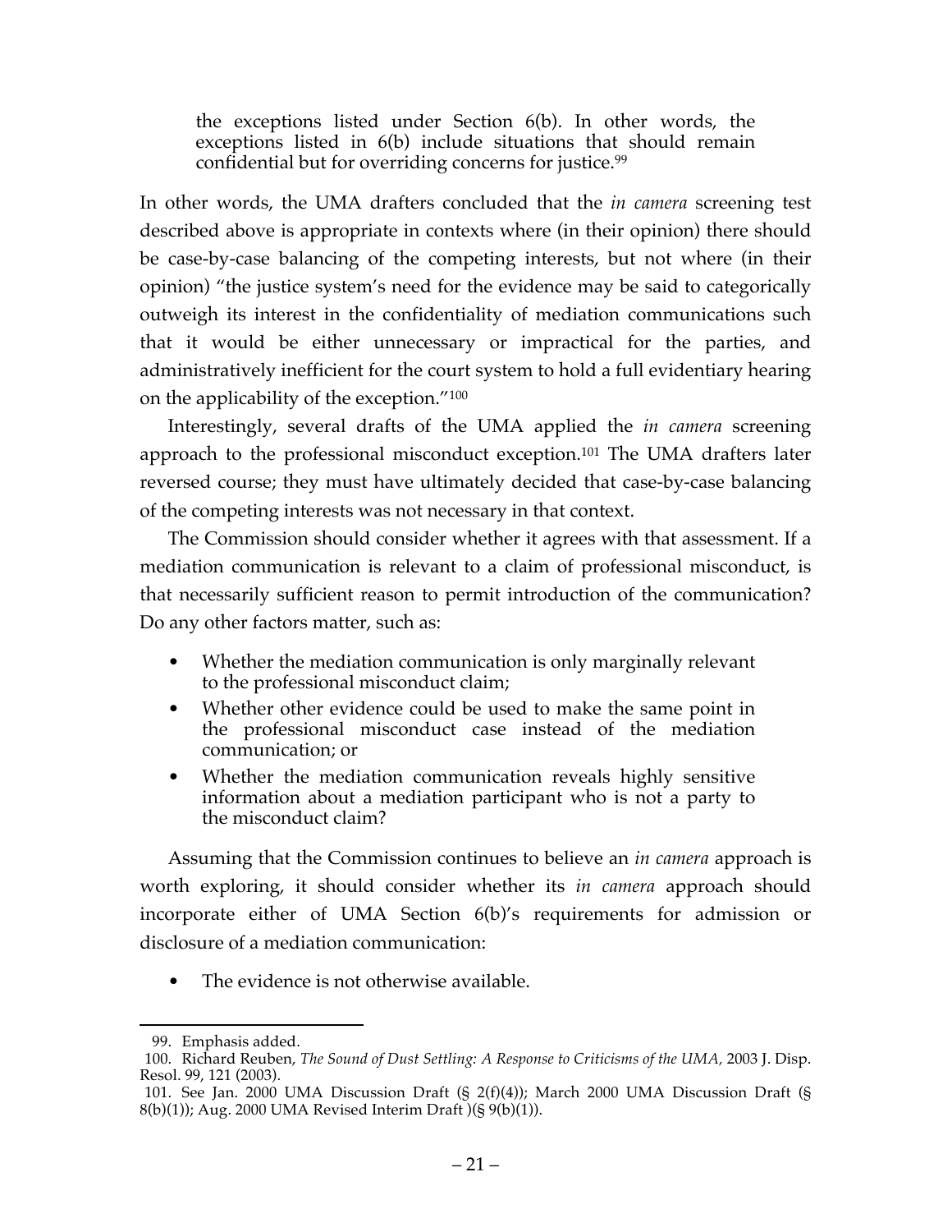> the exceptions listed under Section 6(b). In other words, the exceptions listed in 6(b) include situations that should remain confidential but for overriding concerns for justice.[99]

In other words, the UMA drafters concluded that the *in camera* screening test described above is appropriate in contexts where (in their opinion) there should be case-by-case balancing of the competing interests, but not where (in their opinion) "the justice system's need for the evidence may be said to categorically outweigh its interest in the confidentiality of mediation communications such that it would be either unnecessary or impractical for the parties, and administratively inefficient for the court system to hold a full evidentiary hearing on the applicability of the exception."[100]

Interestingly, several drafts of the UMA applied the *in camera* screening approach to the professional misconduct exception.[101] The UMA drafters later reversed course; they must have ultimately decided that case-by-case balancing of the competing interests was not necessary in that context.

The Commission should consider whether it agrees with that assessment. If a mediation communication is relevant to a claim of professional misconduct, is that necessarily sufficient reason to permit introduction of the communication? Do any other factors matter, such as:

- Whether the mediation communication is only marginally relevant to the professional misconduct claim;
- Whether other evidence could be used to make the same point in the professional misconduct case instead of the mediation communication; or
- Whether the mediation communication reveals highly sensitive information about a mediation participant who is not a party to the misconduct claim?

Assuming that the Commission continues to believe an *in camera* approach is worth exploring, it should consider whether its *in camera* approach should incorporate either of UMA Section 6(b)'s requirements for admission or disclosure of a mediation communication:

- The evidence is not otherwise available.

---

99. Emphasis added.

100. Richard Reuben, *The Sound of Dust Settling: A Response to Criticisms of the UMA,* 2003 J. Disp. Resol. 99, 121 (2003).

101. See Jan. 2000 UMA Discussion Draft (§ 2(f)(4)); March 2000 UMA Discussion Draft (§ 8(b)(1)); Aug. 2000 UMA Revised Interim Draft )(§ 9(b)(1)).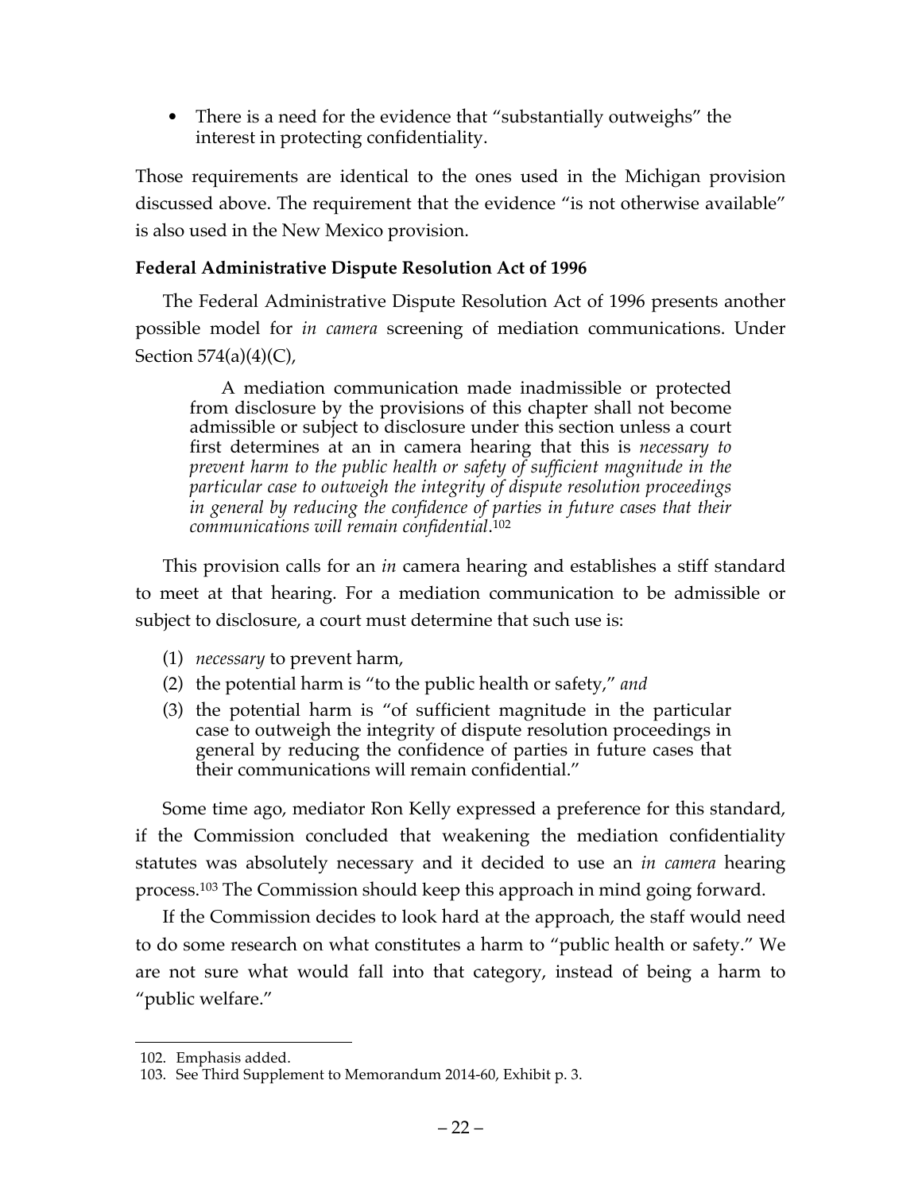- There is a need for the evidence that "substantially outweighs" the interest in protecting confidentiality.

Those requirements are identical to the ones used in the Michigan provision discussed above. The requirement that the evidence "is not otherwise available" is also used in the New Mexico provision.

**Federal Administrative Dispute Resolution Act of 1996**

The Federal Administrative Dispute Resolution Act of 1996 presents another possible model for *in camera* screening of mediation communications. Under Section 574(a)(4)(C),

> A mediation communication made inadmissible or protected from disclosure by the provisions of this chapter shall not become admissible or subject to disclosure under this section unless a court first determines at an in camera hearing that this is *necessary to prevent harm to the public health or safety of sufficient magnitude in the particular case to outweigh the integrity of dispute resolution proceedings in general by reducing the confidence of parties in future cases that their communications will remain confidential*.[102]

This provision calls for an *in* camera hearing and establishes a stiff standard to meet at that hearing. For a mediation communication to be admissible or subject to disclosure, a court must determine that such use is:

(1) *necessary* to prevent harm,
(2) the potential harm is "to the public health or safety," *and*
(3) the potential harm is "of sufficient magnitude in the particular case to outweigh the integrity of dispute resolution proceedings in general by reducing the confidence of parties in future cases that their communications will remain confidential."

Some time ago, mediator Ron Kelly expressed a preference for this standard, if the Commission concluded that weakening the mediation confidentiality statutes was absolutely necessary and it decided to use an *in camera* hearing process.[103] The Commission should keep this approach in mind going forward.

If the Commission decides to look hard at the approach, the staff would need to do some research on what constitutes a harm to "public health or safety." We are not sure what would fall into that category, instead of being a harm to "public welfare."

---

102. Emphasis added.
103. See Third Supplement to Memorandum 2014-60, Exhibit p. 3.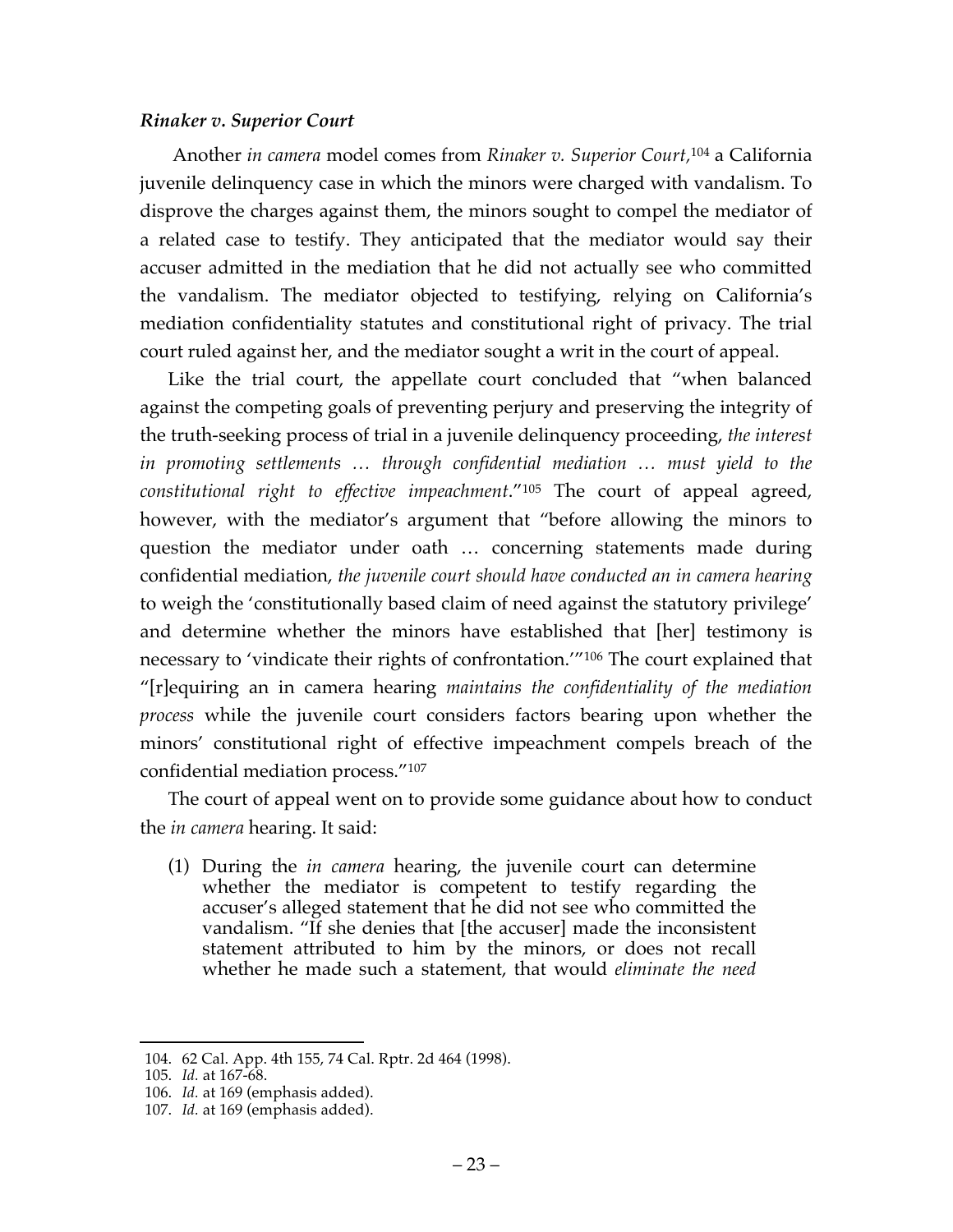### *Rinaker v. Superior Court*

Another *in camera* model comes from *Rinaker v. Superior Court*,[104] a California juvenile delinquency case in which the minors were charged with vandalism. To disprove the charges against them, the minors sought to compel the mediator of a related case to testify. They anticipated that the mediator would say their accuser admitted in the mediation that he did not actually see who committed the vandalism. The mediator objected to testifying, relying on California's mediation confidentiality statutes and constitutional right of privacy. The trial court ruled against her, and the mediator sought a writ in the court of appeal.

Like the trial court, the appellate court concluded that "when balanced against the competing goals of preventing perjury and preserving the integrity of the truth-seeking process of trial in a juvenile delinquency proceeding, *the interest in promoting settlements … through confidential mediation … must yield to the constitutional right to effective impeachment*."[105] The court of appeal agreed, however, with the mediator's argument that "before allowing the minors to question the mediator under oath … concerning statements made during confidential mediation, *the juvenile court should have conducted an in camera hearing* to weigh the 'constitutionally based claim of need against the statutory privilege' and determine whether the minors have established that [her] testimony is necessary to 'vindicate their rights of confrontation.'"[106] The court explained that "[r]equiring an in camera hearing *maintains the confidentiality of the mediation process* while the juvenile court considers factors bearing upon whether the minors' constitutional right of effective impeachment compels breach of the confidential mediation process."[107]

The court of appeal went on to provide some guidance about how to conduct the *in camera* hearing. It said:

> (1) During the *in camera* hearing, the juvenile court can determine whether the mediator is competent to testify regarding the accuser's alleged statement that he did not see who committed the vandalism. "If she denies that [the accuser] made the inconsistent statement attributed to him by the minors, or does not recall whether he made such a statement, that would *eliminate the need*

---

104. 62 Cal. App. 4th 155, 74 Cal. Rptr. 2d 464 (1998).

105. *Id.* at 167-68.

106. *Id.* at 169 (emphasis added).

107. *Id.* at 169 (emphasis added).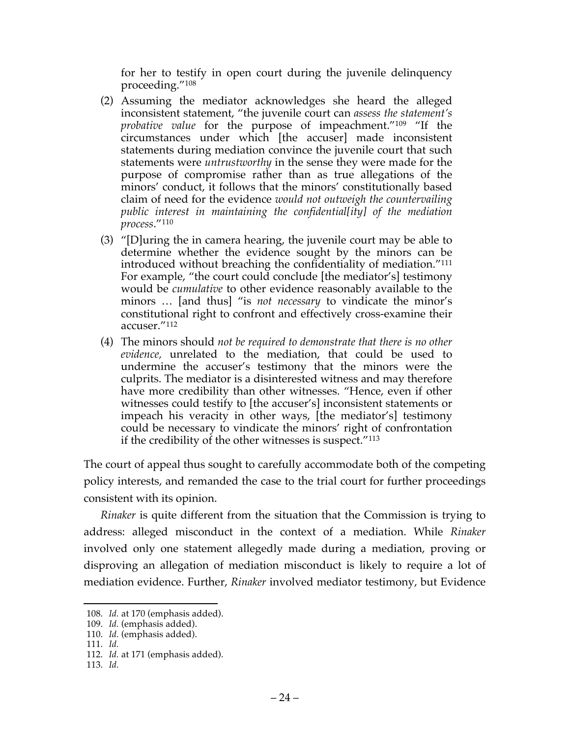for her to testify in open court during the juvenile delinquency proceeding."[108]

(2) Assuming the mediator acknowledges she heard the alleged inconsistent statement, "the juvenile court can *assess the statement's probative value* for the purpose of impeachment."[109] "If the circumstances under which [the accuser] made inconsistent statements during mediation convince the juvenile court that such statements were *untrustworthy* in the sense they were made for the purpose of compromise rather than as true allegations of the minors' conduct, it follows that the minors' constitutionally based claim of need for the evidence *would not outweigh the countervailing public interest in maintaining the confidential[ity] of the mediation process*."[110]

(3) "[D]uring the in camera hearing, the juvenile court may be able to determine whether the evidence sought by the minors can be introduced without breaching the confidentiality of mediation."[111] For example, "the court could conclude [the mediator's] testimony would be *cumulative* to other evidence reasonably available to the minors … [and thus] "is *not necessary* to vindicate the minor's constitutional right to confront and effectively cross-examine their accuser."[112]

(4) The minors should *not be required to demonstrate that there is no other evidence,* unrelated to the mediation, that could be used to undermine the accuser's testimony that the minors were the culprits. The mediator is a disinterested witness and may therefore have more credibility than other witnesses. "Hence, even if other witnesses could testify to [the accuser's] inconsistent statements or impeach his veracity in other ways, [the mediator's] testimony could be necessary to vindicate the minors' right of confrontation if the credibility of the other witnesses is suspect."[113]

The court of appeal thus sought to carefully accommodate both of the competing policy interests, and remanded the case to the trial court for further proceedings consistent with its opinion.

*Rinaker* is quite different from the situation that the Commission is trying to address: alleged misconduct in the context of a mediation. While *Rinaker* involved only one statement allegedly made during a mediation, proving or disproving an allegation of mediation misconduct is likely to require a lot of mediation evidence. Further, *Rinaker* involved mediator testimony, but Evidence

---

108. *Id.* at 170 (emphasis added).

109. *Id.* (emphasis added).

110. *Id.* (emphasis added).

111. *Id.*

112. *Id.* at 171 (emphasis added).

113. *Id.*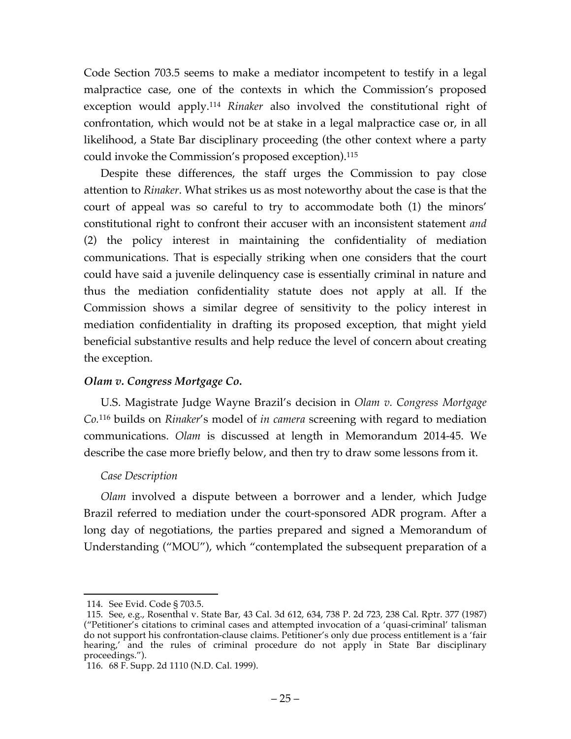Code Section 703.5 seems to make a mediator incompetent to testify in a legal malpractice case, one of the contexts in which the Commission's proposed exception would apply.[114] *Rinaker* also involved the constitutional right of confrontation, which would not be at stake in a legal malpractice case or, in all likelihood, a State Bar disciplinary proceeding (the other context where a party could invoke the Commission's proposed exception).[115]

Despite these differences, the staff urges the Commission to pay close attention to *Rinaker*. What strikes us as most noteworthy about the case is that the court of appeal was so careful to try to accommodate both (1) the minors' constitutional right to confront their accuser with an inconsistent statement *and* (2) the policy interest in maintaining the confidentiality of mediation communications. That is especially striking when one considers that the court could have said a juvenile delinquency case is essentially criminal in nature and thus the mediation confidentiality statute does not apply at all. If the Commission shows a similar degree of sensitivity to the policy interest in mediation confidentiality in drafting its proposed exception, that might yield beneficial substantive results and help reduce the level of concern about creating the exception.

### *Olam v. Congress Mortgage Co.*

U.S. Magistrate Judge Wayne Brazil's decision in *Olam v. Congress Mortgage Co.*[116] builds on *Rinaker*'s model of *in camera* screening with regard to mediation communications. *Olam* is discussed at length in Memorandum 2014-45. We describe the case more briefly below, and then try to draw some lessons from it.

#### *Case Description*

*Olam* involved a dispute between a borrower and a lender, which Judge Brazil referred to mediation under the court-sponsored ADR program. After a long day of negotiations, the parties prepared and signed a Memorandum of Understanding ("MOU"), which "contemplated the subsequent preparation of a

---

114. See Evid. Code § 703.5.

115. See, e.g., Rosenthal v. State Bar, 43 Cal. 3d 612, 634, 738 P. 2d 723, 238 Cal. Rptr. 377 (1987) ("Petitioner's citations to criminal cases and attempted invocation of a 'quasi-criminal' talisman do not support his confrontation-clause claims. Petitioner's only due process entitlement is a 'fair hearing,' and the rules of criminal procedure do not apply in State Bar disciplinary proceedings.").

116. 68 F. Supp. 2d 1110 (N.D. Cal. 1999).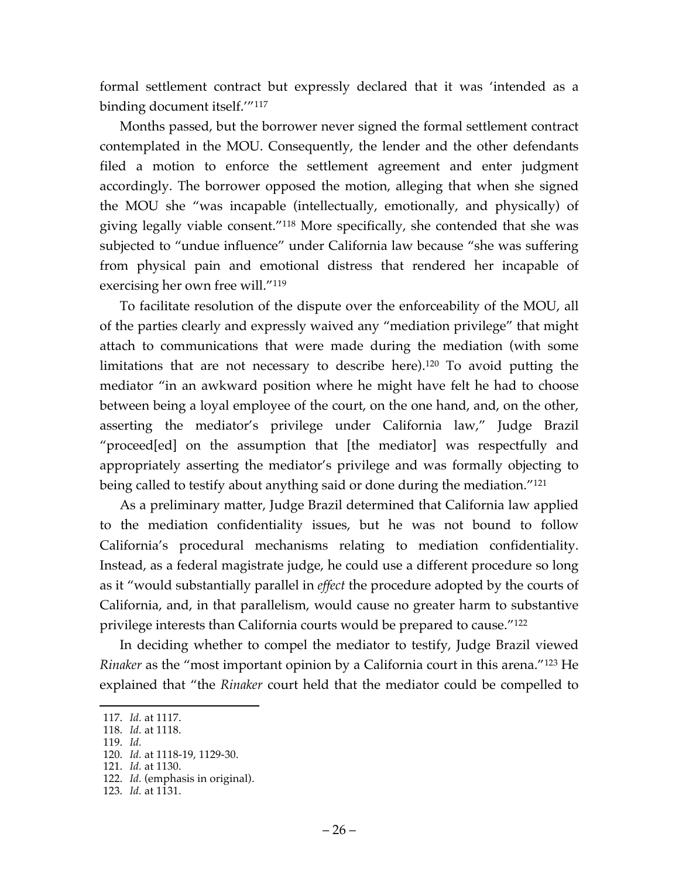formal settlement contract but expressly declared that it was 'intended as a binding document itself.'"[117]

Months passed, but the borrower never signed the formal settlement contract contemplated in the MOU. Consequently, the lender and the other defendants filed a motion to enforce the settlement agreement and enter judgment accordingly. The borrower opposed the motion, alleging that when she signed the MOU she "was incapable (intellectually, emotionally, and physically) of giving legally viable consent."[118] More specifically, she contended that she was subjected to "undue influence" under California law because "she was suffering from physical pain and emotional distress that rendered her incapable of exercising her own free will."[119]

To facilitate resolution of the dispute over the enforceability of the MOU, all of the parties clearly and expressly waived any "mediation privilege" that might attach to communications that were made during the mediation (with some limitations that are not necessary to describe here).[120] To avoid putting the mediator "in an awkward position where he might have felt he had to choose between being a loyal employee of the court, on the one hand, and, on the other, asserting the mediator's privilege under California law," Judge Brazil "proceed[ed] on the assumption that [the mediator] was respectfully and appropriately asserting the mediator's privilege and was formally objecting to being called to testify about anything said or done during the mediation."[121]

As a preliminary matter, Judge Brazil determined that California law applied to the mediation confidentiality issues, but he was not bound to follow California's procedural mechanisms relating to mediation confidentiality. Instead, as a federal magistrate judge, he could use a different procedure so long as it "would substantially parallel in *effect* the procedure adopted by the courts of California, and, in that parallelism, would cause no greater harm to substantive privilege interests than California courts would be prepared to cause."[122]

In deciding whether to compel the mediator to testify, Judge Brazil viewed *Rinaker* as the "most important opinion by a California court in this arena."[123] He explained that "the *Rinaker* court held that the mediator could be compelled to

---

117. *Id.* at 1117.
118. *Id.* at 1118.
119. *Id.*
120. *Id.* at 1118-19, 1129-30.
121. *Id.* at 1130.
122. *Id.* (emphasis in original).
123. *Id.* at 1131.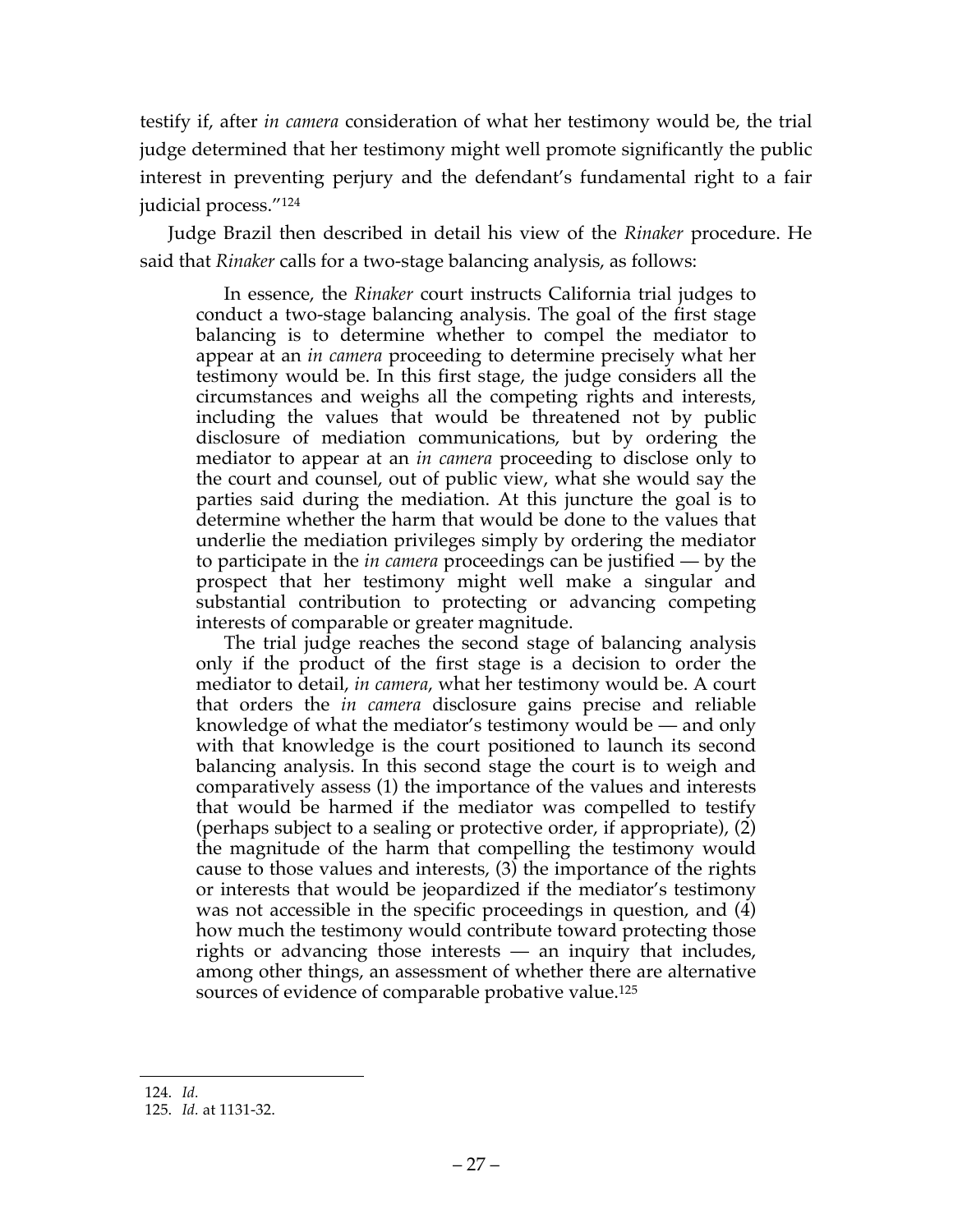testify if, after *in camera* consideration of what her testimony would be, the trial judge determined that her testimony might well promote significantly the public interest in preventing perjury and the defendant's fundamental right to a fair judicial process."[124]

Judge Brazil then described in detail his view of the *Rinaker* procedure. He said that *Rinaker* calls for a two-stage balancing analysis, as follows:

> In essence, the *Rinaker* court instructs California trial judges to conduct a two-stage balancing analysis. The goal of the first stage balancing is to determine whether to compel the mediator to appear at an *in camera* proceeding to determine precisely what her testimony would be. In this first stage, the judge considers all the circumstances and weighs all the competing rights and interests, including the values that would be threatened not by public disclosure of mediation communications, but by ordering the mediator to appear at an *in camera* proceeding to disclose only to the court and counsel, out of public view, what she would say the parties said during the mediation. At this juncture the goal is to determine whether the harm that would be done to the values that underlie the mediation privileges simply by ordering the mediator to participate in the *in camera* proceedings can be justified — by the prospect that her testimony might well make a singular and substantial contribution to protecting or advancing competing interests of comparable or greater magnitude.
>
> The trial judge reaches the second stage of balancing analysis only if the product of the first stage is a decision to order the mediator to detail, *in camera*, what her testimony would be. A court that orders the *in camera* disclosure gains precise and reliable knowledge of what the mediator's testimony would be — and only with that knowledge is the court positioned to launch its second balancing analysis. In this second stage the court is to weigh and comparatively assess (1) the importance of the values and interests that would be harmed if the mediator was compelled to testify (perhaps subject to a sealing or protective order, if appropriate), (2) the magnitude of the harm that compelling the testimony would cause to those values and interests, (3) the importance of the rights or interests that would be jeopardized if the mediator's testimony was not accessible in the specific proceedings in question, and (4) how much the testimony would contribute toward protecting those rights or advancing those interests — an inquiry that includes, among other things, an assessment of whether there are alternative sources of evidence of comparable probative value.[125]

---

124. *Id.*

125. *Id.* at 1131-32.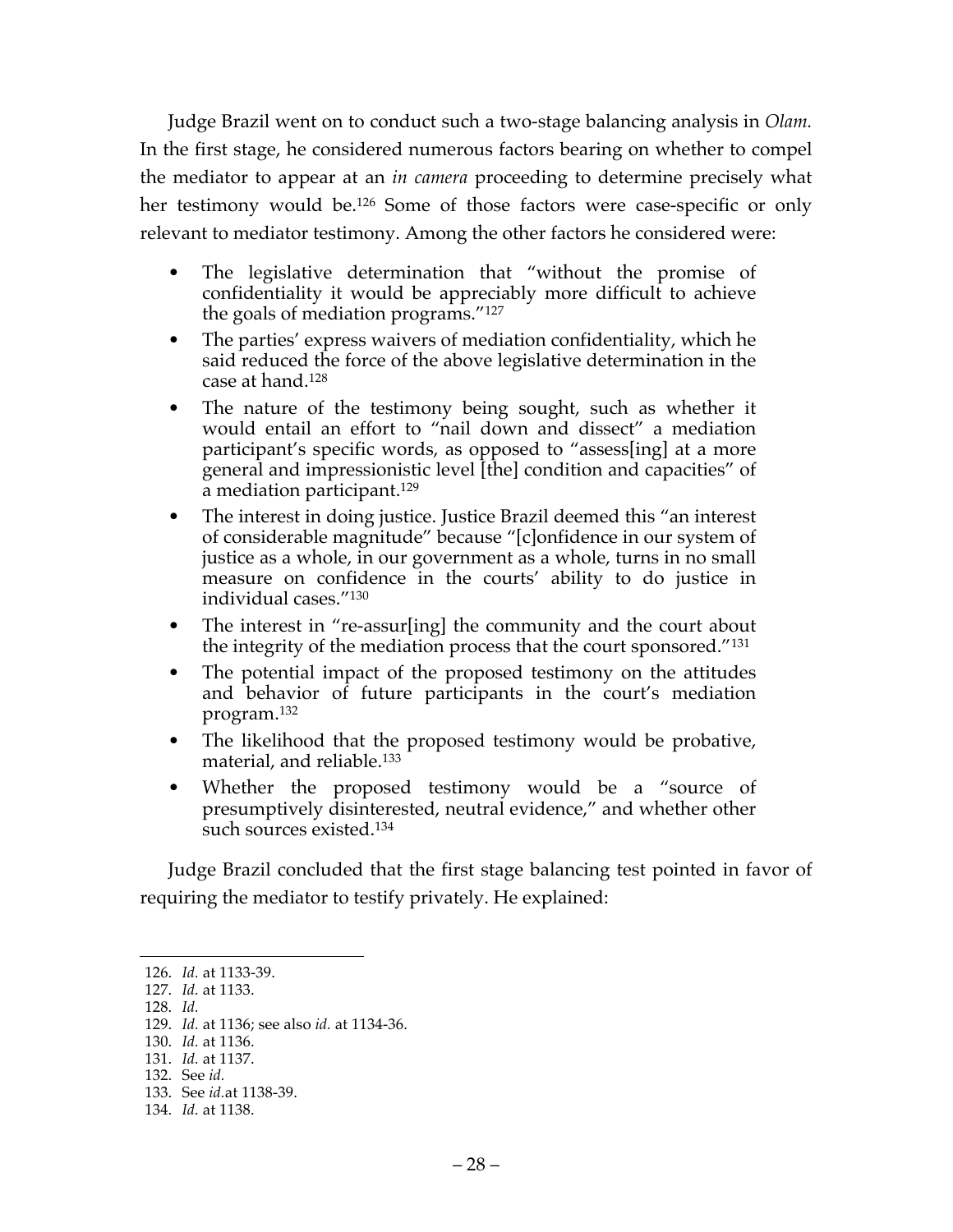Judge Brazil went on to conduct such a two-stage balancing analysis in *Olam.* In the first stage, he considered numerous factors bearing on whether to compel the mediator to appear at an *in camera* proceeding to determine precisely what her testimony would be.[126] Some of those factors were case-specific or only relevant to mediator testimony. Among the other factors he considered were:

- The legislative determination that "without the promise of confidentiality it would be appreciably more difficult to achieve the goals of mediation programs."[127]
- The parties' express waivers of mediation confidentiality, which he said reduced the force of the above legislative determination in the case at hand.[128]
- The nature of the testimony being sought, such as whether it would entail an effort to "nail down and dissect" a mediation participant's specific words, as opposed to "assess[ing] at a more general and impressionistic level [the] condition and capacities" of a mediation participant.[129]
- The interest in doing justice. Justice Brazil deemed this "an interest of considerable magnitude" because "[c]onfidence in our system of justice as a whole, in our government as a whole, turns in no small measure on confidence in the courts' ability to do justice in individual cases."[130]
- The interest in "re-assur[ing] the community and the court about the integrity of the mediation process that the court sponsored."[131]
- The potential impact of the proposed testimony on the attitudes and behavior of future participants in the court's mediation program.[132]
- The likelihood that the proposed testimony would be probative, material, and reliable.[133]
- Whether the proposed testimony would be a "source of presumptively disinterested, neutral evidence," and whether other such sources existed.[134]

Judge Brazil concluded that the first stage balancing test pointed in favor of requiring the mediator to testify privately. He explained:

---

126. *Id.* at 1133-39.
127. *Id.* at 1133.
128. *Id.*
129. *Id.* at 1136; see also *id.* at 1134-36.
130. *Id.* at 1136.
131. *Id.* at 1137.
132. See *id.*
133. See *id.*at 1138-39.
134. *Id.* at 1138.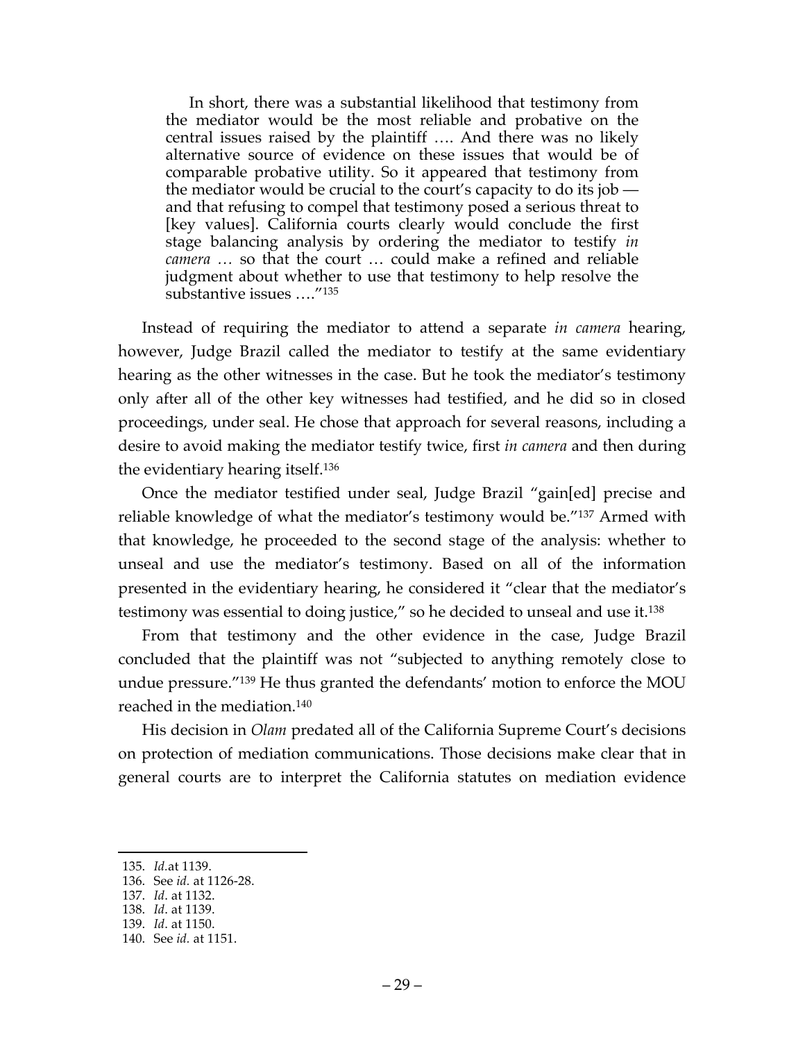> In short, there was a substantial likelihood that testimony from the mediator would be the most reliable and probative on the central issues raised by the plaintiff …. And there was no likely alternative source of evidence on these issues that would be of comparable probative utility. So it appeared that testimony from the mediator would be crucial to the court's capacity to do its job — and that refusing to compel that testimony posed a serious threat to [key values]. California courts clearly would conclude the first stage balancing analysis by ordering the mediator to testify *in camera …* so that the court … could make a refined and reliable judgment about whether to use that testimony to help resolve the substantive issues …."[135]

Instead of requiring the mediator to attend a separate *in camera* hearing, however, Judge Brazil called the mediator to testify at the same evidentiary hearing as the other witnesses in the case. But he took the mediator's testimony only after all of the other key witnesses had testified, and he did so in closed proceedings, under seal. He chose that approach for several reasons, including a desire to avoid making the mediator testify twice, first *in camera* and then during the evidentiary hearing itself.[136]

Once the mediator testified under seal, Judge Brazil "gain[ed] precise and reliable knowledge of what the mediator's testimony would be."[137] Armed with that knowledge, he proceeded to the second stage of the analysis: whether to unseal and use the mediator's testimony. Based on all of the information presented in the evidentiary hearing, he considered it "clear that the mediator's testimony was essential to doing justice," so he decided to unseal and use it.[138]

From that testimony and the other evidence in the case, Judge Brazil concluded that the plaintiff was not "subjected to anything remotely close to undue pressure."[139] He thus granted the defendants' motion to enforce the MOU reached in the mediation.[140]

His decision in *Olam* predated all of the California Supreme Court's decisions on protection of mediation communications. Those decisions make clear that in general courts are to interpret the California statutes on mediation evidence

---

135. *Id.*at 1139.
136. See *id.* at 1126-28.
137. *Id*. at 1132.
138. *Id*. at 1139.
139. *Id*. at 1150.
140. See *id.* at 1151.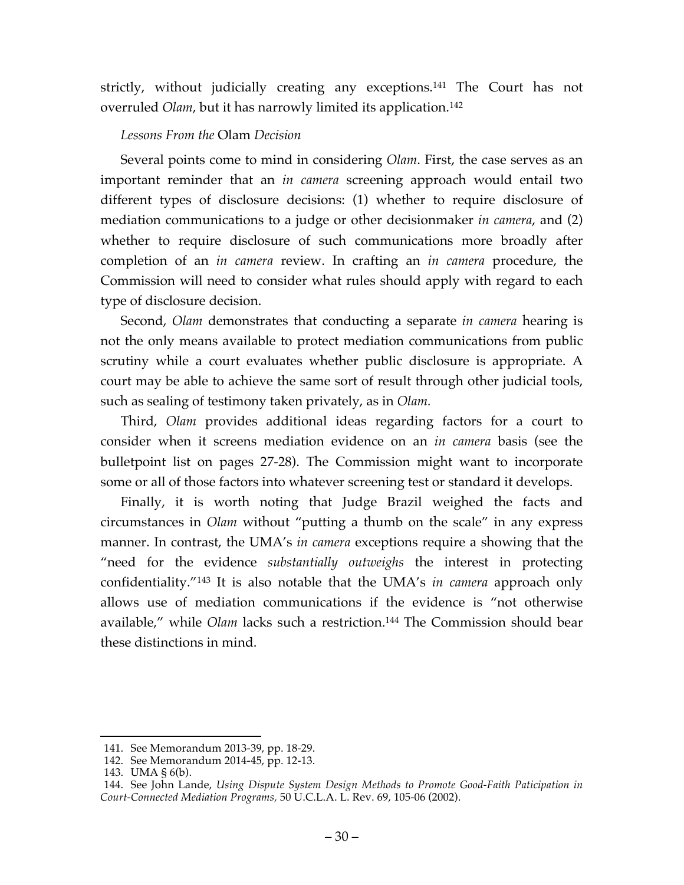strictly, without judicially creating any exceptions.[141] The Court has not overruled *Olam*, but it has narrowly limited its application.[142]

*Lessons From the* Olam *Decision*

Several points come to mind in considering *Olam*. First, the case serves as an important reminder that an *in camera* screening approach would entail two different types of disclosure decisions: (1) whether to require disclosure of mediation communications to a judge or other decisionmaker *in camera*, and (2) whether to require disclosure of such communications more broadly after completion of an *in camera* review. In crafting an *in camera* procedure, the Commission will need to consider what rules should apply with regard to each type of disclosure decision.

Second, *Olam* demonstrates that conducting a separate *in camera* hearing is not the only means available to protect mediation communications from public scrutiny while a court evaluates whether public disclosure is appropriate. A court may be able to achieve the same sort of result through other judicial tools, such as sealing of testimony taken privately, as in *Olam.*

Third, *Olam* provides additional ideas regarding factors for a court to consider when it screens mediation evidence on an *in camera* basis (see the bulletpoint list on pages 27-28). The Commission might want to incorporate some or all of those factors into whatever screening test or standard it develops.

Finally, it is worth noting that Judge Brazil weighed the facts and circumstances in *Olam* without "putting a thumb on the scale" in any express manner. In contrast, the UMA's *in camera* exceptions require a showing that the "need for the evidence *substantially outweighs* the interest in protecting confidentiality."[143] It is also notable that the UMA's *in camera* approach only allows use of mediation communications if the evidence is "not otherwise available," while *Olam* lacks such a restriction.[144] The Commission should bear these distinctions in mind.

---

141. See Memorandum 2013-39, pp. 18-29.

142. See Memorandum 2014-45, pp. 12-13.

143. UMA § 6(b).

144. See John Lande, *Using Dispute System Design Methods to Promote Good-Faith Paticipation in Court-Connected Mediation Programs,* 50 U.C.L.A. L. Rev. 69, 105-06 (2002).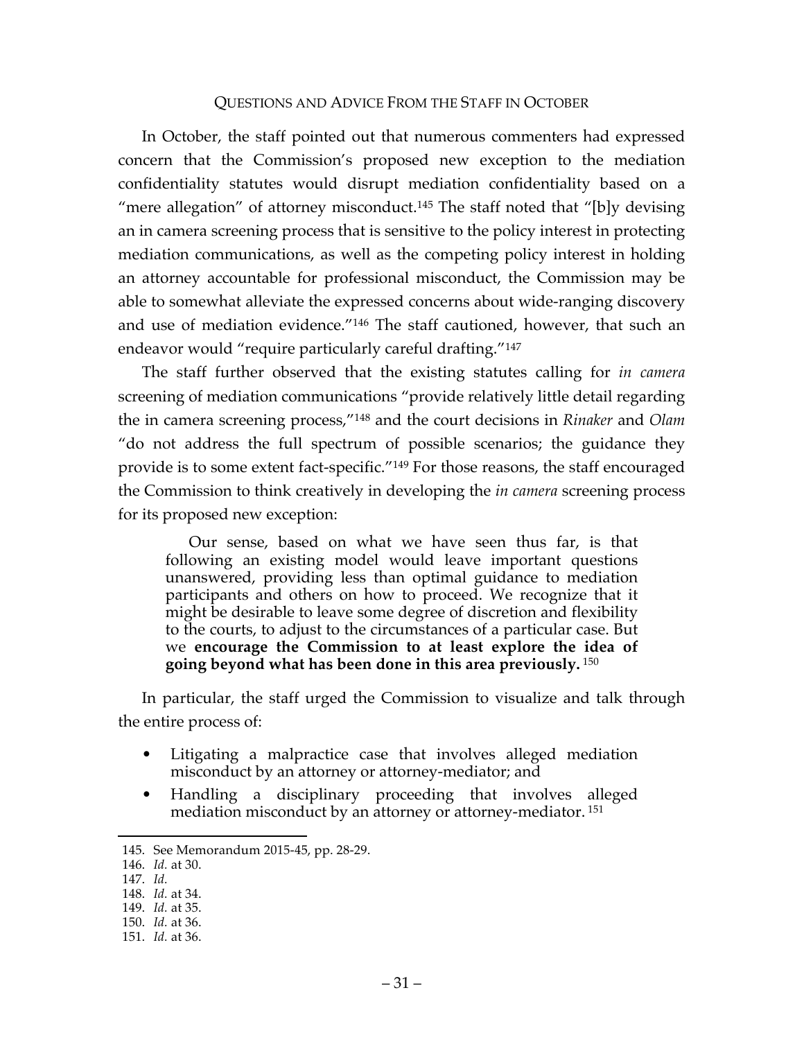### QUESTIONS AND ADVICE FROM THE STAFF IN OCTOBER

In October, the staff pointed out that numerous commenters had expressed concern that the Commission's proposed new exception to the mediation confidentiality statutes would disrupt mediation confidentiality based on a "mere allegation" of attorney misconduct.[145] The staff noted that "[b]y devising an in camera screening process that is sensitive to the policy interest in protecting mediation communications, as well as the competing policy interest in holding an attorney accountable for professional misconduct, the Commission may be able to somewhat alleviate the expressed concerns about wide-ranging discovery and use of mediation evidence."[146] The staff cautioned, however, that such an endeavor would "require particularly careful drafting."[147]

The staff further observed that the existing statutes calling for *in camera* screening of mediation communications "provide relatively little detail regarding the in camera screening process,"[148] and the court decisions in *Rinaker* and *Olam* "do not address the full spectrum of possible scenarios; the guidance they provide is to some extent fact-specific."[149] For those reasons, the staff encouraged the Commission to think creatively in developing the *in camera* screening process for its proposed new exception:

> Our sense, based on what we have seen thus far, is that following an existing model would leave important questions unanswered, providing less than optimal guidance to mediation participants and others on how to proceed. We recognize that it might be desirable to leave some degree of discretion and flexibility to the courts, to adjust to the circumstances of a particular case. But we **encourage the Commission to at least explore the idea of going beyond what has been done in this area previously.**[150]

In particular, the staff urged the Commission to visualize and talk through the entire process of:

- Litigating a malpractice case that involves alleged mediation misconduct by an attorney or attorney-mediator; and
- Handling a disciplinary proceeding that involves alleged mediation misconduct by an attorney or attorney-mediator.[151]

---

145. See Memorandum 2015-45, pp. 28-29.
146. *Id.* at 30.
147. *Id.*
148. *Id.* at 34.
149. *Id.* at 35.
150. *Id.* at 36.
151. *Id.* at 36.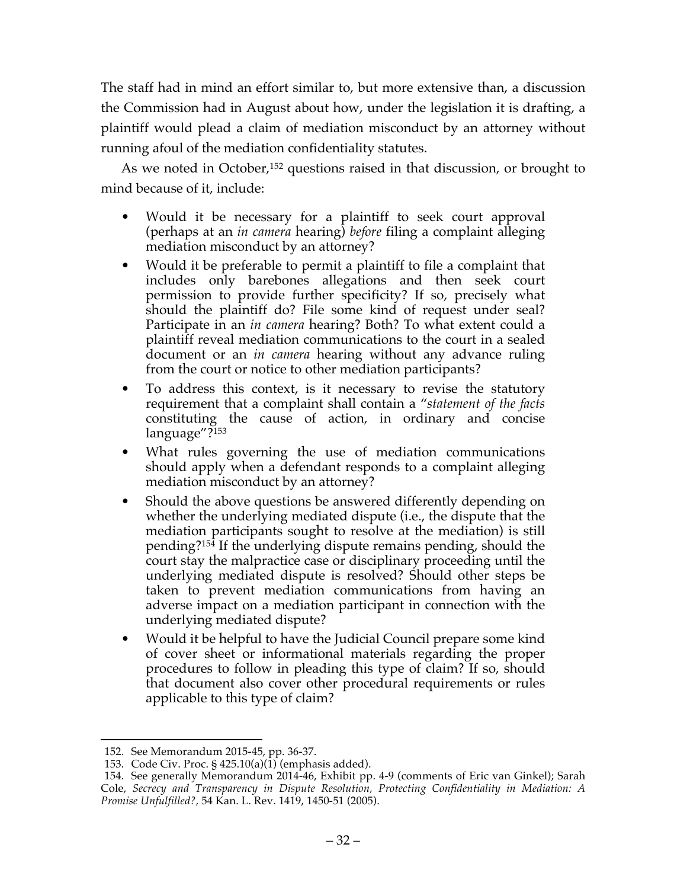The staff had in mind an effort similar to, but more extensive than, a discussion the Commission had in August about how, under the legislation it is drafting, a plaintiff would plead a claim of mediation misconduct by an attorney without running afoul of the mediation confidentiality statutes.

As we noted in October,[152] questions raised in that discussion, or brought to mind because of it, include:

- Would it be necessary for a plaintiff to seek court approval (perhaps at an *in camera* hearing) *before* filing a complaint alleging mediation misconduct by an attorney?
- Would it be preferable to permit a plaintiff to file a complaint that includes only barebones allegations and then seek court permission to provide further specificity? If so, precisely what should the plaintiff do? File some kind of request under seal? Participate in an *in camera* hearing? Both? To what extent could a plaintiff reveal mediation communications to the court in a sealed document or an *in camera* hearing without any advance ruling from the court or notice to other mediation participants?
- To address this context, is it necessary to revise the statutory requirement that a complaint shall contain a "*statement of the facts* constituting the cause of action, in ordinary and concise language"?[153]
- What rules governing the use of mediation communications should apply when a defendant responds to a complaint alleging mediation misconduct by an attorney?
- Should the above questions be answered differently depending on whether the underlying mediated dispute (i.e., the dispute that the mediation participants sought to resolve at the mediation) is still pending?[154] If the underlying dispute remains pending, should the court stay the malpractice case or disciplinary proceeding until the underlying mediated dispute is resolved? Should other steps be taken to prevent mediation communications from having an adverse impact on a mediation participant in connection with the underlying mediated dispute?
- Would it be helpful to have the Judicial Council prepare some kind of cover sheet or informational materials regarding the proper procedures to follow in pleading this type of claim? If so, should that document also cover other procedural requirements or rules applicable to this type of claim?

---

152. See Memorandum 2015-45, pp. 36-37.

153. Code Civ. Proc. § 425.10(a)(1) (emphasis added).

154. See generally Memorandum 2014-46, Exhibit pp. 4-9 (comments of Eric van Ginkel); Sarah Cole, *Secrecy and Transparency in Dispute Resolution, Protecting Confidentiality in Mediation: A Promise Unfulfilled?*, 54 Kan. L. Rev. 1419, 1450-51 (2005).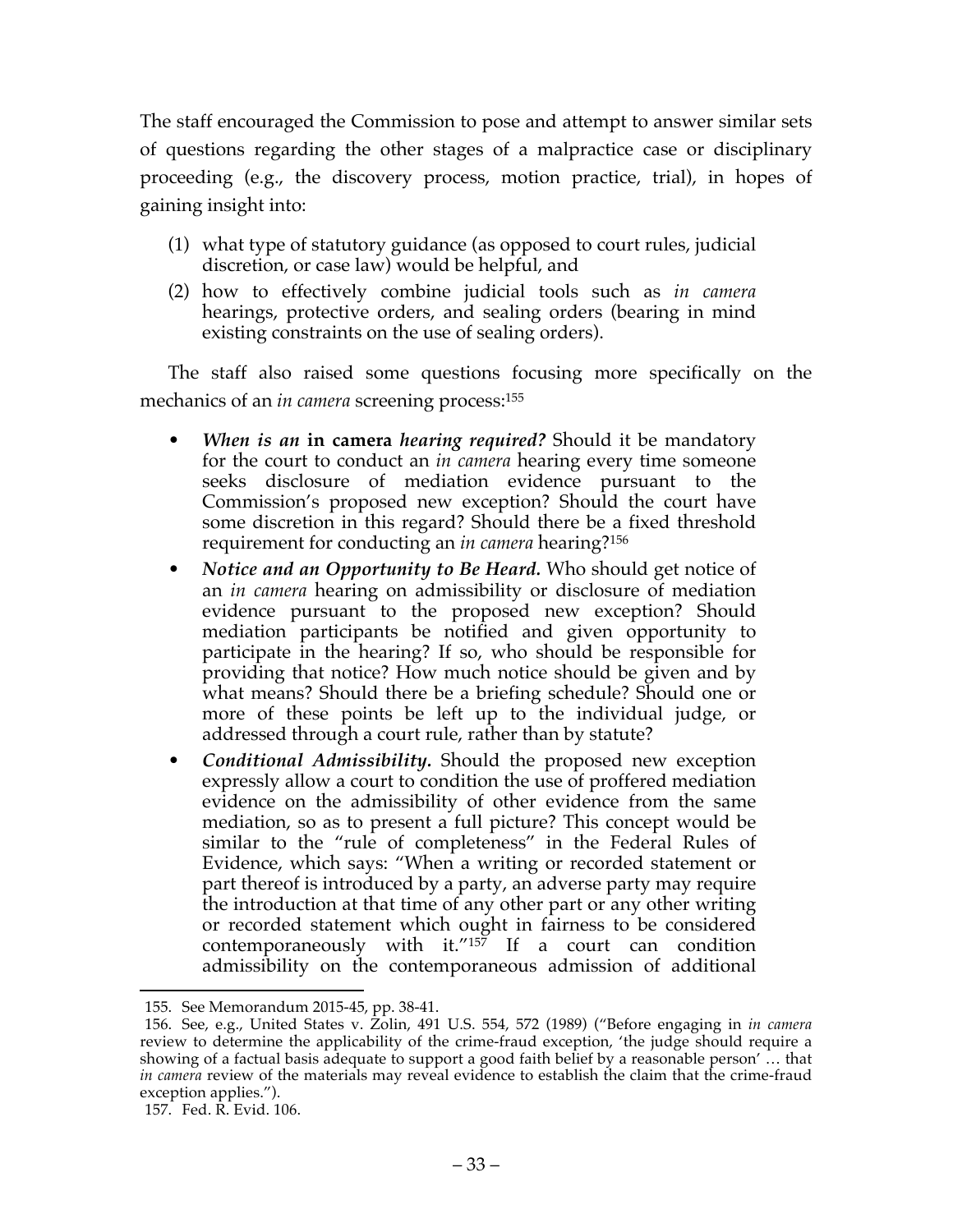The staff encouraged the Commission to pose and attempt to answer similar sets of questions regarding the other stages of a malpractice case or disciplinary proceeding (e.g., the discovery process, motion practice, trial), in hopes of gaining insight into:

(1) what type of statutory guidance (as opposed to court rules, judicial discretion, or case law) would be helpful, and
(2) how to effectively combine judicial tools such as *in camera* hearings, protective orders, and sealing orders (bearing in mind existing constraints on the use of sealing orders).

The staff also raised some questions focusing more specifically on the mechanics of an *in camera* screening process:[155]

- ***When is an* in camera *hearing required?*** Should it be mandatory for the court to conduct an *in camera* hearing every time someone seeks disclosure of mediation evidence pursuant to the Commission's proposed new exception? Should the court have some discretion in this regard? Should there be a fixed threshold requirement for conducting an *in camera* hearing?[156]
- ***Notice and an Opportunity to Be Heard.*** Who should get notice of an *in camera* hearing on admissibility or disclosure of mediation evidence pursuant to the proposed new exception? Should mediation participants be notified and given opportunity to participate in the hearing? If so, who should be responsible for providing that notice? How much notice should be given and by what means? Should there be a briefing schedule? Should one or more of these points be left up to the individual judge, or addressed through a court rule, rather than by statute?
- ***Conditional Admissibility.*** Should the proposed new exception expressly allow a court to condition the use of proffered mediation evidence on the admissibility of other evidence from the same mediation, so as to present a full picture? This concept would be similar to the "rule of completeness" in the Federal Rules of Evidence, which says: "When a writing or recorded statement or part thereof is introduced by a party, an adverse party may require the introduction at that time of any other part or any other writing or recorded statement which ought in fairness to be considered contemporaneously with it."[157] If a court can condition admissibility on the contemporaneous admission of additional

---

155. See Memorandum 2015-45, pp. 38-41.

156. See, e.g., United States v. Zolin, 491 U.S. 554, 572 (1989) ("Before engaging in *in camera* review to determine the applicability of the crime-fraud exception, 'the judge should require a showing of a factual basis adequate to support a good faith belief by a reasonable person' … that *in camera* review of the materials may reveal evidence to establish the claim that the crime-fraud exception applies.").

157. Fed. R. Evid. 106.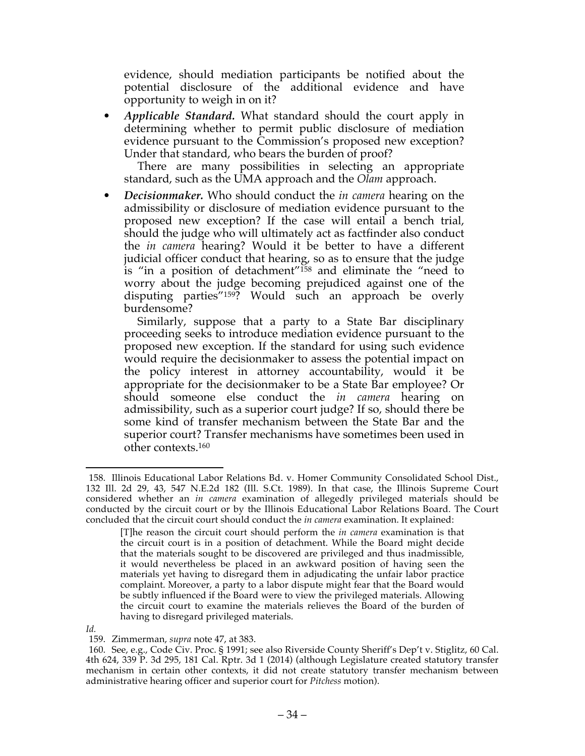evidence, should mediation participants be notified about the potential disclosure of the additional evidence and have opportunity to weigh in on it?

- ***Applicable Standard.*** What standard should the court apply in determining whether to permit public disclosure of mediation evidence pursuant to the Commission's proposed new exception? Under that standard, who bears the burden of proof?

  There are many possibilities in selecting an appropriate standard, such as the UMA approach and the *Olam* approach.

- ***Decisionmaker.*** Who should conduct the *in camera* hearing on the admissibility or disclosure of mediation evidence pursuant to the proposed new exception? If the case will entail a bench trial, should the judge who will ultimately act as factfinder also conduct the *in camera* hearing? Would it be better to have a different judicial officer conduct that hearing, so as to ensure that the judge is "in a position of detachment"[158] and eliminate the "need to worry about the judge becoming prejudiced against one of the disputing parties"[159]? Would such an approach be overly burdensome?

  Similarly, suppose that a party to a State Bar disciplinary proceeding seeks to introduce mediation evidence pursuant to the proposed new exception. If the standard for using such evidence would require the decisionmaker to assess the potential impact on the policy interest in attorney accountability, would it be appropriate for the decisionmaker to be a State Bar employee? Or should someone else conduct the *in camera* hearing on admissibility, such as a superior court judge? If so, should there be some kind of transfer mechanism between the State Bar and the superior court? Transfer mechanisms have sometimes been used in other contexts.[160]

---

158. Illinois Educational Labor Relations Bd. v. Homer Community Consolidated School Dist., 132 Ill. 2d 29, 43, 547 N.E.2d 182 (Ill. S.Ct. 1989). In that case, the Illinois Supreme Court considered whether an *in camera* examination of allegedly privileged materials should be conducted by the circuit court or by the Illinois Educational Labor Relations Board. The Court concluded that the circuit court should conduct the *in camera* examination. It explained:

> [T]he reason the circuit court should perform the *in camera* examination is that the circuit court is in a position of detachment. While the Board might decide that the materials sought to be discovered are privileged and thus inadmissible, it would nevertheless be placed in an awkward position of having seen the materials yet having to disregard them in adjudicating the unfair labor practice complaint. Moreover, a party to a labor dispute might fear that the Board would be subtly influenced if the Board were to view the privileged materials. Allowing the circuit court to examine the materials relieves the Board of the burden of having to disregard privileged materials.

*Id.*

159. Zimmerman, *supra* note 47, at 383.

160. See, e.g., Code Civ. Proc. § 1991; see also Riverside County Sheriff's Dep't v. Stiglitz, 60 Cal. 4th 624, 339 P. 3d 295, 181 Cal. Rptr. 3d 1 (2014) (although Legislature created statutory transfer mechanism in certain other contexts, it did not create statutory transfer mechanism between administrative hearing officer and superior court for *Pitchess* motion).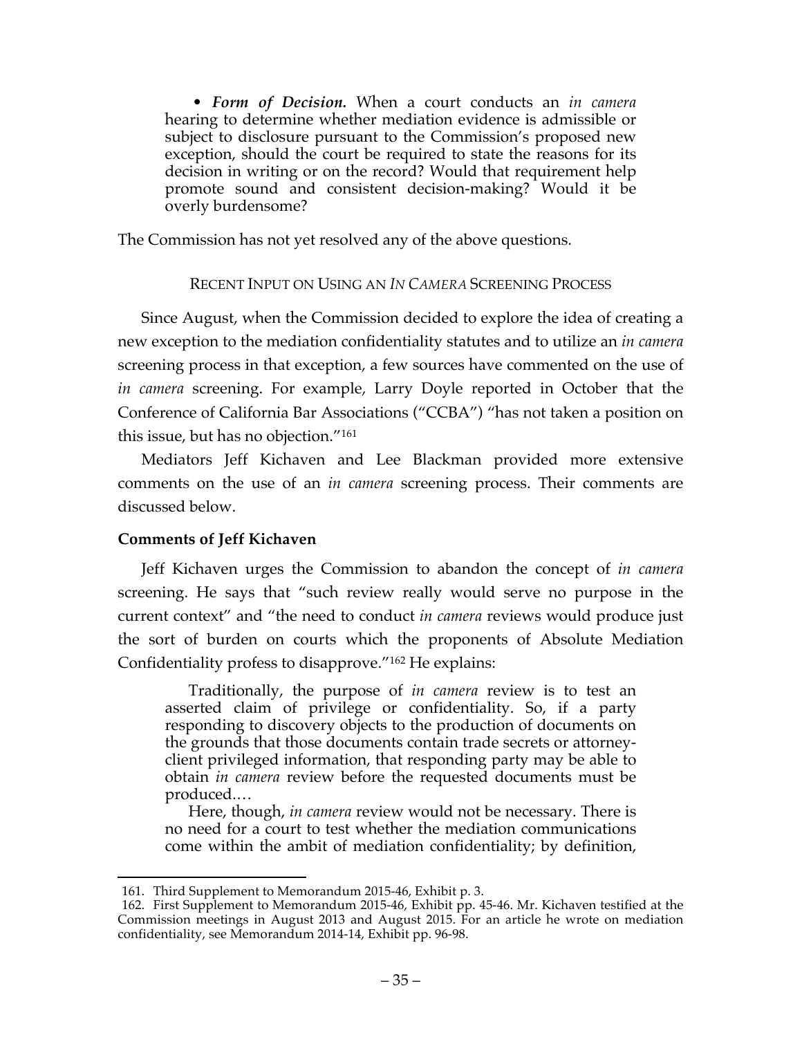• ***Form of Decision.*** When a court conducts an *in camera* hearing to determine whether mediation evidence is admissible or subject to disclosure pursuant to the Commission's proposed new exception, should the court be required to state the reasons for its decision in writing or on the record? Would that requirement help promote sound and consistent decision-making? Would it be overly burdensome?

The Commission has not yet resolved any of the above questions.

RECENT INPUT ON USING AN *IN CAMERA* SCREENING PROCESS

Since August, when the Commission decided to explore the idea of creating a new exception to the mediation confidentiality statutes and to utilize an *in camera* screening process in that exception, a few sources have commented on the use of *in camera* screening. For example, Larry Doyle reported in October that the Conference of California Bar Associations ("CCBA") "has not taken a position on this issue, but has no objection."[161]

Mediators Jeff Kichaven and Lee Blackman provided more extensive comments on the use of an *in camera* screening process. Their comments are discussed below.

**Comments of Jeff Kichaven**

Jeff Kichaven urges the Commission to abandon the concept of *in camera* screening. He says that "such review really would serve no purpose in the current context" and "the need to conduct *in camera* reviews would produce just the sort of burden on courts which the proponents of Absolute Mediation Confidentiality profess to disapprove."[162] He explains:

> Traditionally, the purpose of *in camera* review is to test an asserted claim of privilege or confidentiality. So, if a party responding to discovery objects to the production of documents on the grounds that those documents contain trade secrets or attorney-client privileged information, that responding party may be able to obtain *in camera* review before the requested documents must be produced.…
>
> Here, though, *in camera* review would not be necessary. There is no need for a court to test whether the mediation communications come within the ambit of mediation confidentiality; by definition,

---

161. Third Supplement to Memorandum 2015-46, Exhibit p. 3.

162. First Supplement to Memorandum 2015-46, Exhibit pp. 45-46. Mr. Kichaven testified at the Commission meetings in August 2013 and August 2015. For an article he wrote on mediation confidentiality, see Memorandum 2014-14, Exhibit pp. 96-98.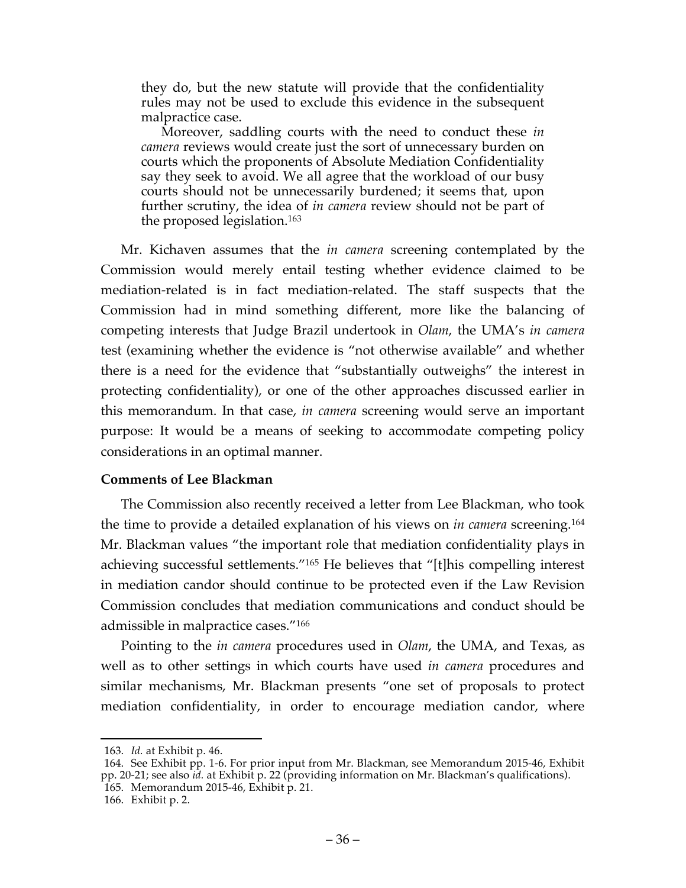> they do, but the new statute will provide that the confidentiality rules may not be used to exclude this evidence in the subsequent malpractice case.
>
> Moreover, saddling courts with the need to conduct these *in camera* reviews would create just the sort of unnecessary burden on courts which the proponents of Absolute Mediation Confidentiality say they seek to avoid. We all agree that the workload of our busy courts should not be unnecessarily burdened; it seems that, upon further scrutiny, the idea of *in camera* review should not be part of the proposed legislation.[163]

Mr. Kichaven assumes that the *in camera* screening contemplated by the Commission would merely entail testing whether evidence claimed to be mediation-related is in fact mediation-related. The staff suspects that the Commission had in mind something different, more like the balancing of competing interests that Judge Brazil undertook in *Olam*, the UMA's *in camera* test (examining whether the evidence is "not otherwise available" and whether there is a need for the evidence that "substantially outweighs" the interest in protecting confidentiality), or one of the other approaches discussed earlier in this memorandum. In that case, *in camera* screening would serve an important purpose: It would be a means of seeking to accommodate competing policy considerations in an optimal manner.

**Comments of Lee Blackman**

The Commission also recently received a letter from Lee Blackman, who took the time to provide a detailed explanation of his views on *in camera* screening.[164] Mr. Blackman values "the important role that mediation confidentiality plays in achieving successful settlements."[165] He believes that "[t]his compelling interest in mediation candor should continue to be protected even if the Law Revision Commission concludes that mediation communications and conduct should be admissible in malpractice cases."[166]

Pointing to the *in camera* procedures used in *Olam*, the UMA, and Texas, as well as to other settings in which courts have used *in camera* procedures and similar mechanisms, Mr. Blackman presents "one set of proposals to protect mediation confidentiality, in order to encourage mediation candor, where

---

163. *Id.* at Exhibit p. 46.

164. See Exhibit pp. 1-6. For prior input from Mr. Blackman, see Memorandum 2015-46, Exhibit pp. 20-21; see also *id.* at Exhibit p. 22 (providing information on Mr. Blackman's qualifications).

165. Memorandum 2015-46, Exhibit p. 21.

166. Exhibit p. 2.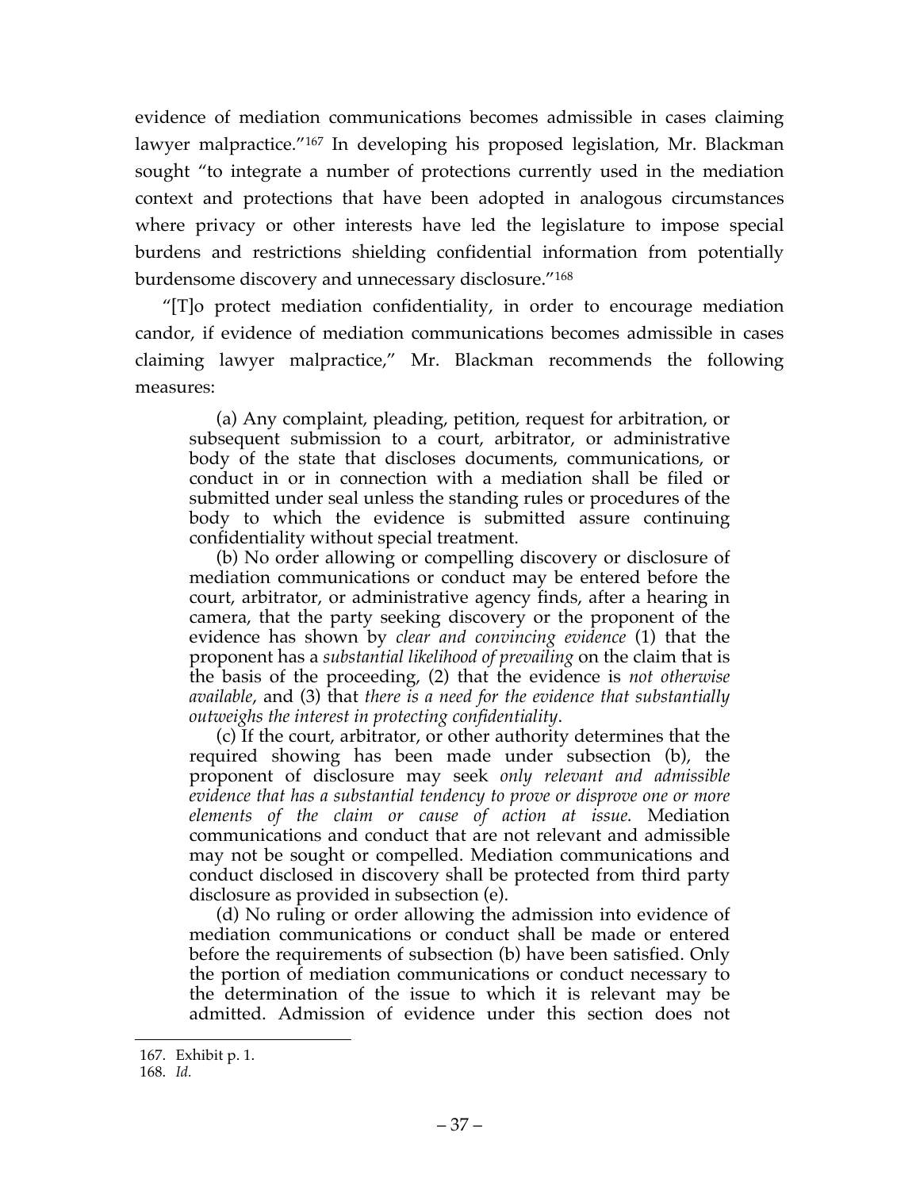evidence of mediation communications becomes admissible in cases claiming lawyer malpractice."[167] In developing his proposed legislation, Mr. Blackman sought "to integrate a number of protections currently used in the mediation context and protections that have been adopted in analogous circumstances where privacy or other interests have led the legislature to impose special burdens and restrictions shielding confidential information from potentially burdensome discovery and unnecessary disclosure."[168]

"[T]o protect mediation confidentiality, in order to encourage mediation candor, if evidence of mediation communications becomes admissible in cases claiming lawyer malpractice," Mr. Blackman recommends the following measures:

> (a) Any complaint, pleading, petition, request for arbitration, or subsequent submission to a court, arbitrator, or administrative body of the state that discloses documents, communications, or conduct in or in connection with a mediation shall be filed or submitted under seal unless the standing rules or procedures of the body to which the evidence is submitted assure continuing confidentiality without special treatment.
>
> (b) No order allowing or compelling discovery or disclosure of mediation communications or conduct may be entered before the court, arbitrator, or administrative agency finds, after a hearing in camera, that the party seeking discovery or the proponent of the evidence has shown by *clear and convincing evidence* (1) that the proponent has a *substantial likelihood of prevailing* on the claim that is the basis of the proceeding, (2) that the evidence is *not otherwise available*, and (3) that *there is a need for the evidence that substantially outweighs the interest in protecting confidentiality*.
>
> (c) If the court, arbitrator, or other authority determines that the required showing has been made under subsection (b), the proponent of disclosure may seek *only relevant and admissible evidence that has a substantial tendency to prove or disprove one or more elements of the claim or cause of action at issue.* Mediation communications and conduct that are not relevant and admissible may not be sought or compelled. Mediation communications and conduct disclosed in discovery shall be protected from third party disclosure as provided in subsection (e).
>
> (d) No ruling or order allowing the admission into evidence of mediation communications or conduct shall be made or entered before the requirements of subsection (b) have been satisfied. Only the portion of mediation communications or conduct necessary to the determination of the issue to which it is relevant may be admitted. Admission of evidence under this section does not

---

167. Exhibit p. 1.

168. *Id.*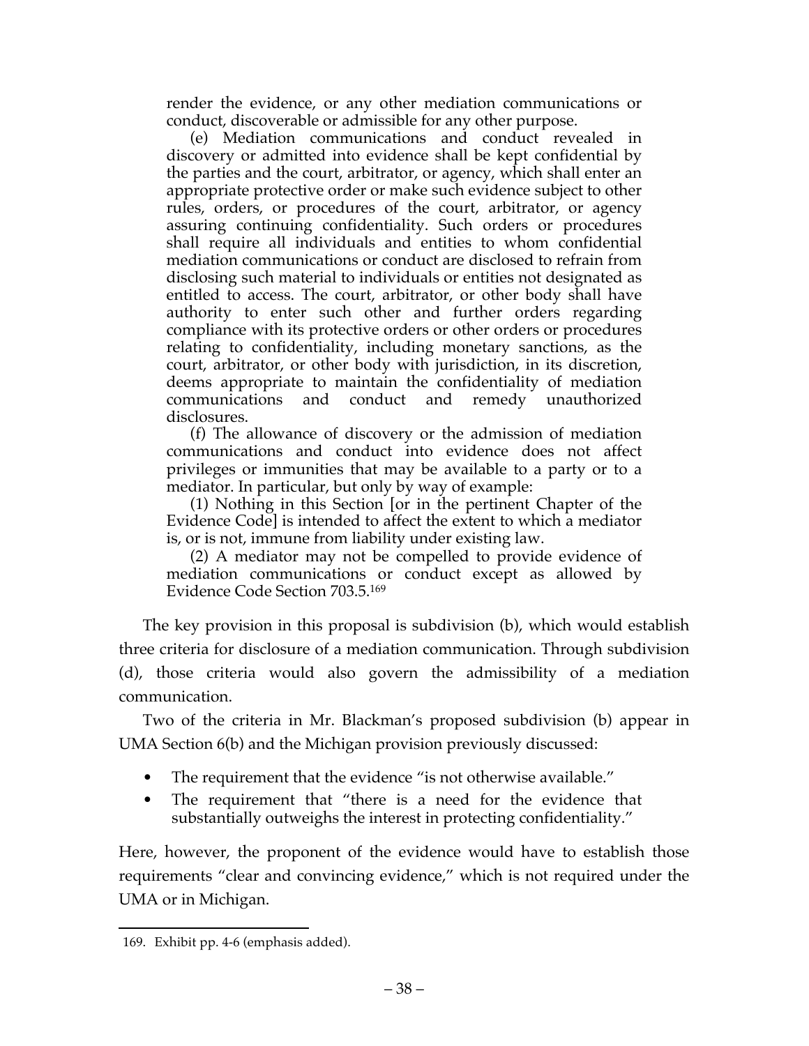> render the evidence, or any other mediation communications or conduct, discoverable or admissible for any other purpose.
>
> (e) Mediation communications and conduct revealed in discovery or admitted into evidence shall be kept confidential by the parties and the court, arbitrator, or agency, which shall enter an appropriate protective order or make such evidence subject to other rules, orders, or procedures of the court, arbitrator, or agency assuring continuing confidentiality. Such orders or procedures shall require all individuals and entities to whom confidential mediation communications or conduct are disclosed to refrain from disclosing such material to individuals or entities not designated as entitled to access. The court, arbitrator, or other body shall have authority to enter such other and further orders regarding compliance with its protective orders or other orders or procedures relating to confidentiality, including monetary sanctions, as the court, arbitrator, or other body with jurisdiction, in its discretion, deems appropriate to maintain the confidentiality of mediation communications and conduct and remedy unauthorized disclosures.
>
> (f) The allowance of discovery or the admission of mediation communications and conduct into evidence does not affect privileges or immunities that may be available to a party or to a mediator. In particular, but only by way of example:
>
> (1) Nothing in this Section [or in the pertinent Chapter of the Evidence Code] is intended to affect the extent to which a mediator is, or is not, immune from liability under existing law.
>
> (2) A mediator may not be compelled to provide evidence of mediation communications or conduct except as allowed by Evidence Code Section 703.5.[169]

The key provision in this proposal is subdivision (b), which would establish three criteria for disclosure of a mediation communication. Through subdivision (d), those criteria would also govern the admissibility of a mediation communication.

Two of the criteria in Mr. Blackman's proposed subdivision (b) appear in UMA Section 6(b) and the Michigan provision previously discussed:

- The requirement that the evidence "is not otherwise available."
- The requirement that "there is a need for the evidence that substantially outweighs the interest in protecting confidentiality."

Here, however, the proponent of the evidence would have to establish those requirements "clear and convincing evidence," which is not required under the UMA or in Michigan.

---

169. Exhibit pp. 4-6 (emphasis added).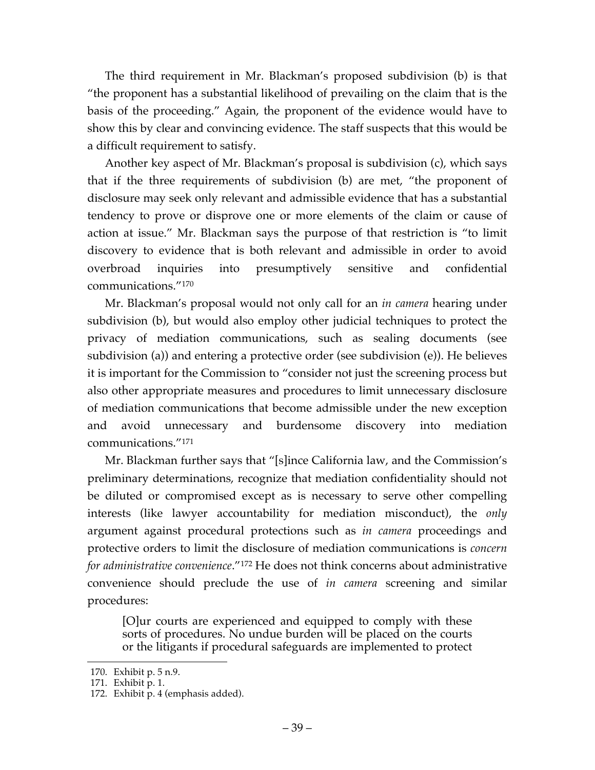The third requirement in Mr. Blackman's proposed subdivision (b) is that "the proponent has a substantial likelihood of prevailing on the claim that is the basis of the proceeding." Again, the proponent of the evidence would have to show this by clear and convincing evidence. The staff suspects that this would be a difficult requirement to satisfy.

Another key aspect of Mr. Blackman's proposal is subdivision (c), which says that if the three requirements of subdivision (b) are met, "the proponent of disclosure may seek only relevant and admissible evidence that has a substantial tendency to prove or disprove one or more elements of the claim or cause of action at issue." Mr. Blackman says the purpose of that restriction is "to limit discovery to evidence that is both relevant and admissible in order to avoid overbroad inquiries into presumptively sensitive and confidential communications."[170]

Mr. Blackman's proposal would not only call for an *in camera* hearing under subdivision (b), but would also employ other judicial techniques to protect the privacy of mediation communications, such as sealing documents (see subdivision (a)) and entering a protective order (see subdivision (e)). He believes it is important for the Commission to "consider not just the screening process but also other appropriate measures and procedures to limit unnecessary disclosure of mediation communications that become admissible under the new exception and avoid unnecessary and burdensome discovery into mediation communications."[171]

Mr. Blackman further says that "[s]ince California law, and the Commission's preliminary determinations, recognize that mediation confidentiality should not be diluted or compromised except as is necessary to serve other compelling interests (like lawyer accountability for mediation misconduct), the *only* argument against procedural protections such as *in camera* proceedings and protective orders to limit the disclosure of mediation communications is *concern for administrative convenience*."[172] He does not think concerns about administrative convenience should preclude the use of *in camera* screening and similar procedures:

> [O]ur courts are experienced and equipped to comply with these sorts of procedures. No undue burden will be placed on the courts or the litigants if procedural safeguards are implemented to protect

---

170. Exhibit p. 5 n.9.
171. Exhibit p. 1.
172. Exhibit p. 4 (emphasis added).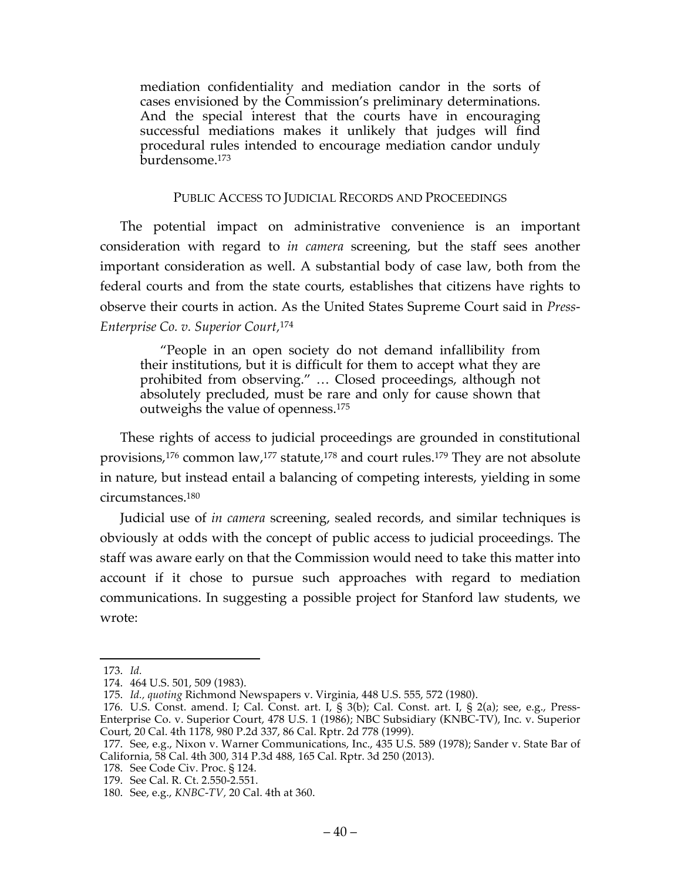> mediation confidentiality and mediation candor in the sorts of cases envisioned by the Commission's preliminary determinations. And the special interest that the courts have in encouraging successful mediations makes it unlikely that judges will find procedural rules intended to encourage mediation candor unduly burdensome.[173]

## PUBLIC ACCESS TO JUDICIAL RECORDS AND PROCEEDINGS

The potential impact on administrative convenience is an important consideration with regard to *in camera* screening, but the staff sees another important consideration as well. A substantial body of case law, both from the federal courts and from the state courts, establishes that citizens have rights to observe their courts in action. As the United States Supreme Court said in *Press-Enterprise Co. v. Superior Court*,[174]

> "People in an open society do not demand infallibility from their institutions, but it is difficult for them to accept what they are prohibited from observing." … Closed proceedings, although not absolutely precluded, must be rare and only for cause shown that outweighs the value of openness.[175]

These rights of access to judicial proceedings are grounded in constitutional provisions,[176] common law,[177] statute,[178] and court rules.[179] They are not absolute in nature, but instead entail a balancing of competing interests, yielding in some circumstances.[180]

Judicial use of *in camera* screening, sealed records, and similar techniques is obviously at odds with the concept of public access to judicial proceedings. The staff was aware early on that the Commission would need to take this matter into account if it chose to pursue such approaches with regard to mediation communications. In suggesting a possible project for Stanford law students, we wrote:

---

173. *Id.*

174. 464 U.S. 501, 509 (1983).

175. *Id., quoting* Richmond Newspapers v. Virginia, 448 U.S. 555, 572 (1980).

176. U.S. Const. amend. I; Cal. Const. art. I, § 3(b); Cal. Const. art. I, § 2(a); see, e.g., Press-Enterprise Co. v. Superior Court, 478 U.S. 1 (1986); NBC Subsidiary (KNBC-TV), Inc. v. Superior Court, 20 Cal. 4th 1178, 980 P.2d 337, 86 Cal. Rptr. 2d 778 (1999).

177. See, e.g., Nixon v. Warner Communications, Inc., 435 U.S. 589 (1978); Sander v. State Bar of California, 58 Cal. 4th 300, 314 P.3d 488, 165 Cal. Rptr. 3d 250 (2013).

178. See Code Civ. Proc. § 124.

179. See Cal. R. Ct. 2.550-2.551.

180. See, e.g., *KNBC-TV*, 20 Cal. 4th at 360.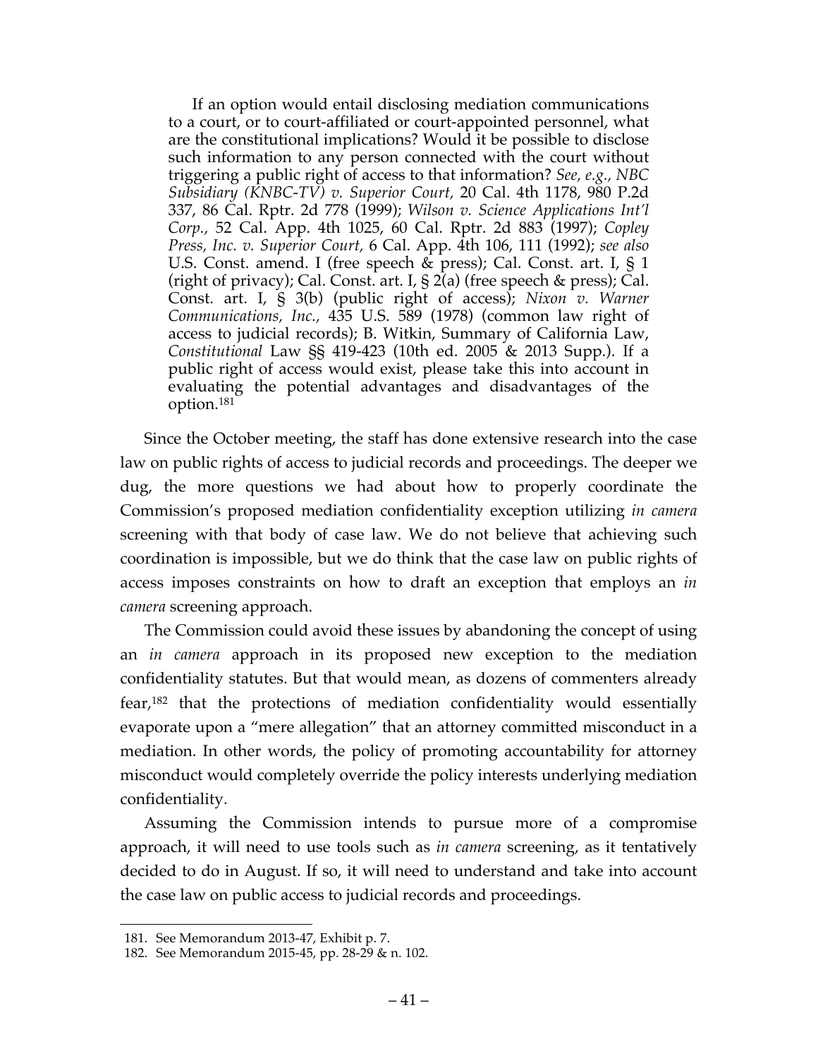> If an option would entail disclosing mediation communications to a court, or to court-affiliated or court-appointed personnel, what are the constitutional implications? Would it be possible to disclose such information to any person connected with the court without triggering a public right of access to that information? *See, e.g.*, *NBC Subsidiary (KNBC-TV) v. Superior Court,* 20 Cal. 4th 1178, 980 P.2d 337, 86 Cal. Rptr. 2d 778 (1999); *Wilson v. Science Applications Int'l Corp.,* 52 Cal. App. 4th 1025, 60 Cal. Rptr. 2d 883 (1997); *Copley Press, Inc. v. Superior Court,* 6 Cal. App. 4th 106, 111 (1992); *see also* U.S. Const. amend. I (free speech & press); Cal. Const. art. I, § 1 (right of privacy); Cal. Const. art. I, § 2(a) (free speech & press); Cal. Const. art. I, § 3(b) (public right of access); *Nixon v. Warner Communications, Inc.,* 435 U.S. 589 (1978) (common law right of access to judicial records); B. Witkin, Summary of California Law, *Constitutional* Law §§ 419-423 (10th ed. 2005 & 2013 Supp.). If a public right of access would exist, please take this into account in evaluating the potential advantages and disadvantages of the option.[181]

Since the October meeting, the staff has done extensive research into the case law on public rights of access to judicial records and proceedings. The deeper we dug, the more questions we had about how to properly coordinate the Commission's proposed mediation confidentiality exception utilizing *in camera* screening with that body of case law. We do not believe that achieving such coordination is impossible, but we do think that the case law on public rights of access imposes constraints on how to draft an exception that employs an *in camera* screening approach.

The Commission could avoid these issues by abandoning the concept of using an *in camera* approach in its proposed new exception to the mediation confidentiality statutes. But that would mean, as dozens of commenters already fear,[182] that the protections of mediation confidentiality would essentially evaporate upon a "mere allegation" that an attorney committed misconduct in a mediation. In other words, the policy of promoting accountability for attorney misconduct would completely override the policy interests underlying mediation confidentiality.

Assuming the Commission intends to pursue more of a compromise approach, it will need to use tools such as *in camera* screening, as it tentatively decided to do in August. If so, it will need to understand and take into account the case law on public access to judicial records and proceedings.

---

181. See Memorandum 2013-47, Exhibit p. 7.

182. See Memorandum 2015-45, pp. 28-29 & n. 102.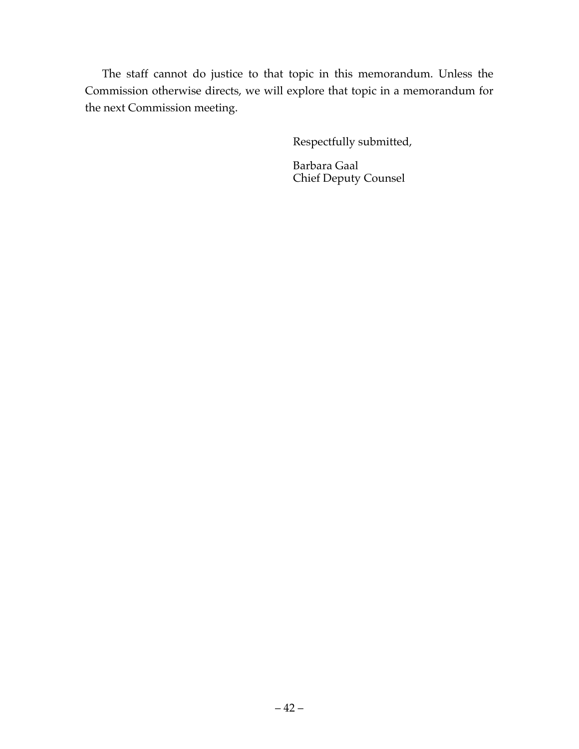The staff cannot do justice to that topic in this memorandum. Unless the Commission otherwise directs, we will explore that topic in a memorandum for the next Commission meeting.

Respectfully submitted,

Barbara Gaal
Chief Deputy Counsel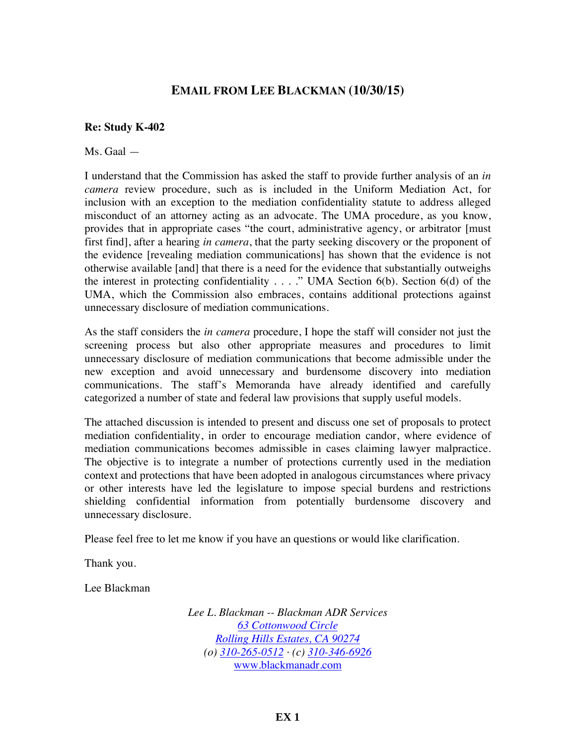## EMAIL FROM LEE BLACKMAN (10/30/15)

**Re: Study K-402**

Ms. Gaal —

I understand that the Commission has asked the staff to provide further analysis of an *in camera* review procedure, such as is included in the Uniform Mediation Act, for inclusion with an exception to the mediation confidentiality statute to address alleged misconduct of an attorney acting as an advocate. The UMA procedure, as you know, provides that in appropriate cases "the court, administrative agency, or arbitrator [must first find], after a hearing *in camera*, that the party seeking discovery or the proponent of the evidence [revealing mediation communications] has shown that the evidence is not otherwise available [and] that there is a need for the evidence that substantially outweighs the interest in protecting confidentiality . . . ." UMA Section 6(b). Section 6(d) of the UMA, which the Commission also embraces, contains additional protections against unnecessary disclosure of mediation communications.

As the staff considers the *in camera* procedure, I hope the staff will consider not just the screening process but also other appropriate measures and procedures to limit unnecessary disclosure of mediation communications that become admissible under the new exception and avoid unnecessary and burdensome discovery into mediation communications. The staff's Memoranda have already identified and carefully categorized a number of state and federal law provisions that supply useful models.

The attached discussion is intended to present and discuss one set of proposals to protect mediation confidentiality, in order to encourage mediation candor, where evidence of mediation communications becomes admissible in cases claiming lawyer malpractice. The objective is to integrate a number of protections currently used in the mediation context and protections that have been adopted in analogous circumstances where privacy or other interests have led the legislature to impose special burdens and restrictions shielding confidential information from potentially burdensome discovery and unnecessary disclosure.

Please feel free to let me know if you have an questions or would like clarification.

Thank you.

Lee Blackman

*Lee L. Blackman -- Blackman ADR Services*
*63 Cottonwood Circle*
*Rolling Hills Estates, CA 90274*
*(o) 310-265-0512 · (c) 310-346-6926*
www.blackmanadr.com

**EX 1**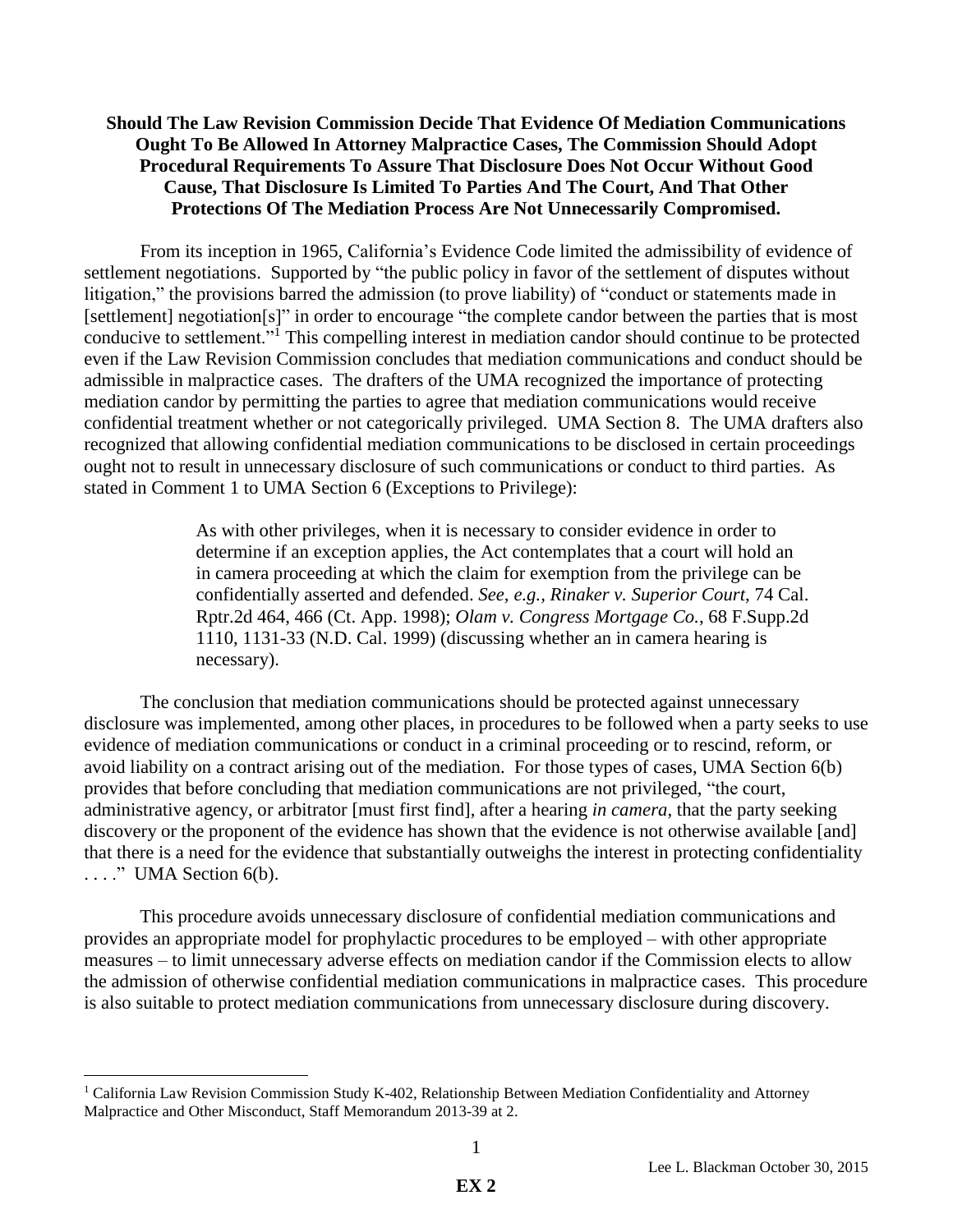**Should The Law Revision Commission Decide That Evidence Of Mediation Communications Ought To Be Allowed In Attorney Malpractice Cases, The Commission Should Adopt Procedural Requirements To Assure That Disclosure Does Not Occur Without Good Cause, That Disclosure Is Limited To Parties And The Court, And That Other Protections Of The Mediation Process Are Not Unnecessarily Compromised.**

From its inception in 1965, California's Evidence Code limited the admissibility of evidence of settlement negotiations. Supported by "the public policy in favor of the settlement of disputes without litigation," the provisions barred the admission (to prove liability) of "conduct or statements made in [settlement] negotiation[s]" in order to encourage "the complete candor between the parties that is most conducive to settlement."[1] This compelling interest in mediation candor should continue to be protected even if the Law Revision Commission concludes that mediation communications and conduct should be admissible in malpractice cases. The drafters of the UMA recognized the importance of protecting mediation candor by permitting the parties to agree that mediation communications would receive confidential treatment whether or not categorically privileged. UMA Section 8. The UMA drafters also recognized that allowing confidential mediation communications to be disclosed in certain proceedings ought not to result in unnecessary disclosure of such communications or conduct to third parties. As stated in Comment 1 to UMA Section 6 (Exceptions to Privilege):

> As with other privileges, when it is necessary to consider evidence in order to determine if an exception applies, the Act contemplates that a court will hold an in camera proceeding at which the claim for exemption from the privilege can be confidentially asserted and defended. *See, e.g., Rinaker v. Superior Court*, 74 Cal. Rptr.2d 464, 466 (Ct. App. 1998); *Olam v. Congress Mortgage Co.*, 68 F.Supp.2d 1110, 1131-33 (N.D. Cal. 1999) (discussing whether an in camera hearing is necessary).

The conclusion that mediation communications should be protected against unnecessary disclosure was implemented, among other places, in procedures to be followed when a party seeks to use evidence of mediation communications or conduct in a criminal proceeding or to rescind, reform, or avoid liability on a contract arising out of the mediation. For those types of cases, UMA Section 6(b) provides that before concluding that mediation communications are not privileged, "the court, administrative agency, or arbitrator [must first find], after a hearing *in camera*, that the party seeking discovery or the proponent of the evidence has shown that the evidence is not otherwise available [and] that there is a need for the evidence that substantially outweighs the interest in protecting confidentiality . . . ." UMA Section 6(b).

This procedure avoids unnecessary disclosure of confidential mediation communications and provides an appropriate model for prophylactic procedures to be employed – with other appropriate measures – to limit unnecessary adverse effects on mediation candor if the Commission elects to allow the admission of otherwise confidential mediation communications in malpractice cases. This procedure is also suitable to protect mediation communications from unnecessary disclosure during discovery.

---

[1] California Law Revision Commission Study K-402, Relationship Between Mediation Confidentiality and Attorney Malpractice and Other Misconduct, Staff Memorandum 2013-39 at 2.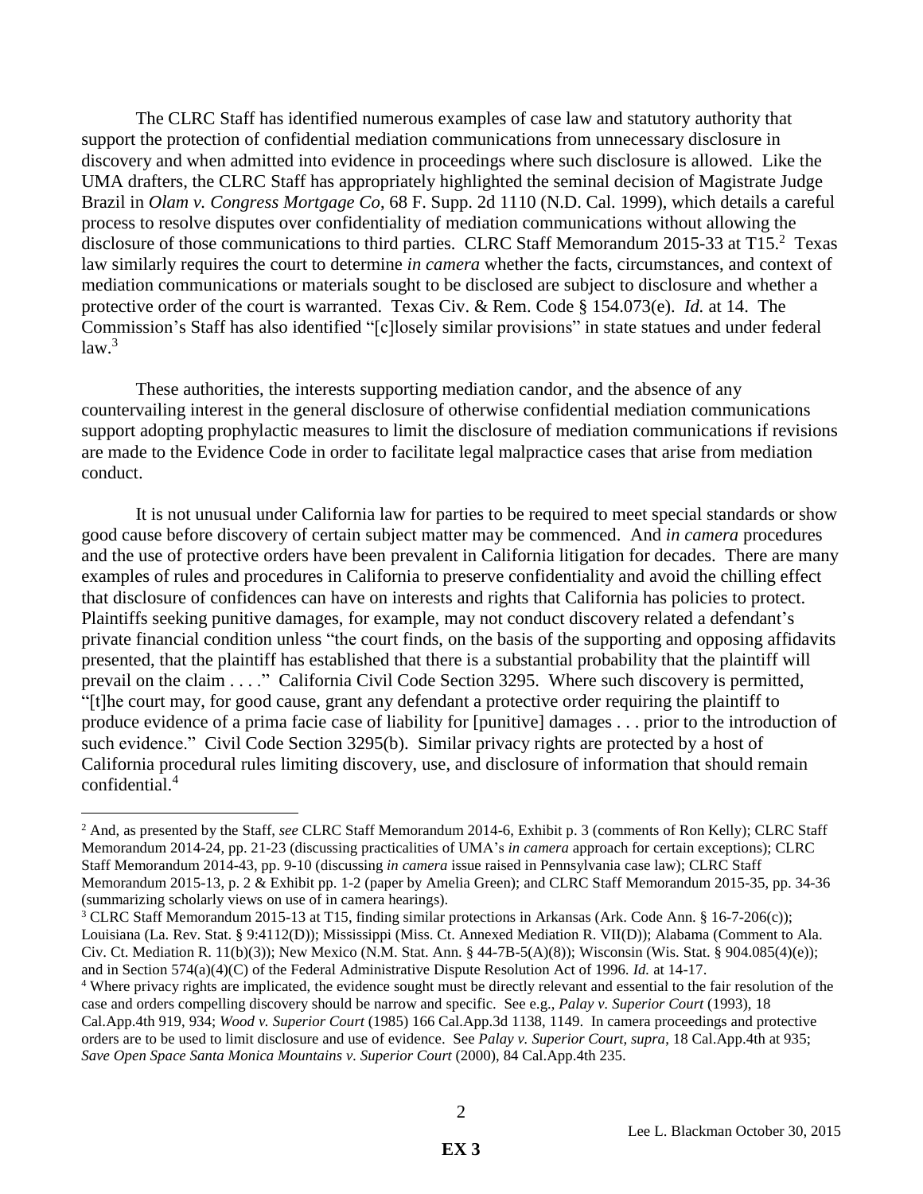The CLRC Staff has identified numerous examples of case law and statutory authority that support the protection of confidential mediation communications from unnecessary disclosure in discovery and when admitted into evidence in proceedings where such disclosure is allowed. Like the UMA drafters, the CLRC Staff has appropriately highlighted the seminal decision of Magistrate Judge Brazil in *Olam v. Congress Mortgage Co*, 68 F. Supp. 2d 1110 (N.D. Cal. 1999), which details a careful process to resolve disputes over confidentiality of mediation communications without allowing the disclosure of those communications to third parties. CLRC Staff Memorandum 2015-33 at T15.[2] Texas law similarly requires the court to determine *in camera* whether the facts, circumstances, and context of mediation communications or materials sought to be disclosed are subject to disclosure and whether a protective order of the court is warranted. Texas Civ. & Rem. Code § 154.073(e). *Id.* at 14. The Commission's Staff has also identified "[c]losely similar provisions" in state statues and under federal law.[3]

These authorities, the interests supporting mediation candor, and the absence of any countervailing interest in the general disclosure of otherwise confidential mediation communications support adopting prophylactic measures to limit the disclosure of mediation communications if revisions are made to the Evidence Code in order to facilitate legal malpractice cases that arise from mediation conduct.

It is not unusual under California law for parties to be required to meet special standards or show good cause before discovery of certain subject matter may be commenced. And *in camera* procedures and the use of protective orders have been prevalent in California litigation for decades. There are many examples of rules and procedures in California to preserve confidentiality and avoid the chilling effect that disclosure of confidences can have on interests and rights that California has policies to protect. Plaintiffs seeking punitive damages, for example, may not conduct discovery related a defendant's private financial condition unless "the court finds, on the basis of the supporting and opposing affidavits presented, that the plaintiff has established that there is a substantial probability that the plaintiff will prevail on the claim . . . ." California Civil Code Section 3295. Where such discovery is permitted, "[t]he court may, for good cause, grant any defendant a protective order requiring the plaintiff to produce evidence of a prima facie case of liability for [punitive] damages . . . prior to the introduction of such evidence." Civil Code Section 3295(b). Similar privacy rights are protected by a host of California procedural rules limiting discovery, use, and disclosure of information that should remain confidential.[4]

---

[2] And, as presented by the Staff, *see* CLRC Staff Memorandum 2014-6, Exhibit p. 3 (comments of Ron Kelly); CLRC Staff Memorandum 2014-24, pp. 21-23 (discussing practicalities of UMA's *in camera* approach for certain exceptions); CLRC Staff Memorandum 2014-43, pp. 9-10 (discussing *in camera* issue raised in Pennsylvania case law); CLRC Staff Memorandum 2015-13, p. 2 & Exhibit pp. 1-2 (paper by Amelia Green); and CLRC Staff Memorandum 2015-35, pp. 34-36 (summarizing scholarly views on use of in camera hearings).

[3] CLRC Staff Memorandum 2015-13 at T15, finding similar protections in Arkansas (Ark. Code Ann. § 16-7-206(c)); Louisiana (La. Rev. Stat. § 9:4112(D)); Mississippi (Miss. Ct. Annexed Mediation R. VII(D)); Alabama (Comment to Ala. Civ. Ct. Mediation R. 11(b)(3)); New Mexico (N.M. Stat. Ann. § 44-7B-5(A)(8)); Wisconsin (Wis. Stat. § 904.085(4)(e)); and in Section 574(a)(4)(C) of the Federal Administrative Dispute Resolution Act of 1996. *Id.* at 14-17.

[4] Where privacy rights are implicated, the evidence sought must be directly relevant and essential to the fair resolution of the case and orders compelling discovery should be narrow and specific. See e.g., *Palay v. Superior Court* (1993), 18 Cal.App.4th 919, 934; *Wood v. Superior Court* (1985) 166 Cal.App.3d 1138, 1149. In camera proceedings and protective orders are to be used to limit disclosure and use of evidence. See *Palay v. Superior Court*, *supra*, 18 Cal.App.4th at 935; *Save Open Space Santa Monica Mountains v. Superior Court* (2000), 84 Cal.App.4th 235.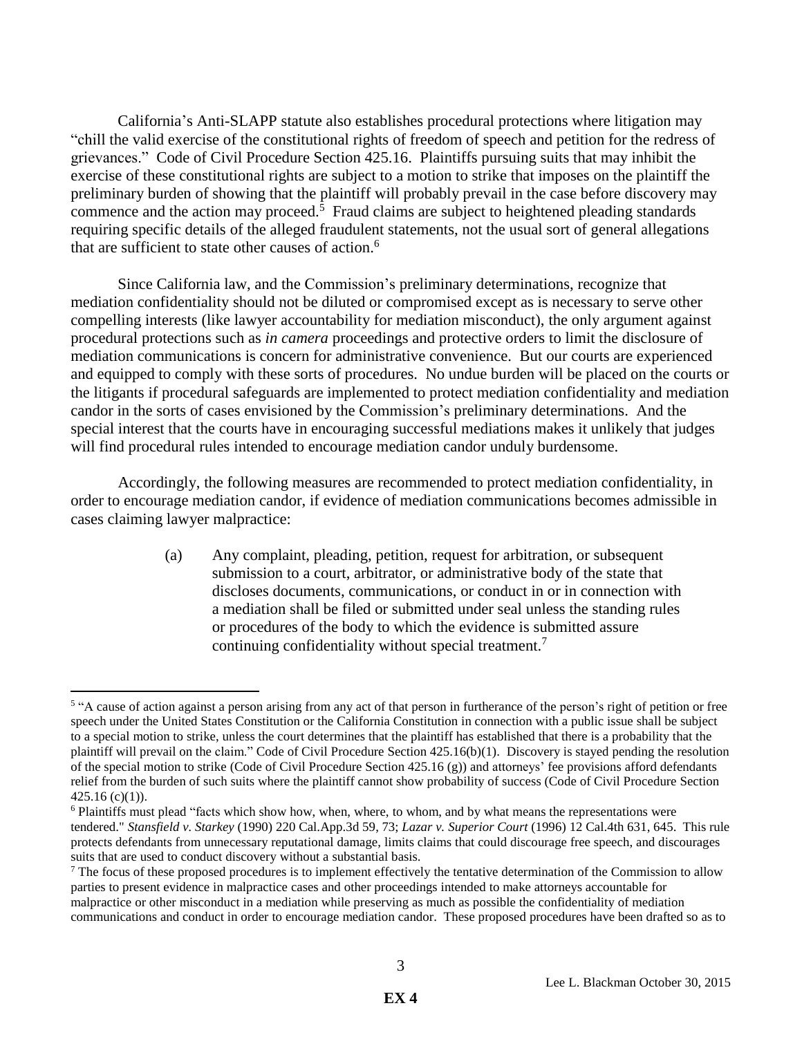California's Anti-SLAPP statute also establishes procedural protections where litigation may "chill the valid exercise of the constitutional rights of freedom of speech and petition for the redress of grievances." Code of Civil Procedure Section 425.16. Plaintiffs pursuing suits that may inhibit the exercise of these constitutional rights are subject to a motion to strike that imposes on the plaintiff the preliminary burden of showing that the plaintiff will probably prevail in the case before discovery may commence and the action may proceed.[5] Fraud claims are subject to heightened pleading standards requiring specific details of the alleged fraudulent statements, not the usual sort of general allegations that are sufficient to state other causes of action.[6]

Since California law, and the Commission's preliminary determinations, recognize that mediation confidentiality should not be diluted or compromised except as is necessary to serve other compelling interests (like lawyer accountability for mediation misconduct), the only argument against procedural protections such as *in camera* proceedings and protective orders to limit the disclosure of mediation communications is concern for administrative convenience. But our courts are experienced and equipped to comply with these sorts of procedures. No undue burden will be placed on the courts or the litigants if procedural safeguards are implemented to protect mediation confidentiality and mediation candor in the sorts of cases envisioned by the Commission's preliminary determinations. And the special interest that the courts have in encouraging successful mediations makes it unlikely that judges will find procedural rules intended to encourage mediation candor unduly burdensome.

Accordingly, the following measures are recommended to protect mediation confidentiality, in order to encourage mediation candor, if evidence of mediation communications becomes admissible in cases claiming lawyer malpractice:

(a) Any complaint, pleading, petition, request for arbitration, or subsequent submission to a court, arbitrator, or administrative body of the state that discloses documents, communications, or conduct in or in connection with a mediation shall be filed or submitted under seal unless the standing rules or procedures of the body to which the evidence is submitted assure continuing confidentiality without special treatment.[7]

---

[5] "A cause of action against a person arising from any act of that person in furtherance of the person's right of petition or free speech under the United States Constitution or the California Constitution in connection with a public issue shall be subject to a special motion to strike, unless the court determines that the plaintiff has established that there is a probability that the plaintiff will prevail on the claim." Code of Civil Procedure Section 425.16(b)(1). Discovery is stayed pending the resolution of the special motion to strike (Code of Civil Procedure Section 425.16 (g)) and attorneys' fee provisions afford defendants relief from the burden of such suits where the plaintiff cannot show probability of success (Code of Civil Procedure Section 425.16 (c)(1)).

[6] Plaintiffs must plead "facts which show how, when, where, to whom, and by what means the representations were tendered." *Stansfield v. Starkey* (1990) 220 Cal.App.3d 59, 73; *Lazar v. Superior Court* (1996) 12 Cal.4th 631, 645. This rule protects defendants from unnecessary reputational damage, limits claims that could discourage free speech, and discourages suits that are used to conduct discovery without a substantial basis.

[7] The focus of these proposed procedures is to implement effectively the tentative determination of the Commission to allow parties to present evidence in malpractice cases and other proceedings intended to make attorneys accountable for malpractice or other misconduct in a mediation while preserving as much as possible the confidentiality of mediation communications and conduct in order to encourage mediation candor. These proposed procedures have been drafted so as to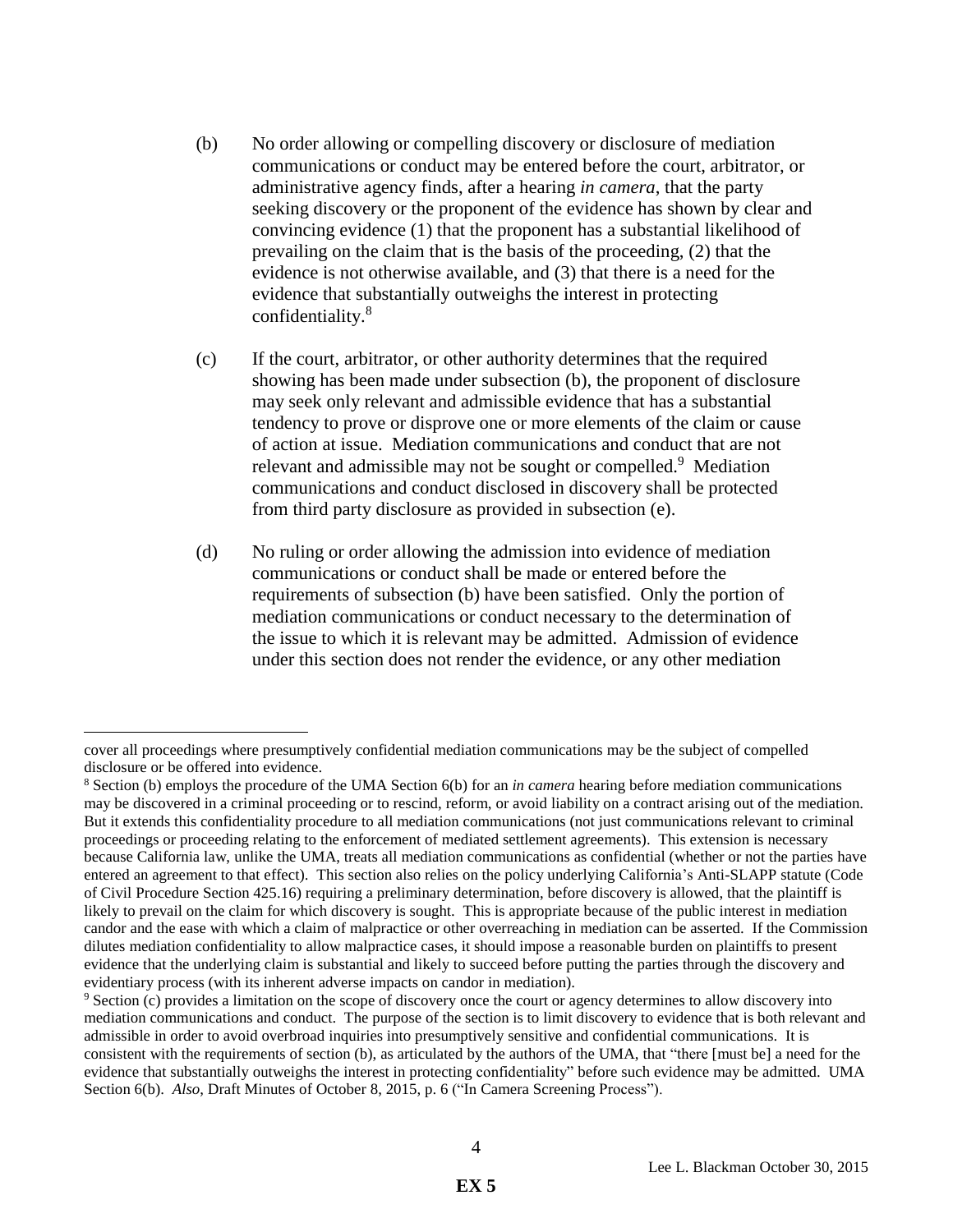(b) No order allowing or compelling discovery or disclosure of mediation communications or conduct may be entered before the court, arbitrator, or administrative agency finds, after a hearing *in camera*, that the party seeking discovery or the proponent of the evidence has shown by clear and convincing evidence (1) that the proponent has a substantial likelihood of prevailing on the claim that is the basis of the proceeding, (2) that the evidence is not otherwise available, and (3) that there is a need for the evidence that substantially outweighs the interest in protecting confidentiality.[8]

(c) If the court, arbitrator, or other authority determines that the required showing has been made under subsection (b), the proponent of disclosure may seek only relevant and admissible evidence that has a substantial tendency to prove or disprove one or more elements of the claim or cause of action at issue. Mediation communications and conduct that are not relevant and admissible may not be sought or compelled.[9] Mediation communications and conduct disclosed in discovery shall be protected from third party disclosure as provided in subsection (e).

(d) No ruling or order allowing the admission into evidence of mediation communications or conduct shall be made or entered before the requirements of subsection (b) have been satisfied. Only the portion of mediation communications or conduct necessary to the determination of the issue to which it is relevant may be admitted. Admission of evidence under this section does not render the evidence, or any other mediation

---

cover all proceedings where presumptively confidential mediation communications may be the subject of compelled disclosure or be offered into evidence.

[8] Section (b) employs the procedure of the UMA Section 6(b) for an *in camera* hearing before mediation communications may be discovered in a criminal proceeding or to rescind, reform, or avoid liability on a contract arising out of the mediation. But it extends this confidentiality procedure to all mediation communications (not just communications relevant to criminal proceedings or proceeding relating to the enforcement of mediated settlement agreements). This extension is necessary because California law, unlike the UMA, treats all mediation communications as confidential (whether or not the parties have entered an agreement to that effect). This section also relies on the policy underlying California's Anti-SLAPP statute (Code of Civil Procedure Section 425.16) requiring a preliminary determination, before discovery is allowed, that the plaintiff is likely to prevail on the claim for which discovery is sought. This is appropriate because of the public interest in mediation candor and the ease with which a claim of malpractice or other overreaching in mediation can be asserted. If the Commission dilutes mediation confidentiality to allow malpractice cases, it should impose a reasonable burden on plaintiffs to present evidence that the underlying claim is substantial and likely to succeed before putting the parties through the discovery and evidentiary process (with its inherent adverse impacts on candor in mediation).

[9] Section (c) provides a limitation on the scope of discovery once the court or agency determines to allow discovery into mediation communications and conduct. The purpose of the section is to limit discovery to evidence that is both relevant and admissible in order to avoid overbroad inquiries into presumptively sensitive and confidential communications. It is consistent with the requirements of section (b), as articulated by the authors of the UMA, that "there [must be] a need for the evidence that substantially outweighs the interest in protecting confidentiality" before such evidence may be admitted. UMA Section 6(b). *Also*, Draft Minutes of October 8, 2015, p. 6 ("In Camera Screening Process").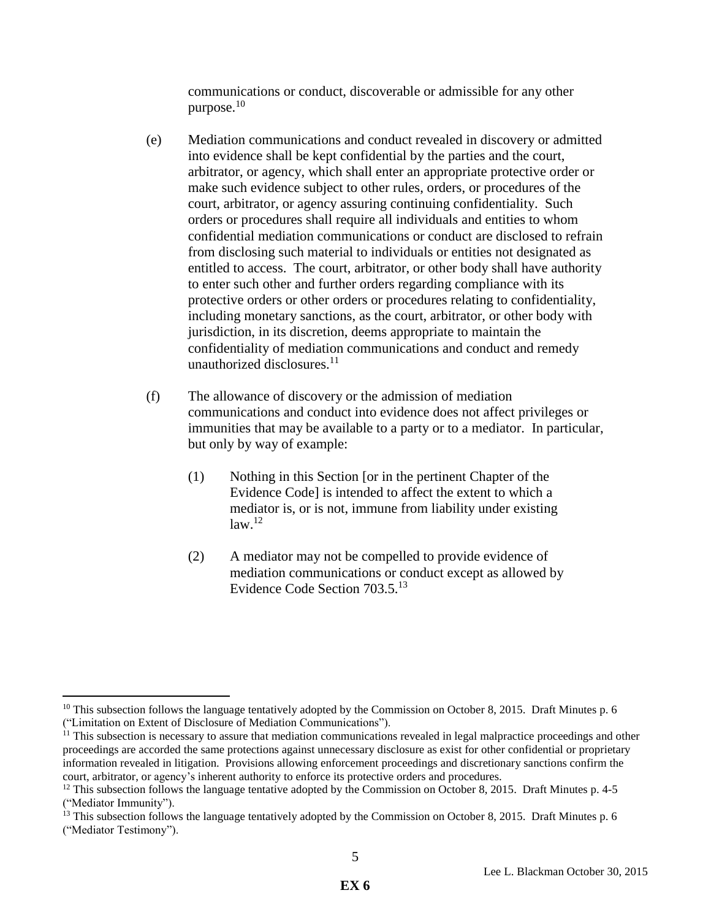communications or conduct, discoverable or admissible for any other purpose.[10]

(e) Mediation communications and conduct revealed in discovery or admitted into evidence shall be kept confidential by the parties and the court, arbitrator, or agency, which shall enter an appropriate protective order or make such evidence subject to other rules, orders, or procedures of the court, arbitrator, or agency assuring continuing confidentiality. Such orders or procedures shall require all individuals and entities to whom confidential mediation communications or conduct are disclosed to refrain from disclosing such material to individuals or entities not designated as entitled to access. The court, arbitrator, or other body shall have authority to enter such other and further orders regarding compliance with its protective orders or other orders or procedures relating to confidentiality, including monetary sanctions, as the court, arbitrator, or other body with jurisdiction, in its discretion, deems appropriate to maintain the confidentiality of mediation communications and conduct and remedy unauthorized disclosures.[11]

(f) The allowance of discovery or the admission of mediation communications and conduct into evidence does not affect privileges or immunities that may be available to a party or to a mediator. In particular, but only by way of example:

(1) Nothing in this Section [or in the pertinent Chapter of the Evidence Code] is intended to affect the extent to which a mediator is, or is not, immune from liability under existing law.[12]

(2) A mediator may not be compelled to provide evidence of mediation communications or conduct except as allowed by Evidence Code Section 703.5.[13]

---

[10] This subsection follows the language tentatively adopted by the Commission on October 8, 2015. Draft Minutes p. 6 ("Limitation on Extent of Disclosure of Mediation Communications").

[11] This subsection is necessary to assure that mediation communications revealed in legal malpractice proceedings and other proceedings are accorded the same protections against unnecessary disclosure as exist for other confidential or proprietary information revealed in litigation. Provisions allowing enforcement proceedings and discretionary sanctions confirm the court, arbitrator, or agency's inherent authority to enforce its protective orders and procedures.

[12] This subsection follows the language tentative adopted by the Commission on October 8, 2015. Draft Minutes p. 4-5 ("Mediator Immunity").

[13] This subsection follows the language tentatively adopted by the Commission on October 8, 2015. Draft Minutes p. 6 ("Mediator Testimony").